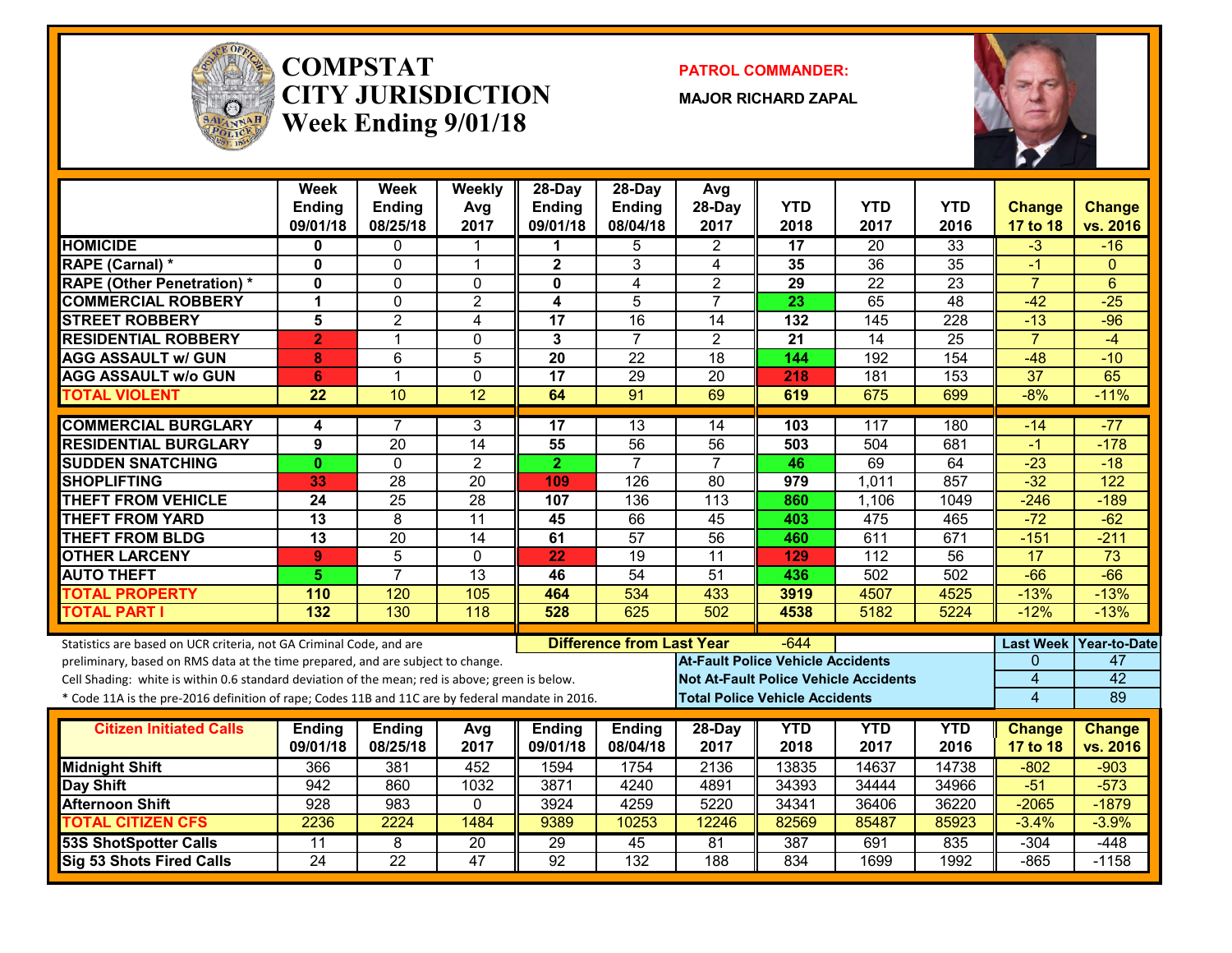# COMPSTAT CITY JURISDICTION Week Ending 9/01/18

**PATROL COMMANDER:**

**MAJOR RICHARD ZAPAL**

| | Week Ending 09/01/18 | Week Ending 08/25/18 | Weekly Avg 2017 | 28-Day Ending 09/01/18 | 28-Day Ending 08/04/18 | Avg 28-Day 2017 | YTD 2018 | YTD 2017 | YTD 2016 | Change 17 to 18 | Change vs. 2016 |
|---|---|---|---|---|---|---|---|---|---|---|---|
| HOMICIDE | 0 | 0 | 1 | 1 | 5 | 2 | 17 | 20 | 33 | -3 | -16 |
| RAPE (Carnal) * | 0 | 0 | 1 | 2 | 3 | 4 | 35 | 36 | 35 | -1 | 0 |
| RAPE (Other Penetration) * | 0 | 0 | 0 | 0 | 4 | 2 | 29 | 22 | 23 | 7 | 6 |
| COMMERCIAL ROBBERY | 1 | 0 | 2 | 4 | 5 | 7 | 23 | 65 | 48 | -42 | -25 |
| STREET ROBBERY | 5 | 2 | 4 | 17 | 16 | 14 | 132 | 145 | 228 | -13 | -96 |
| RESIDENTIAL ROBBERY | 2 | 1 | 0 | 3 | 7 | 2 | 21 | 14 | 25 | 7 | -4 |
| AGG ASSAULT w/ GUN | 8 | 6 | 5 | 20 | 22 | 18 | 144 | 192 | 154 | -48 | -10 |
| AGG ASSAULT w/o GUN | 6 | 1 | 0 | 17 | 29 | 20 | 218 | 181 | 153 | 37 | 65 |
| TOTAL VIOLENT | 22 | 10 | 12 | 64 | 91 | 69 | 619 | 675 | 699 | -8% | -11% |
| COMMERCIAL BURGLARY | 4 | 7 | 3 | 17 | 13 | 14 | 103 | 117 | 180 | -14 | -77 |
| RESIDENTIAL BURGLARY | 9 | 20 | 14 | 55 | 56 | 56 | 503 | 504 | 681 | -1 | -178 |
| SUDDEN SNATCHING | 0 | 0 | 2 | 2 | 7 | 7 | 46 | 69 | 64 | -23 | -18 |
| SHOPLIFTING | 33 | 28 | 20 | 109 | 126 | 80 | 979 | 1,011 | 857 | -32 | 122 |
| THEFT FROM VEHICLE | 24 | 25 | 28 | 107 | 136 | 113 | 860 | 1,106 | 1049 | -246 | -189 |
| THEFT FROM YARD | 13 | 8 | 11 | 45 | 66 | 45 | 403 | 475 | 465 | -72 | -62 |
| THEFT FROM BLDG | 13 | 20 | 14 | 61 | 57 | 56 | 460 | 611 | 671 | -151 | -211 |
| OTHER LARCENY | 9 | 5 | 0 | 22 | 19 | 11 | 129 | 112 | 56 | 17 | 73 |
| AUTO THEFT | 5 | 7 | 13 | 46 | 54 | 51 | 436 | 502 | 502 | -66 | -66 |
| TOTAL PROPERTY | 110 | 120 | 105 | 464 | 534 | 433 | 3919 | 4507 | 4525 | -13% | -13% |
| TOTAL PART I | 132 | 130 | 118 | 528 | 625 | 502 | 4538 | 5182 | 5224 | -12% | -13% |

Statistics are based on UCR criteria, not GA Criminal Code, and are preliminary, based on RMS data at the time prepared, and are subject to change.

Cell Shading: white is within 0.6 standard deviation of the mean; red is above; green is below.

\* Code 11A is the pre-2016 definition of rape; Codes 11B and 11C are by federal mandate in 2016.

**Difference from Last Year:** -644

| | Last Week | Year-to-Date |
|---|---|---|
| At-Fault Police Vehicle Accidents | 0 | 47 |
| Not At-Fault Police Vehicle Accidents | 4 | 42 |
| Total Police Vehicle Accidents | 4 | 89 |

| Citizen Initiated Calls | Ending 09/01/18 | Ending 08/25/18 | Avg 2017 | Ending 09/01/18 | Ending 08/04/18 | 28-Day 2017 | YTD 2018 | YTD 2017 | YTD 2016 | Change 17 to 18 | Change vs. 2016 |
|---|---|---|---|---|---|---|---|---|---|---|---|
| Midnight Shift | 366 | 381 | 452 | 1594 | 1754 | 2136 | 13835 | 14637 | 14738 | -802 | -903 |
| Day Shift | 942 | 860 | 1032 | 3871 | 4240 | 4891 | 34393 | 34444 | 34966 | -51 | -573 |
| Afternoon Shift | 928 | 983 | 0 | 3924 | 4259 | 5220 | 34341 | 36406 | 36220 | -2065 | -1879 |
| TOTAL CITIZEN CFS | 2236 | 2224 | 1484 | 9389 | 10253 | 12246 | 82569 | 85487 | 85923 | -3.4% | -3.9% |
| 53S ShotSpotter Calls | 11 | 8 | 20 | 29 | 45 | 81 | 387 | 691 | 835 | -304 | -448 |
| Sig 53 Shots Fired Calls | 24 | 22 | 47 | 92 | 132 | 188 | 834 | 1699 | 1992 | -865 | -1158 |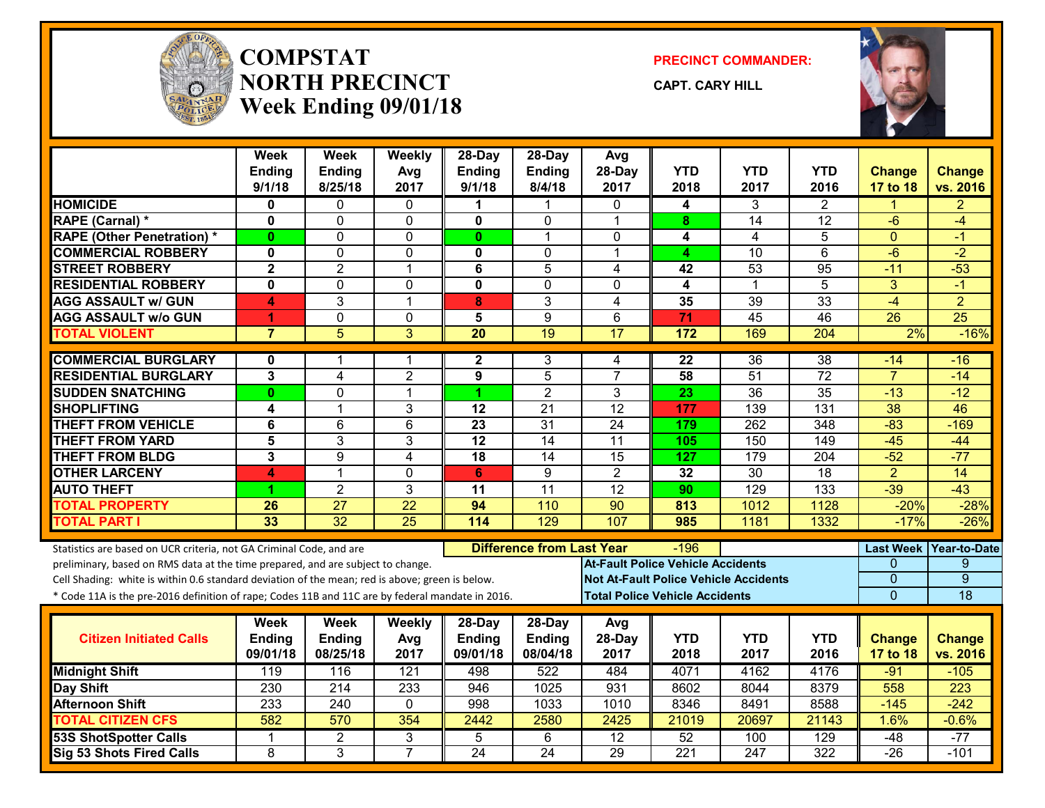# COMPSTAT
# NORTH PRECINCT
# Week Ending 09/01/18

**PRECINCT COMMANDER:**

**CAPT. CARY HILL**

| | Week Ending 9/1/18 | Week Ending 8/25/18 | Weekly Avg 2017 | 28-Day Ending 9/1/18 | 28-Day Ending 8/4/18 | Avg 28-Day 2017 | YTD 2018 | YTD 2017 | YTD 2016 | Change 17 to 18 | Change vs. 2016 |
|---|---|---|---|---|---|---|---|---|---|---|---|
| HOMICIDE | 0 | 0 | 0 | 1 | 1 | 0 | 4 | 3 | 2 | 1 | 2 |
| RAPE (Carnal) * | 0 | 0 | 0 | 0 | 0 | 1 | 8 | 14 | 12 | -6 | -4 |
| RAPE (Other Penetration) * | 0 | 0 | 0 | 0 | 1 | 0 | 4 | 4 | 5 | 0 | -1 |
| COMMERCIAL ROBBERY | 0 | 0 | 0 | 0 | 0 | 1 | 4 | 10 | 6 | -6 | -2 |
| STREET ROBBERY | 2 | 2 | 1 | 6 | 5 | 4 | 42 | 53 | 95 | -11 | -53 |
| RESIDENTIAL ROBBERY | 0 | 0 | 0 | 0 | 0 | 0 | 4 | 1 | 5 | 3 | -1 |
| AGG ASSAULT w/ GUN | 4 | 3 | 1 | 8 | 3 | 4 | 35 | 39 | 33 | -4 | 2 |
| AGG ASSAULT w/o GUN | 1 | 0 | 0 | 5 | 9 | 6 | 71 | 45 | 46 | 26 | 25 |
| TOTAL VIOLENT | 7 | 5 | 3 | 20 | 19 | 17 | 172 | 169 | 204 | 2% | -16% |
| COMMERCIAL BURGLARY | 0 | 1 | 1 | 2 | 3 | 4 | 22 | 36 | 38 | -14 | -16 |
| RESIDENTIAL BURGLARY | 3 | 4 | 2 | 9 | 5 | 7 | 58 | 51 | 72 | 7 | -14 |
| SUDDEN SNATCHING | 0 | 0 | 1 | 1 | 2 | 3 | 23 | 36 | 35 | -13 | -12 |
| SHOPLIFTING | 4 | 1 | 3 | 12 | 21 | 12 | 177 | 139 | 131 | 38 | 46 |
| THEFT FROM VEHICLE | 6 | 6 | 6 | 23 | 31 | 24 | 179 | 262 | 348 | -83 | -169 |
| THEFT FROM YARD | 5 | 3 | 3 | 12 | 14 | 11 | 105 | 150 | 149 | -45 | -44 |
| THEFT FROM BLDG | 3 | 9 | 4 | 18 | 14 | 15 | 127 | 179 | 204 | -52 | -77 |
| OTHER LARCENY | 4 | 1 | 0 | 6 | 9 | 2 | 32 | 30 | 18 | 2 | 14 |
| AUTO THEFT | 1 | 2 | 3 | 11 | 11 | 12 | 90 | 129 | 133 | -39 | -43 |
| TOTAL PROPERTY | 26 | 27 | 22 | 94 | 110 | 90 | 813 | 1012 | 1128 | -20% | -28% |
| TOTAL PART I | 33 | 32 | 25 | 114 | 129 | 107 | 985 | 1181 | 1332 | -17% | -26% |

Statistics are based on UCR criteria, not GA Criminal Code, and are preliminary, based on RMS data at the time prepared, and are subject to change.

Cell Shading: white is within 0.6 standard deviation of the mean; red is above; green is below.

* Code 11A is the pre-2016 definition of rape; Codes 11B and 11C are by federal mandate in 2016.

**Difference from Last Year:** -196

| | Last Week | Year-to-Date |
|---|---|---|
| At-Fault Police Vehicle Accidents | 0 | 9 |
| Not At-Fault Police Vehicle Accidents | 0 | 9 |
| Total Police Vehicle Accidents | 0 | 18 |

| Citizen Initiated Calls | Week Ending 09/01/18 | Week Ending 08/25/18 | Weekly Avg 2017 | 28-Day Ending 09/01/18 | 28-Day Ending 08/04/18 | Avg 28-Day 2017 | YTD 2018 | YTD 2017 | YTD 2016 | Change 17 to 18 | Change vs. 2016 |
|---|---|---|---|---|---|---|---|---|---|---|---|
| Midnight Shift | 119 | 116 | 121 | 498 | 522 | 484 | 4071 | 4162 | 4176 | -91 | -105 |
| Day Shift | 230 | 214 | 233 | 946 | 1025 | 931 | 8602 | 8044 | 8379 | 558 | 223 |
| Afternoon Shift | 233 | 240 | 0 | 998 | 1033 | 1010 | 8346 | 8491 | 8588 | -145 | -242 |
| TOTAL CITIZEN CFS | 582 | 570 | 354 | 2442 | 2580 | 2425 | 21019 | 20697 | 21143 | 1.6% | -0.6% |
| 53S ShotSpotter Calls | 1 | 2 | 3 | 5 | 6 | 12 | 52 | 100 | 129 | -48 | -77 |
| Sig 53 Shots Fired Calls | 8 | 3 | 7 | 24 | 24 | 29 | 221 | 247 | 322 | -26 | -101 |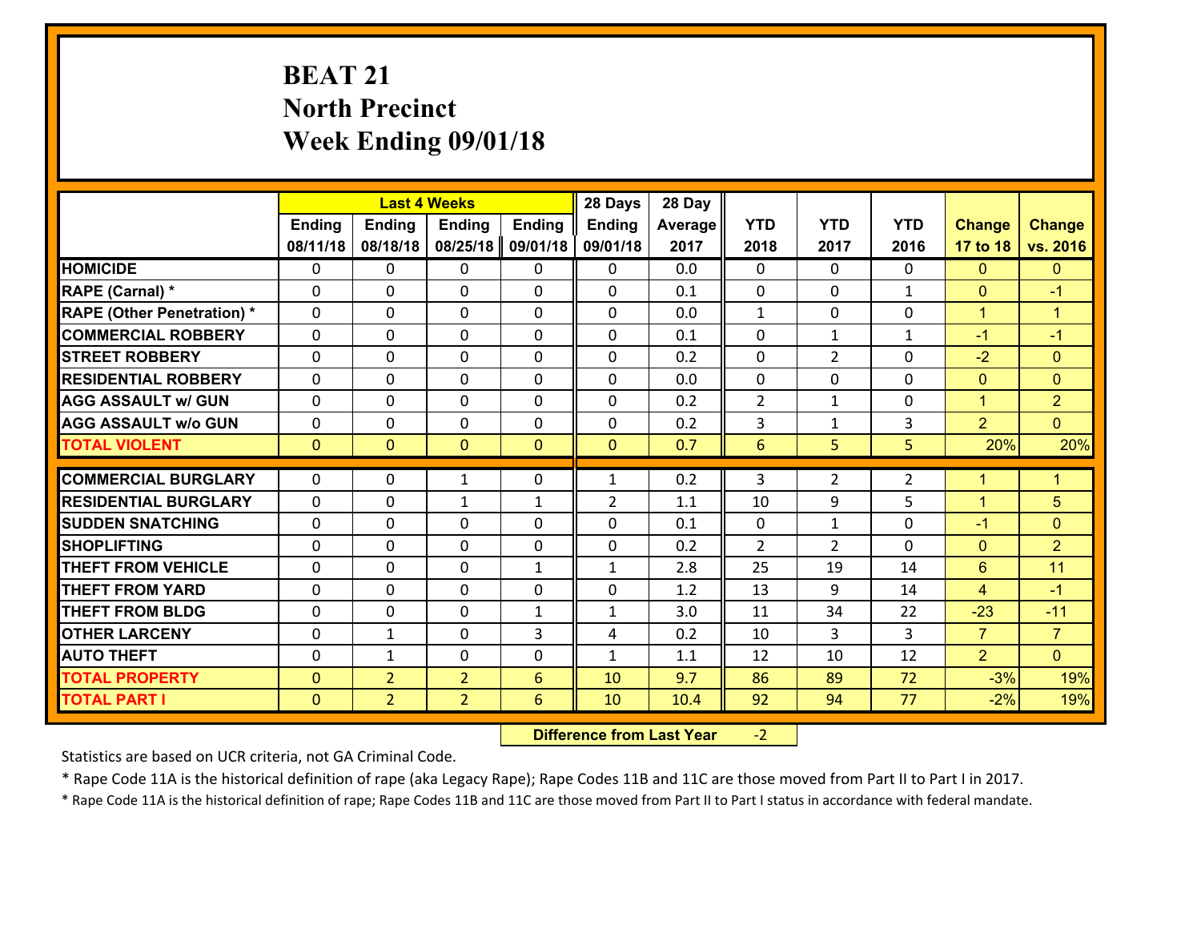# BEAT 21
## North Precinct
## Week Ending 09/01/18

| | Last 4 Weeks | | | | 28 Days | 28 Day | | | | | |
|---|---|---|---|---|---|---|---|---|---|---|---|
| | Ending 08/11/18 | Ending 08/18/18 | Ending 08/25/18 | Ending 09/01/18 | Ending 09/01/18 | Average 2017 | YTD 2018 | YTD 2017 | YTD 2016 | Change 17 to 18 | Change vs. 2016 |
| HOMICIDE | 0 | 0 | 0 | 0 | 0 | 0.0 | 0 | 0 | 0 | 0 | 0 |
| RAPE (Carnal) * | 0 | 0 | 0 | 0 | 0 | 0.1 | 0 | 0 | 1 | 0 | -1 |
| RAPE (Other Penetration) * | 0 | 0 | 0 | 0 | 0 | 0.0 | 1 | 0 | 0 | 1 | 1 |
| COMMERCIAL ROBBERY | 0 | 0 | 0 | 0 | 0 | 0.1 | 0 | 1 | 1 | -1 | -1 |
| STREET ROBBERY | 0 | 0 | 0 | 0 | 0 | 0.2 | 0 | 2 | 0 | -2 | 0 |
| RESIDENTIAL ROBBERY | 0 | 0 | 0 | 0 | 0 | 0.0 | 0 | 0 | 0 | 0 | 0 |
| AGG ASSAULT w/ GUN | 0 | 0 | 0 | 0 | 0 | 0.2 | 2 | 1 | 0 | 1 | 2 |
| AGG ASSAULT w/o GUN | 0 | 0 | 0 | 0 | 0 | 0.2 | 3 | 1 | 3 | 2 | 0 |
| TOTAL VIOLENT | 0 | 0 | 0 | 0 | 0 | 0.7 | 6 | 5 | 5 | 20% | 20% |
| COMMERCIAL BURGLARY | 0 | 0 | 1 | 0 | 1 | 0.2 | 3 | 2 | 2 | 1 | 1 |
| RESIDENTIAL BURGLARY | 0 | 0 | 1 | 1 | 2 | 1.1 | 10 | 9 | 5 | 1 | 5 |
| SUDDEN SNATCHING | 0 | 0 | 0 | 0 | 0 | 0.1 | 0 | 1 | 0 | -1 | 0 |
| SHOPLIFTING | 0 | 0 | 0 | 0 | 0 | 0.2 | 2 | 2 | 0 | 0 | 2 |
| THEFT FROM VEHICLE | 0 | 0 | 0 | 1 | 1 | 2.8 | 25 | 19 | 14 | 6 | 11 |
| THEFT FROM YARD | 0 | 0 | 0 | 0 | 0 | 1.2 | 13 | 9 | 14 | 4 | -1 |
| THEFT FROM BLDG | 0 | 0 | 0 | 1 | 1 | 3.0 | 11 | 34 | 22 | -23 | -11 |
| OTHER LARCENY | 0 | 1 | 0 | 3 | 4 | 0.2 | 10 | 3 | 3 | 7 | 7 |
| AUTO THEFT | 0 | 1 | 0 | 0 | 1 | 1.1 | 12 | 10 | 12 | 2 | 0 |
| TOTAL PROPERTY | 0 | 2 | 2 | 6 | 10 | 9.7 | 86 | 89 | 72 | -3% | 19% |
| TOTAL PART I | 0 | 2 | 2 | 6 | 10 | 10.4 | 92 | 94 | 77 | -2% | 19% |

**Difference from Last Year** -2

Statistics are based on UCR criteria, not GA Criminal Code.

* Rape Code 11A is the historical definition of rape (aka Legacy Rape); Rape Codes 11B and 11C are those moved from Part II to Part I in 2017.

* Rape Code 11A is the historical definition of rape; Rape Codes 11B and 11C are those moved from Part II to Part I status in accordance with federal mandate.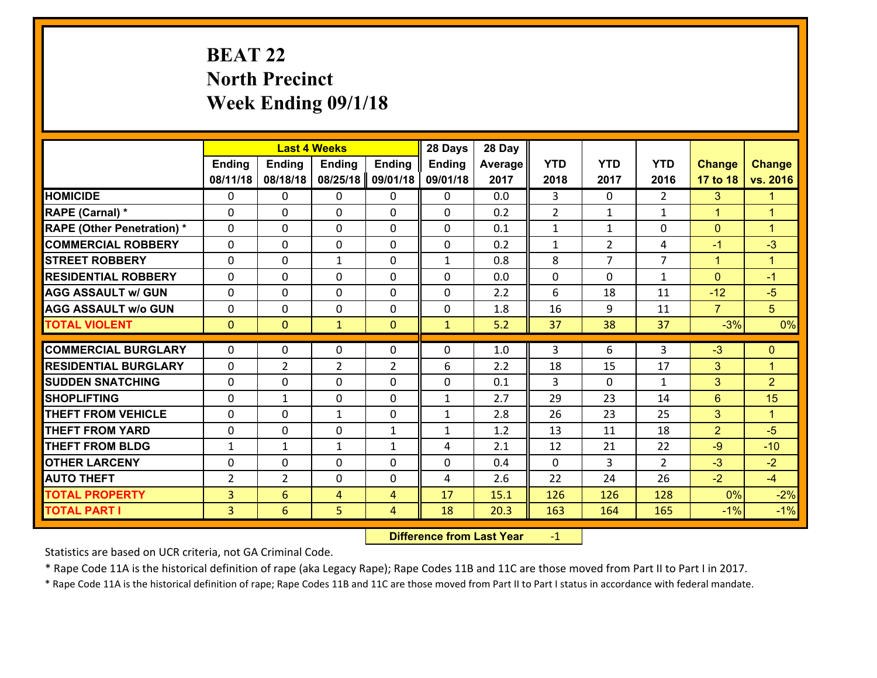# BEAT 22
## North Precinct
## Week Ending 09/1/18

| | Last 4 Weeks | | | | 28 Days | 28 Day | | | | | |
|---|---|---|---|---|---|---|---|---|---|---|---|
| | Ending 08/11/18 | Ending 08/18/18 | Ending 08/25/18 | Ending 09/01/18 | Ending 09/01/18 | Average 2017 | YTD 2018 | YTD 2017 | YTD 2016 | Change 17 to 18 | Change vs. 2016 |
| **HOMICIDE** | 0 | 0 | 0 | 0 | 0 | 0.0 | 3 | 0 | 2 | 3 | 1 |
| **RAPE (Carnal) *** | 0 | 0 | 0 | 0 | 0 | 0.2 | 2 | 1 | 1 | 1 | 1 |
| **RAPE (Other Penetration) *** | 0 | 0 | 0 | 0 | 0 | 0.1 | 1 | 1 | 0 | 0 | 1 |
| **COMMERCIAL ROBBERY** | 0 | 0 | 0 | 0 | 0 | 0.2 | 1 | 2 | 4 | -1 | -3 |
| **STREET ROBBERY** | 0 | 0 | 1 | 0 | 1 | 0.8 | 8 | 7 | 7 | 1 | 1 |
| **RESIDENTIAL ROBBERY** | 0 | 0 | 0 | 0 | 0 | 0.0 | 0 | 0 | 1 | 0 | -1 |
| **AGG ASSAULT w/ GUN** | 0 | 0 | 0 | 0 | 0 | 2.2 | 6 | 18 | 11 | -12 | -5 |
| **AGG ASSAULT w/o GUN** | 0 | 0 | 0 | 0 | 0 | 1.8 | 16 | 9 | 11 | 7 | 5 |
| **TOTAL VIOLENT** | 0 | 0 | 1 | 0 | 1 | 5.2 | 37 | 38 | 37 | -3% | 0% |
| **COMMERCIAL BURGLARY** | 0 | 0 | 0 | 0 | 0 | 1.0 | 3 | 6 | 3 | -3 | 0 |
| **RESIDENTIAL BURGLARY** | 0 | 2 | 2 | 2 | 6 | 2.2 | 18 | 15 | 17 | 3 | 1 |
| **SUDDEN SNATCHING** | 0 | 0 | 0 | 0 | 0 | 0.1 | 3 | 0 | 1 | 3 | 2 |
| **SHOPLIFTING** | 0 | 1 | 0 | 0 | 1 | 2.7 | 29 | 23 | 14 | 6 | 15 |
| **THEFT FROM VEHICLE** | 0 | 0 | 1 | 0 | 1 | 2.8 | 26 | 23 | 25 | 3 | 1 |
| **THEFT FROM YARD** | 0 | 0 | 0 | 1 | 1 | 1.2 | 13 | 11 | 18 | 2 | -5 |
| **THEFT FROM BLDG** | 1 | 1 | 1 | 1 | 4 | 2.1 | 12 | 21 | 22 | -9 | -10 |
| **OTHER LARCENY** | 0 | 0 | 0 | 0 | 0 | 0.4 | 0 | 3 | 2 | -3 | -2 |
| **AUTO THEFT** | 2 | 2 | 0 | 0 | 4 | 2.6 | 22 | 24 | 26 | -2 | -4 |
| **TOTAL PROPERTY** | 3 | 6 | 4 | 4 | 17 | 15.1 | 126 | 126 | 128 | 0% | -2% |
| **TOTAL PART I** | 3 | 6 | 5 | 4 | 18 | 20.3 | 163 | 164 | 165 | -1% | -1% |

**Difference from Last Year** -1

Statistics are based on UCR criteria, not GA Criminal Code.

* Rape Code 11A is the historical definition of rape (aka Legacy Rape); Rape Codes 11B and 11C are those moved from Part II to Part I in 2017.

* Rape Code 11A is the historical definition of rape; Rape Codes 11B and 11C are those moved from Part II to Part I status in accordance with federal mandate.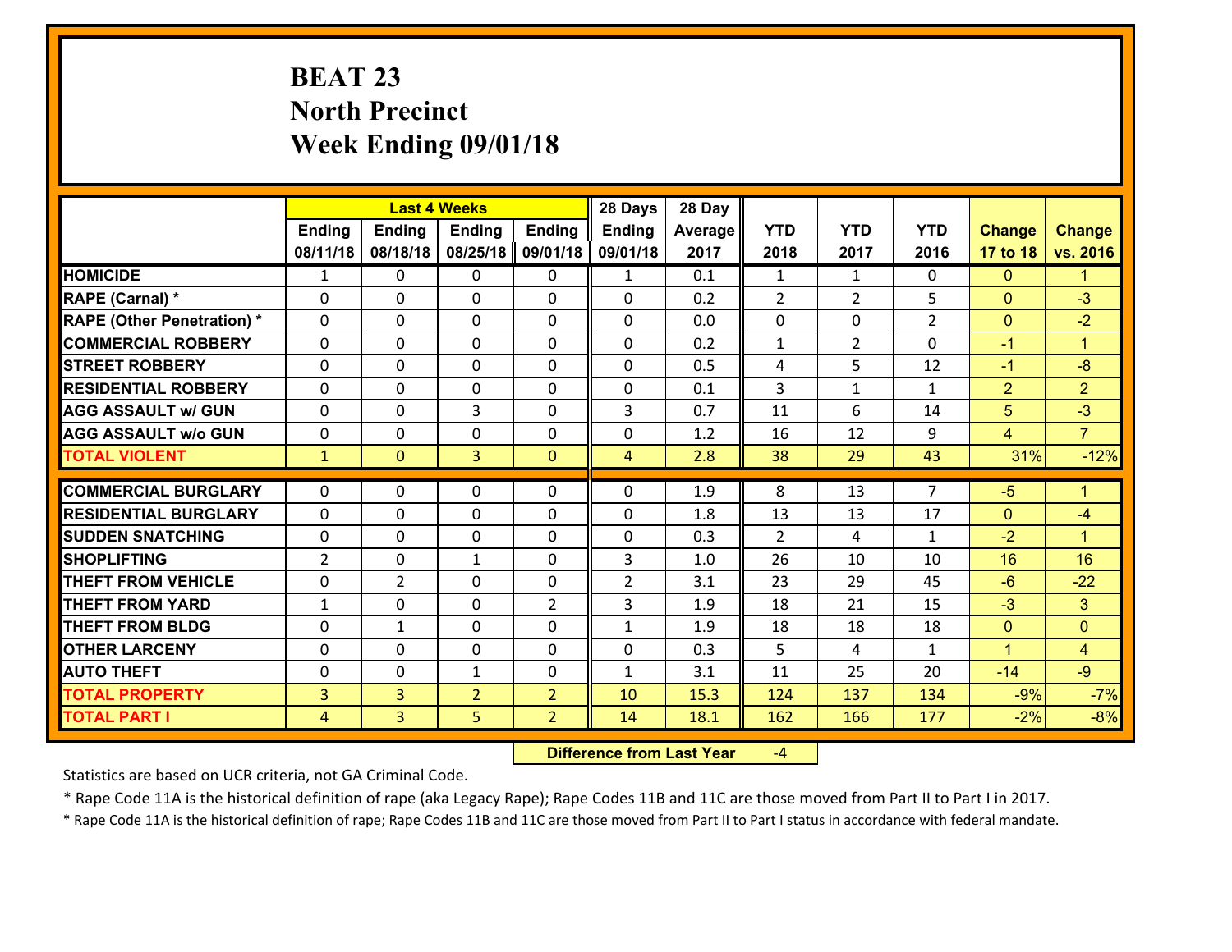# BEAT 23
## North Precinct
## Week Ending 09/01/18

| | Last 4 Weeks | | | | 28 Days | 28 Day | | | | | |
|---|---|---|---|---|---|---|---|---|---|---|---|
| | Ending 08/11/18 | Ending 08/18/18 | Ending 08/25/18 | Ending 09/01/18 | Ending 09/01/18 | Average 2017 | YTD 2018 | YTD 2017 | YTD 2016 | Change 17 to 18 | Change vs. 2016 |
| HOMICIDE | 1 | 0 | 0 | 0 | 1 | 0.1 | 1 | 1 | 0 | 0 | 1 |
| RAPE (Carnal) * | 0 | 0 | 0 | 0 | 0 | 0.2 | 2 | 2 | 5 | 0 | -3 |
| RAPE (Other Penetration) * | 0 | 0 | 0 | 0 | 0 | 0.0 | 0 | 0 | 2 | 0 | -2 |
| COMMERCIAL ROBBERY | 0 | 0 | 0 | 0 | 0 | 0.2 | 1 | 2 | 0 | -1 | 1 |
| STREET ROBBERY | 0 | 0 | 0 | 0 | 0 | 0.5 | 4 | 5 | 12 | -1 | -8 |
| RESIDENTIAL ROBBERY | 0 | 0 | 0 | 0 | 0 | 0.1 | 3 | 1 | 1 | 2 | 2 |
| AGG ASSAULT w/ GUN | 0 | 0 | 3 | 0 | 3 | 0.7 | 11 | 6 | 14 | 5 | -3 |
| AGG ASSAULT w/o GUN | 0 | 0 | 0 | 0 | 0 | 1.2 | 16 | 12 | 9 | 4 | 7 |
| TOTAL VIOLENT | 1 | 0 | 3 | 0 | 4 | 2.8 | 38 | 29 | 43 | 31% | -12% |
| COMMERCIAL BURGLARY | 0 | 0 | 0 | 0 | 0 | 1.9 | 8 | 13 | 7 | -5 | 1 |
| RESIDENTIAL BURGLARY | 0 | 0 | 0 | 0 | 0 | 1.8 | 13 | 13 | 17 | 0 | -4 |
| SUDDEN SNATCHING | 0 | 0 | 0 | 0 | 0 | 0.3 | 2 | 4 | 1 | -2 | 1 |
| SHOPLIFTING | 2 | 0 | 1 | 0 | 3 | 1.0 | 26 | 10 | 10 | 16 | 16 |
| THEFT FROM VEHICLE | 0 | 2 | 0 | 0 | 2 | 3.1 | 23 | 29 | 45 | -6 | -22 |
| THEFT FROM YARD | 1 | 0 | 0 | 2 | 3 | 1.9 | 18 | 21 | 15 | -3 | 3 |
| THEFT FROM BLDG | 0 | 1 | 0 | 0 | 1 | 1.9 | 18 | 18 | 18 | 0 | 0 |
| OTHER LARCENY | 0 | 0 | 0 | 0 | 0 | 0.3 | 5 | 4 | 1 | 1 | 4 |
| AUTO THEFT | 0 | 0 | 1 | 0 | 1 | 3.1 | 11 | 25 | 20 | -14 | -9 |
| TOTAL PROPERTY | 3 | 3 | 2 | 2 | 10 | 15.3 | 124 | 137 | 134 | -9% | -7% |
| TOTAL PART I | 4 | 3 | 5 | 2 | 14 | 18.1 | 162 | 166 | 177 | -2% | -8% |

**Difference from Last Year** -4

Statistics are based on UCR criteria, not GA Criminal Code.

* Rape Code 11A is the historical definition of rape (aka Legacy Rape); Rape Codes 11B and 11C are those moved from Part II to Part I in 2017.

* Rape Code 11A is the historical definition of rape; Rape Codes 11B and 11C are those moved from Part II to Part I status in accordance with federal mandate.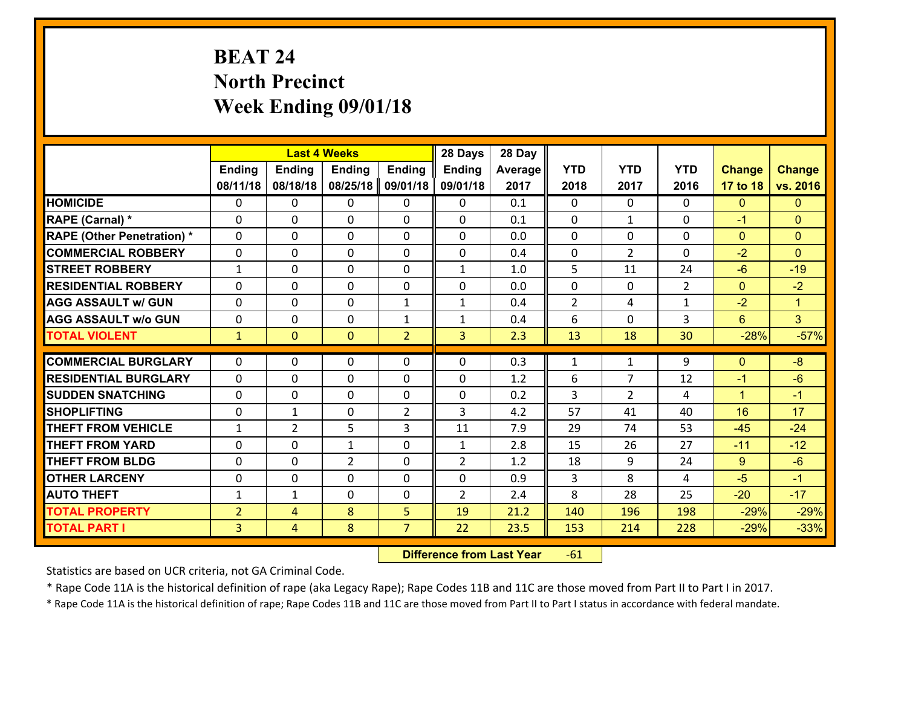# BEAT 24
## North Precinct
## Week Ending 09/01/18

| | Last 4 Weeks | | | | 28 Days | 28 Day | | | | | |
|---|---|---|---|---|---|---|---|---|---|---|---|
| | Ending 08/11/18 | Ending 08/18/18 | Ending 08/25/18 | Ending 09/01/18 | Ending 09/01/18 | Average 2017 | YTD 2018 | YTD 2017 | YTD 2016 | Change 17 to 18 | Change vs. 2016 |
| **HOMICIDE** | 0 | 0 | 0 | 0 | 0 | 0.1 | 0 | 0 | 0 | 0 | 0 |
| **RAPE (Carnal) *** | 0 | 0 | 0 | 0 | 0 | 0.1 | 0 | 1 | 0 | -1 | 0 |
| **RAPE (Other Penetration) *** | 0 | 0 | 0 | 0 | 0 | 0.0 | 0 | 0 | 0 | 0 | 0 |
| **COMMERCIAL ROBBERY** | 0 | 0 | 0 | 0 | 0 | 0.4 | 0 | 2 | 0 | -2 | 0 |
| **STREET ROBBERY** | 1 | 0 | 0 | 0 | 1 | 1.0 | 5 | 11 | 24 | -6 | -19 |
| **RESIDENTIAL ROBBERY** | 0 | 0 | 0 | 0 | 0 | 0.0 | 0 | 0 | 2 | 0 | -2 |
| **AGG ASSAULT w/ GUN** | 0 | 0 | 0 | 1 | 1 | 0.4 | 2 | 4 | 1 | -2 | 1 |
| **AGG ASSAULT w/o GUN** | 0 | 0 | 0 | 1 | 1 | 0.4 | 6 | 0 | 3 | 6 | 3 |
| **TOTAL VIOLENT** | 1 | 0 | 0 | 2 | 3 | 2.3 | 13 | 18 | 30 | -28% | -57% |
| **COMMERCIAL BURGLARY** | 0 | 0 | 0 | 0 | 0 | 0.3 | 1 | 1 | 9 | 0 | -8 |
| **RESIDENTIAL BURGLARY** | 0 | 0 | 0 | 0 | 0 | 1.2 | 6 | 7 | 12 | -1 | -6 |
| **SUDDEN SNATCHING** | 0 | 0 | 0 | 0 | 0 | 0.2 | 3 | 2 | 4 | 1 | -1 |
| **SHOPLIFTING** | 0 | 1 | 0 | 2 | 3 | 4.2 | 57 | 41 | 40 | 16 | 17 |
| **THEFT FROM VEHICLE** | 1 | 2 | 5 | 3 | 11 | 7.9 | 29 | 74 | 53 | -45 | -24 |
| **THEFT FROM YARD** | 0 | 0 | 1 | 0 | 1 | 2.8 | 15 | 26 | 27 | -11 | -12 |
| **THEFT FROM BLDG** | 0 | 0 | 2 | 0 | 2 | 1.2 | 18 | 9 | 24 | 9 | -6 |
| **OTHER LARCENY** | 0 | 0 | 0 | 0 | 0 | 0.9 | 3 | 8 | 4 | -5 | -1 |
| **AUTO THEFT** | 1 | 1 | 0 | 0 | 2 | 2.4 | 8 | 28 | 25 | -20 | -17 |
| **TOTAL PROPERTY** | 2 | 4 | 8 | 5 | 19 | 21.2 | 140 | 196 | 198 | -29% | -29% |
| **TOTAL PART I** | 3 | 4 | 8 | 7 | 22 | 23.5 | 153 | 214 | 228 | -29% | -33% |

**Difference from Last Year** -61

Statistics are based on UCR criteria, not GA Criminal Code.

* Rape Code 11A is the historical definition of rape (aka Legacy Rape); Rape Codes 11B and 11C are those moved from Part II to Part I in 2017.

* Rape Code 11A is the historical definition of rape; Rape Codes 11B and 11C are those moved from Part II to Part I status in accordance with federal mandate.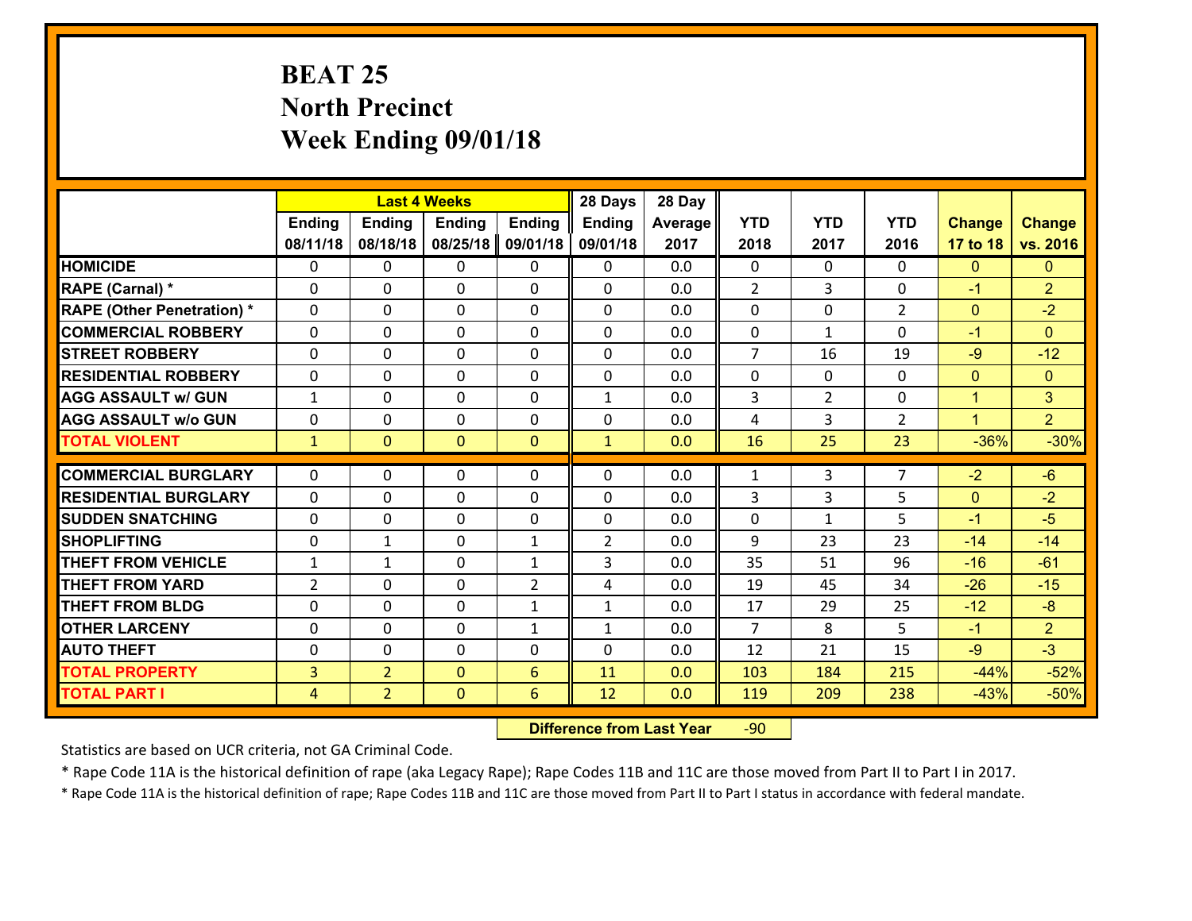# BEAT 25
## North Precinct
## Week Ending 09/01/18

| | Last 4 Weeks | | | | 28 Days | 28 Day | | | | | |
|---|---|---|---|---|---|---|---|---|---|---|---|
| | Ending 08/11/18 | Ending 08/18/18 | Ending 08/25/18 | Ending 09/01/18 | Ending 09/01/18 | Average 2017 | YTD 2018 | YTD 2017 | YTD 2016 | Change 17 to 18 | Change vs. 2016 |
| HOMICIDE | 0 | 0 | 0 | 0 | 0 | 0.0 | 0 | 0 | 0 | 0 | 0 |
| RAPE (Carnal) * | 0 | 0 | 0 | 0 | 0 | 0.0 | 2 | 3 | 0 | -1 | 2 |
| RAPE (Other Penetration) * | 0 | 0 | 0 | 0 | 0 | 0.0 | 0 | 0 | 2 | 0 | -2 |
| COMMERCIAL ROBBERY | 0 | 0 | 0 | 0 | 0 | 0.0 | 0 | 1 | 0 | -1 | 0 |
| STREET ROBBERY | 0 | 0 | 0 | 0 | 0 | 0.0 | 7 | 16 | 19 | -9 | -12 |
| RESIDENTIAL ROBBERY | 0 | 0 | 0 | 0 | 0 | 0.0 | 0 | 0 | 0 | 0 | 0 |
| AGG ASSAULT w/ GUN | 1 | 0 | 0 | 0 | 1 | 0.0 | 3 | 2 | 0 | 1 | 3 |
| AGG ASSAULT w/o GUN | 0 | 0 | 0 | 0 | 0 | 0.0 | 4 | 3 | 2 | 1 | 2 |
| TOTAL VIOLENT | 1 | 0 | 0 | 0 | 1 | 0.0 | 16 | 25 | 23 | -36% | -30% |
| COMMERCIAL BURGLARY | 0 | 0 | 0 | 0 | 0 | 0.0 | 1 | 3 | 7 | -2 | -6 |
| RESIDENTIAL BURGLARY | 0 | 0 | 0 | 0 | 0 | 0.0 | 3 | 3 | 5 | 0 | -2 |
| SUDDEN SNATCHING | 0 | 0 | 0 | 0 | 0 | 0.0 | 0 | 1 | 5 | -1 | -5 |
| SHOPLIFTING | 0 | 1 | 0 | 1 | 2 | 0.0 | 9 | 23 | 23 | -14 | -14 |
| THEFT FROM VEHICLE | 1 | 1 | 0 | 1 | 3 | 0.0 | 35 | 51 | 96 | -16 | -61 |
| THEFT FROM YARD | 2 | 0 | 0 | 2 | 4 | 0.0 | 19 | 45 | 34 | -26 | -15 |
| THEFT FROM BLDG | 0 | 0 | 0 | 1 | 1 | 0.0 | 17 | 29 | 25 | -12 | -8 |
| OTHER LARCENY | 0 | 0 | 0 | 1 | 1 | 0.0 | 7 | 8 | 5 | -1 | 2 |
| AUTO THEFT | 0 | 0 | 0 | 0 | 0 | 0.0 | 12 | 21 | 15 | -9 | -3 |
| TOTAL PROPERTY | 3 | 2 | 0 | 6 | 11 | 0.0 | 103 | 184 | 215 | -44% | -52% |
| TOTAL PART I | 4 | 2 | 0 | 6 | 12 | 0.0 | 119 | 209 | 238 | -43% | -50% |

**Difference from Last Year** -90

Statistics are based on UCR criteria, not GA Criminal Code.

* Rape Code 11A is the historical definition of rape (aka Legacy Rape); Rape Codes 11B and 11C are those moved from Part II to Part I in 2017.

* Rape Code 11A is the historical definition of rape; Rape Codes 11B and 11C are those moved from Part II to Part I status in accordance with federal mandate.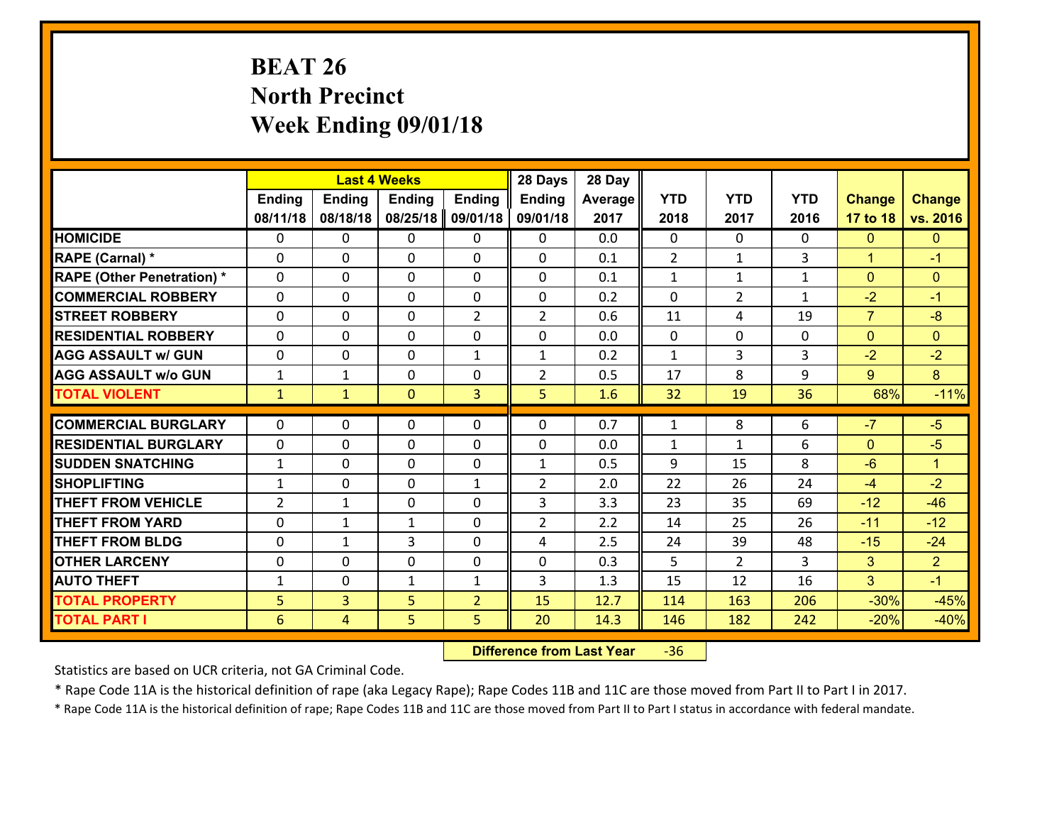# BEAT 26
## North Precinct
## Week Ending 09/01/18

| | Last 4 Weeks | | | | 28 Days | 28 Day | | | | | |
|---|---|---|---|---|---|---|---|---|---|---|---|
| | Ending 08/11/18 | Ending 08/18/18 | Ending 08/25/18 | Ending 09/01/18 | Ending 09/01/18 | Average 2017 | YTD 2018 | YTD 2017 | YTD 2016 | Change 17 to 18 | Change vs. 2016 |
| HOMICIDE | 0 | 0 | 0 | 0 | 0 | 0.0 | 0 | 0 | 0 | 0 | 0 |
| RAPE (Carnal) * | 0 | 0 | 0 | 0 | 0 | 0.1 | 2 | 1 | 3 | 1 | -1 |
| RAPE (Other Penetration) * | 0 | 0 | 0 | 0 | 0 | 0.1 | 1 | 1 | 1 | 0 | 0 |
| COMMERCIAL ROBBERY | 0 | 0 | 0 | 0 | 0 | 0.2 | 0 | 2 | 1 | -2 | -1 |
| STREET ROBBERY | 0 | 0 | 0 | 2 | 2 | 0.6 | 11 | 4 | 19 | 7 | -8 |
| RESIDENTIAL ROBBERY | 0 | 0 | 0 | 0 | 0 | 0.0 | 0 | 0 | 0 | 0 | 0 |
| AGG ASSAULT w/ GUN | 0 | 0 | 0 | 1 | 1 | 0.2 | 1 | 3 | 3 | -2 | -2 |
| AGG ASSAULT w/o GUN | 1 | 1 | 0 | 0 | 2 | 0.5 | 17 | 8 | 9 | 9 | 8 |
| TOTAL VIOLENT | 1 | 1 | 0 | 3 | 5 | 1.6 | 32 | 19 | 36 | 68% | -11% |
| COMMERCIAL BURGLARY | 0 | 0 | 0 | 0 | 0 | 0.7 | 1 | 8 | 6 | -7 | -5 |
| RESIDENTIAL BURGLARY | 0 | 0 | 0 | 0 | 0 | 0.0 | 1 | 1 | 6 | 0 | -5 |
| SUDDEN SNATCHING | 1 | 0 | 0 | 0 | 1 | 0.5 | 9 | 15 | 8 | -6 | 1 |
| SHOPLIFTING | 1 | 0 | 0 | 1 | 2 | 2.0 | 22 | 26 | 24 | -4 | -2 |
| THEFT FROM VEHICLE | 2 | 1 | 0 | 0 | 3 | 3.3 | 23 | 35 | 69 | -12 | -46 |
| THEFT FROM YARD | 0 | 1 | 1 | 0 | 2 | 2.2 | 14 | 25 | 26 | -11 | -12 |
| THEFT FROM BLDG | 0 | 1 | 3 | 0 | 4 | 2.5 | 24 | 39 | 48 | -15 | -24 |
| OTHER LARCENY | 0 | 0 | 0 | 0 | 0 | 0.3 | 5 | 2 | 3 | 3 | 2 |
| AUTO THEFT | 1 | 0 | 1 | 1 | 3 | 1.3 | 15 | 12 | 16 | 3 | -1 |
| TOTAL PROPERTY | 5 | 3 | 5 | 2 | 15 | 12.7 | 114 | 163 | 206 | -30% | -45% |
| TOTAL PART I | 6 | 4 | 5 | 5 | 20 | 14.3 | 146 | 182 | 242 | -20% | -40% |

**Difference from Last Year** -36

Statistics are based on UCR criteria, not GA Criminal Code.

* Rape Code 11A is the historical definition of rape (aka Legacy Rape); Rape Codes 11B and 11C are those moved from Part II to Part I in 2017.

* Rape Code 11A is the historical definition of rape; Rape Codes 11B and 11C are those moved from Part II to Part I status in accordance with federal mandate.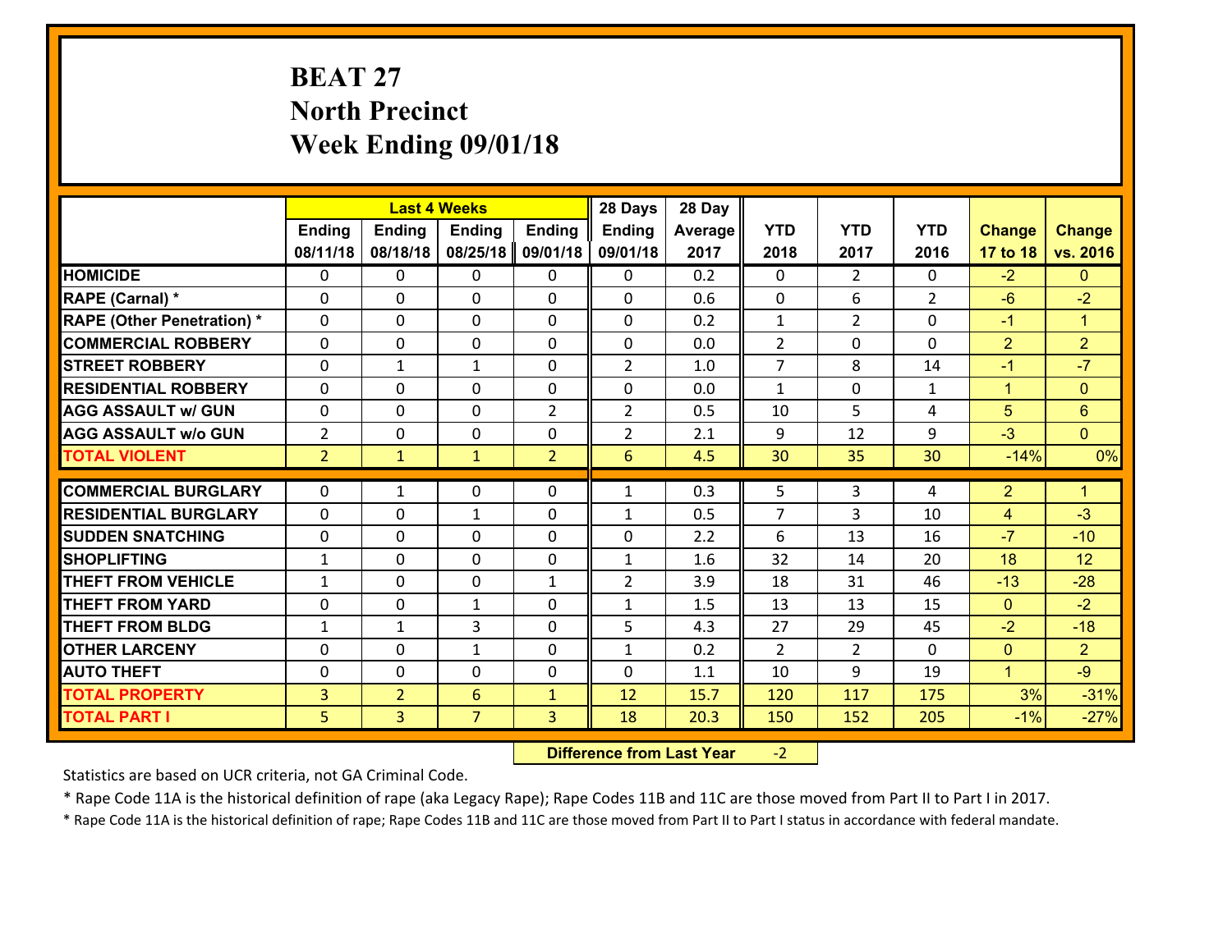# BEAT 27
# North Precinct
# Week Ending 09/01/18

| | Last 4 Weeks | | | | 28 Days | 28 Day | | | | | |
|---|---|---|---|---|---|---|---|---|---|---|---|
| | Ending 08/11/18 | Ending 08/18/18 | Ending 08/25/18 | Ending 09/01/18 | Ending 09/01/18 | Average 2017 | YTD 2018 | YTD 2017 | YTD 2016 | Change 17 to 18 | Change vs. 2016 |
| **HOMICIDE** | 0 | 0 | 0 | 0 | 0 | 0.2 | 0 | 2 | 0 | -2 | 0 |
| **RAPE (Carnal) *** | 0 | 0 | 0 | 0 | 0 | 0.6 | 0 | 6 | 2 | -6 | -2 |
| **RAPE (Other Penetration) *** | 0 | 0 | 0 | 0 | 0 | 0.2 | 1 | 2 | 0 | -1 | 1 |
| **COMMERCIAL ROBBERY** | 0 | 0 | 0 | 0 | 0 | 0.0 | 2 | 0 | 0 | 2 | 2 |
| **STREET ROBBERY** | 0 | 1 | 1 | 0 | 2 | 1.0 | 7 | 8 | 14 | -1 | -7 |
| **RESIDENTIAL ROBBERY** | 0 | 0 | 0 | 0 | 0 | 0.0 | 1 | 0 | 1 | 1 | 0 |
| **AGG ASSAULT w/ GUN** | 0 | 0 | 0 | 2 | 2 | 0.5 | 10 | 5 | 4 | 5 | 6 |
| **AGG ASSAULT w/o GUN** | 2 | 0 | 0 | 0 | 2 | 2.1 | 9 | 12 | 9 | -3 | 0 |
| **TOTAL VIOLENT** | 2 | 1 | 1 | 2 | 6 | 4.5 | 30 | 35 | 30 | -14% | 0% |
| **COMMERCIAL BURGLARY** | 0 | 1 | 0 | 0 | 1 | 0.3 | 5 | 3 | 4 | 2 | 1 |
| **RESIDENTIAL BURGLARY** | 0 | 0 | 1 | 0 | 1 | 0.5 | 7 | 3 | 10 | 4 | -3 |
| **SUDDEN SNATCHING** | 0 | 0 | 0 | 0 | 0 | 2.2 | 6 | 13 | 16 | -7 | -10 |
| **SHOPLIFTING** | 1 | 0 | 0 | 0 | 1 | 1.6 | 32 | 14 | 20 | 18 | 12 |
| **THEFT FROM VEHICLE** | 1 | 0 | 0 | 1 | 2 | 3.9 | 18 | 31 | 46 | -13 | -28 |
| **THEFT FROM YARD** | 0 | 0 | 1 | 0 | 1 | 1.5 | 13 | 13 | 15 | 0 | -2 |
| **THEFT FROM BLDG** | 1 | 1 | 3 | 0 | 5 | 4.3 | 27 | 29 | 45 | -2 | -18 |
| **OTHER LARCENY** | 0 | 0 | 1 | 0 | 1 | 0.2 | 2 | 2 | 0 | 0 | 2 |
| **AUTO THEFT** | 0 | 0 | 0 | 0 | 0 | 1.1 | 10 | 9 | 19 | 1 | -9 |
| **TOTAL PROPERTY** | 3 | 2 | 6 | 1 | 12 | 15.7 | 120 | 117 | 175 | 3% | -31% |
| **TOTAL PART I** | 5 | 3 | 7 | 3 | 18 | 20.3 | 150 | 152 | 205 | -1% | -27% |

**Difference from Last Year** -2

Statistics are based on UCR criteria, not GA Criminal Code.

* Rape Code 11A is the historical definition of rape (aka Legacy Rape); Rape Codes 11B and 11C are those moved from Part II to Part I in 2017.

* Rape Code 11A is the historical definition of rape; Rape Codes 11B and 11C are those moved from Part II to Part I status in accordance with federal mandate.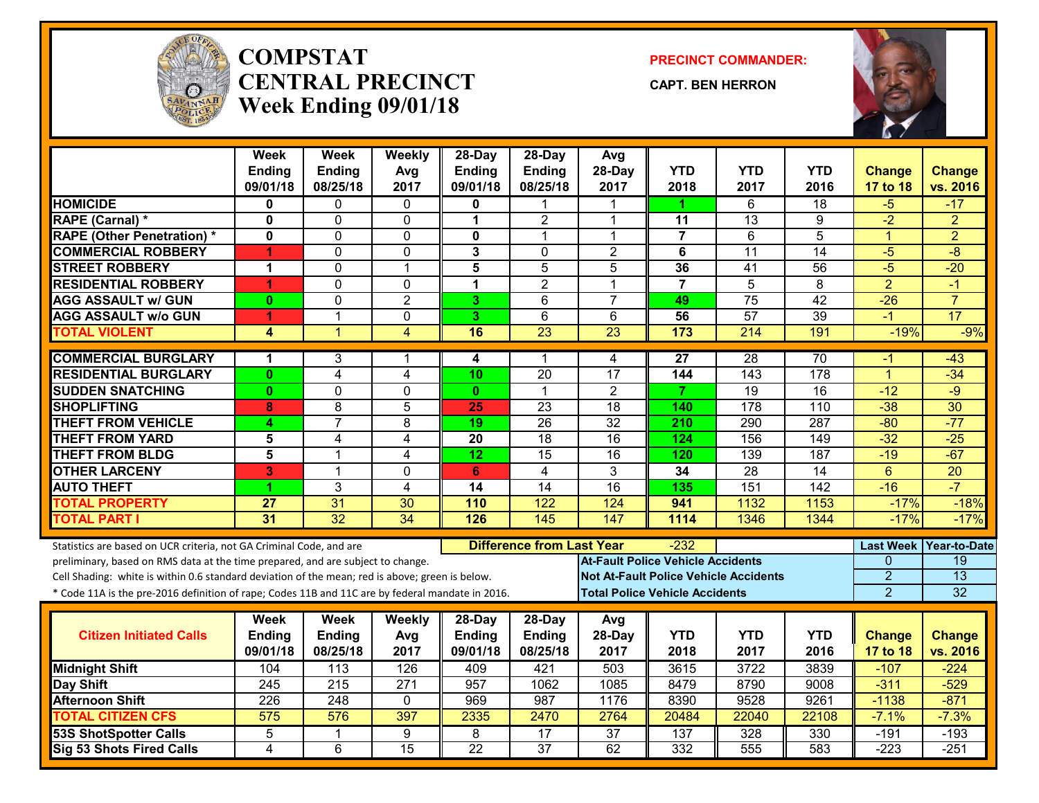# COMPSTAT CENTRAL PRECINCT
## Week Ending 09/01/18

**PRECINCT COMMANDER:**

**CAPT. BEN HERRON**

| | Week Ending 09/01/18 | Week Ending 08/25/18 | Weekly Avg 2017 | 28-Day Ending 09/01/18 | 28-Day Ending 08/25/18 | Avg 28-Day 2017 | YTD 2018 | YTD 2017 | YTD 2016 | Change 17 to 18 | Change vs. 2016 |
|---|---|---|---|---|---|---|---|---|---|---|---|
| HOMICIDE | 0 | 0 | 0 | 0 | 1 | 1 | 1 | 6 | 18 | -5 | -17 |
| RAPE (Carnal) * | 0 | 0 | 0 | 1 | 2 | 1 | 11 | 13 | 9 | -2 | 2 |
| RAPE (Other Penetration) * | 0 | 0 | 0 | 0 | 1 | 1 | 7 | 6 | 5 | 1 | 2 |
| COMMERCIAL ROBBERY | 1 | 0 | 0 | 3 | 0 | 2 | 6 | 11 | 14 | -5 | -8 |
| STREET ROBBERY | 1 | 0 | 1 | 5 | 5 | 5 | 36 | 41 | 56 | -5 | -20 |
| RESIDENTIAL ROBBERY | 1 | 0 | 0 | 1 | 2 | 1 | 7 | 5 | 8 | 2 | -1 |
| AGG ASSAULT w/ GUN | 0 | 0 | 2 | 3 | 6 | 7 | 49 | 75 | 42 | -26 | 7 |
| AGG ASSAULT w/o GUN | 1 | 1 | 0 | 3 | 6 | 6 | 56 | 57 | 39 | -1 | 17 |
| TOTAL VIOLENT | 4 | 1 | 4 | 16 | 23 | 23 | 173 | 214 | 191 | -19% | -9% |
| COMMERCIAL BURGLARY | 1 | 3 | 1 | 4 | 1 | 4 | 27 | 28 | 70 | -1 | -43 |
| RESIDENTIAL BURGLARY | 0 | 4 | 4 | 10 | 20 | 17 | 144 | 143 | 178 | 1 | -34 |
| SUDDEN SNATCHING | 0 | 0 | 0 | 0 | 1 | 2 | 7 | 19 | 16 | -12 | -9 |
| SHOPLIFTING | 8 | 8 | 5 | 25 | 23 | 18 | 140 | 178 | 110 | -38 | 30 |
| THEFT FROM VEHICLE | 4 | 7 | 8 | 19 | 26 | 32 | 210 | 290 | 287 | -80 | -77 |
| THEFT FROM YARD | 5 | 4 | 4 | 20 | 18 | 16 | 124 | 156 | 149 | -32 | -25 |
| THEFT FROM BLDG | 5 | 1 | 4 | 12 | 15 | 16 | 120 | 139 | 187 | -19 | -67 |
| OTHER LARCENY | 3 | 1 | 0 | 6 | 4 | 3 | 34 | 28 | 14 | 6 | 20 |
| AUTO THEFT | 1 | 3 | 4 | 14 | 14 | 16 | 135 | 151 | 142 | -16 | -7 |
| TOTAL PROPERTY | 27 | 31 | 30 | 110 | 122 | 124 | 941 | 1132 | 1153 | -17% | -18% |
| TOTAL PART I | 31 | 32 | 34 | 126 | 145 | 147 | 1114 | 1346 | 1344 | -17% | -17% |

Statistics are based on UCR criteria, not GA Criminal Code, and are preliminary, based on RMS data at the time prepared, and are subject to change.

Cell Shading: white is within 0.6 standard deviation of the mean; red is above; green is below.

* Code 11A is the pre-2016 definition of rape; Codes 11B and 11C are by federal mandate in 2016.

**Difference from Last Year:** -232

| | Last Week | Year-to-Date |
|---|---|---|
| At-Fault Police Vehicle Accidents | 0 | 19 |
| Not At-Fault Police Vehicle Accidents | 2 | 13 |
| Total Police Vehicle Accidents | 2 | 32 |

| Citizen Initiated Calls | Week Ending 09/01/18 | Week Ending 08/25/18 | Weekly Avg 2017 | 28-Day Ending 09/01/18 | 28-Day Ending 08/25/18 | Avg 28-Day 2017 | YTD 2018 | YTD 2017 | YTD 2016 | Change 17 to 18 | Change vs. 2016 |
|---|---|---|---|---|---|---|---|---|---|---|---|
| Midnight Shift | 104 | 113 | 126 | 409 | 421 | 503 | 3615 | 3722 | 3839 | -107 | -224 |
| Day Shift | 245 | 215 | 271 | 957 | 1062 | 1085 | 8479 | 8790 | 9008 | -311 | -529 |
| Afternoon Shift | 226 | 248 | 0 | 969 | 987 | 1176 | 8390 | 9528 | 9261 | -1138 | -871 |
| TOTAL CITIZEN CFS | 575 | 576 | 397 | 2335 | 2470 | 2764 | 20484 | 22040 | 22108 | -7.1% | -7.3% |
| 53S ShotSpotter Calls | 5 | 1 | 9 | 8 | 17 | 37 | 137 | 328 | 330 | -191 | -193 |
| Sig 53 Shots Fired Calls | 4 | 6 | 15 | 22 | 37 | 62 | 332 | 555 | 583 | -223 | -251 |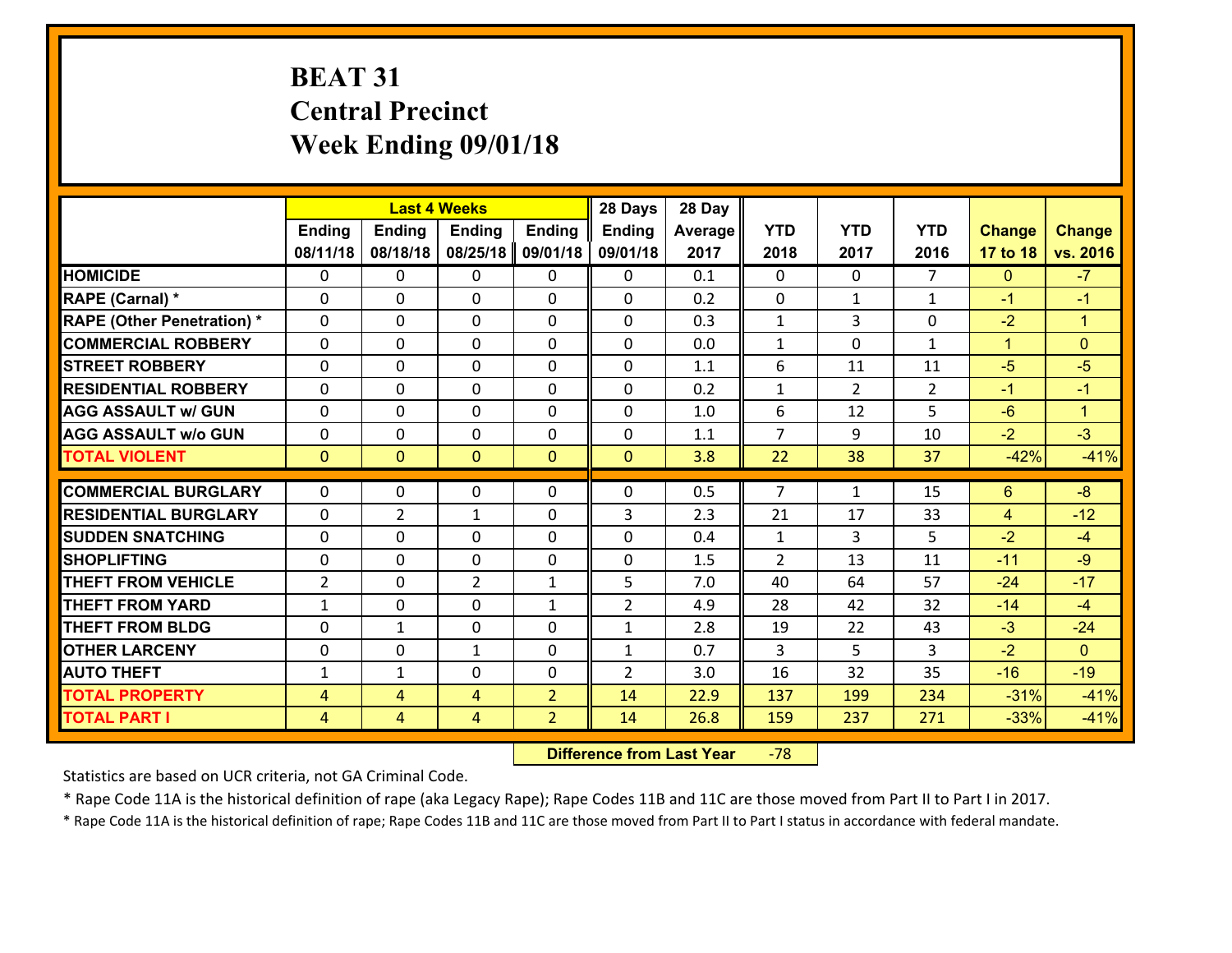# BEAT 31
# Central Precinct
# Week Ending 09/01/18

| | Last 4 Weeks | | | | 28 Days | 28 Day | | | | | |
|---|---|---|---|---|---|---|---|---|---|---|---|
| | Ending 08/11/18 | Ending 08/18/18 | Ending 08/25/18 | Ending 09/01/18 | Ending 09/01/18 | Average 2017 | YTD 2018 | YTD 2017 | YTD 2016 | Change 17 to 18 | Change vs. 2016 |
| **HOMICIDE** | 0 | 0 | 0 | 0 | 0 | 0.1 | 0 | 0 | 7 | 0 | -7 |
| **RAPE (Carnal) *** | 0 | 0 | 0 | 0 | 0 | 0.2 | 0 | 1 | 1 | -1 | -1 |
| **RAPE (Other Penetration) *** | 0 | 0 | 0 | 0 | 0 | 0.3 | 1 | 3 | 0 | -2 | 1 |
| **COMMERCIAL ROBBERY** | 0 | 0 | 0 | 0 | 0 | 0.0 | 1 | 0 | 1 | 1 | 0 |
| **STREET ROBBERY** | 0 | 0 | 0 | 0 | 0 | 1.1 | 6 | 11 | 11 | -5 | -5 |
| **RESIDENTIAL ROBBERY** | 0 | 0 | 0 | 0 | 0 | 0.2 | 1 | 2 | 2 | -1 | -1 |
| **AGG ASSAULT w/ GUN** | 0 | 0 | 0 | 0 | 0 | 1.0 | 6 | 12 | 5 | -6 | 1 |
| **AGG ASSAULT w/o GUN** | 0 | 0 | 0 | 0 | 0 | 1.1 | 7 | 9 | 10 | -2 | -3 |
| **TOTAL VIOLENT** | 0 | 0 | 0 | 0 | 0 | 3.8 | 22 | 38 | 37 | -42% | -41% |
| **COMMERCIAL BURGLARY** | 0 | 0 | 0 | 0 | 0 | 0.5 | 7 | 1 | 15 | 6 | -8 |
| **RESIDENTIAL BURGLARY** | 0 | 2 | 1 | 0 | 3 | 2.3 | 21 | 17 | 33 | 4 | -12 |
| **SUDDEN SNATCHING** | 0 | 0 | 0 | 0 | 0 | 0.4 | 1 | 3 | 5 | -2 | -4 |
| **SHOPLIFTING** | 0 | 0 | 0 | 0 | 0 | 1.5 | 2 | 13 | 11 | -11 | -9 |
| **THEFT FROM VEHICLE** | 2 | 0 | 2 | 1 | 5 | 7.0 | 40 | 64 | 57 | -24 | -17 |
| **THEFT FROM YARD** | 1 | 0 | 0 | 1 | 2 | 4.9 | 28 | 42 | 32 | -14 | -4 |
| **THEFT FROM BLDG** | 0 | 1 | 0 | 0 | 1 | 2.8 | 19 | 22 | 43 | -3 | -24 |
| **OTHER LARCENY** | 0 | 0 | 1 | 0 | 1 | 0.7 | 3 | 5 | 3 | -2 | 0 |
| **AUTO THEFT** | 1 | 1 | 0 | 0 | 2 | 3.0 | 16 | 32 | 35 | -16 | -19 |
| **TOTAL PROPERTY** | 4 | 4 | 4 | 2 | 14 | 22.9 | 137 | 199 | 234 | -31% | -41% |
| **TOTAL PART I** | 4 | 4 | 4 | 2 | 14 | 26.8 | 159 | 237 | 271 | -33% | -41% |

**Difference from Last Year** -78

Statistics are based on UCR criteria, not GA Criminal Code.

* Rape Code 11A is the historical definition of rape (aka Legacy Rape); Rape Codes 11B and 11C are those moved from Part II to Part I in 2017.

* Rape Code 11A is the historical definition of rape; Rape Codes 11B and 11C are those moved from Part II to Part I status in accordance with federal mandate.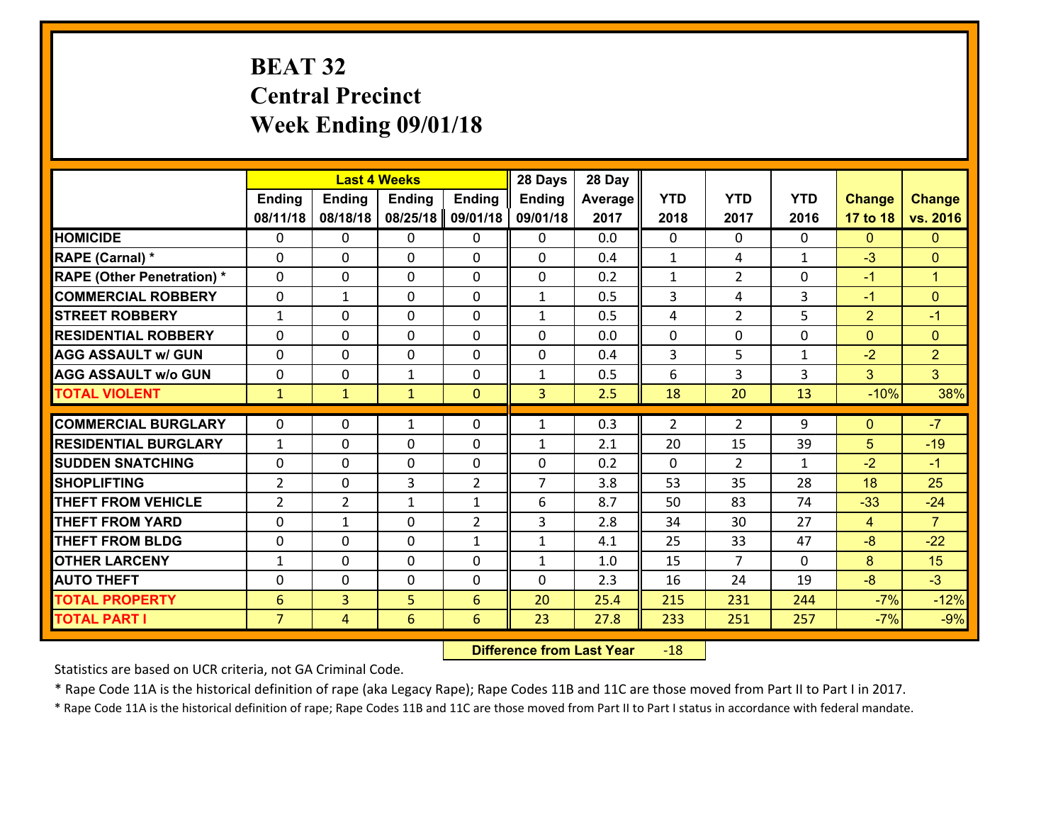# BEAT 32
## Central Precinct
## Week Ending 09/01/18

| | Last 4 Weeks | | | | 28 Days | 28 Day | | | | | |
|---|---|---|---|---|---|---|---|---|---|---|---|
| | Ending 08/11/18 | Ending 08/18/18 | Ending 08/25/18 | Ending 09/01/18 | Ending 09/01/18 | Average 2017 | YTD 2018 | YTD 2017 | YTD 2016 | Change 17 to 18 | Change vs. 2016 |
| HOMICIDE | 0 | 0 | 0 | 0 | 0 | 0.0 | 0 | 0 | 0 | 0 | 0 |
| RAPE (Carnal) * | 0 | 0 | 0 | 0 | 0 | 0.4 | 1 | 4 | 1 | -3 | 0 |
| RAPE (Other Penetration) * | 0 | 0 | 0 | 0 | 0 | 0.2 | 1 | 2 | 0 | -1 | 1 |
| COMMERCIAL ROBBERY | 0 | 1 | 0 | 0 | 1 | 0.5 | 3 | 4 | 3 | -1 | 0 |
| STREET ROBBERY | 1 | 0 | 0 | 0 | 1 | 0.5 | 4 | 2 | 5 | 2 | -1 |
| RESIDENTIAL ROBBERY | 0 | 0 | 0 | 0 | 0 | 0.0 | 0 | 0 | 0 | 0 | 0 |
| AGG ASSAULT w/ GUN | 0 | 0 | 0 | 0 | 0 | 0.4 | 3 | 5 | 1 | -2 | 2 |
| AGG ASSAULT w/o GUN | 0 | 0 | 1 | 0 | 1 | 0.5 | 6 | 3 | 3 | 3 | 3 |
| TOTAL VIOLENT | 1 | 1 | 1 | 0 | 3 | 2.5 | 18 | 20 | 13 | -10% | 38% |
| COMMERCIAL BURGLARY | 0 | 0 | 1 | 0 | 1 | 0.3 | 2 | 2 | 9 | 0 | -7 |
| RESIDENTIAL BURGLARY | 1 | 0 | 0 | 0 | 1 | 2.1 | 20 | 15 | 39 | 5 | -19 |
| SUDDEN SNATCHING | 0 | 0 | 0 | 0 | 0 | 0.2 | 0 | 2 | 1 | -2 | -1 |
| SHOPLIFTING | 2 | 0 | 3 | 2 | 7 | 3.8 | 53 | 35 | 28 | 18 | 25 |
| THEFT FROM VEHICLE | 2 | 2 | 1 | 1 | 6 | 8.7 | 50 | 83 | 74 | -33 | -24 |
| THEFT FROM YARD | 0 | 1 | 0 | 2 | 3 | 2.8 | 34 | 30 | 27 | 4 | 7 |
| THEFT FROM BLDG | 0 | 0 | 0 | 1 | 1 | 4.1 | 25 | 33 | 47 | -8 | -22 |
| OTHER LARCENY | 1 | 0 | 0 | 0 | 1 | 1.0 | 15 | 7 | 0 | 8 | 15 |
| AUTO THEFT | 0 | 0 | 0 | 0 | 0 | 2.3 | 16 | 24 | 19 | -8 | -3 |
| TOTAL PROPERTY | 6 | 3 | 5 | 6 | 20 | 25.4 | 215 | 231 | 244 | -7% | -12% |
| TOTAL PART I | 7 | 4 | 6 | 6 | 23 | 27.8 | 233 | 251 | 257 | -7% | -9% |

**Difference from Last Year** -18

Statistics are based on UCR criteria, not GA Criminal Code.

* Rape Code 11A is the historical definition of rape (aka Legacy Rape); Rape Codes 11B and 11C are those moved from Part II to Part I in 2017.

* Rape Code 11A is the historical definition of rape; Rape Codes 11B and 11C are those moved from Part II to Part I status in accordance with federal mandate.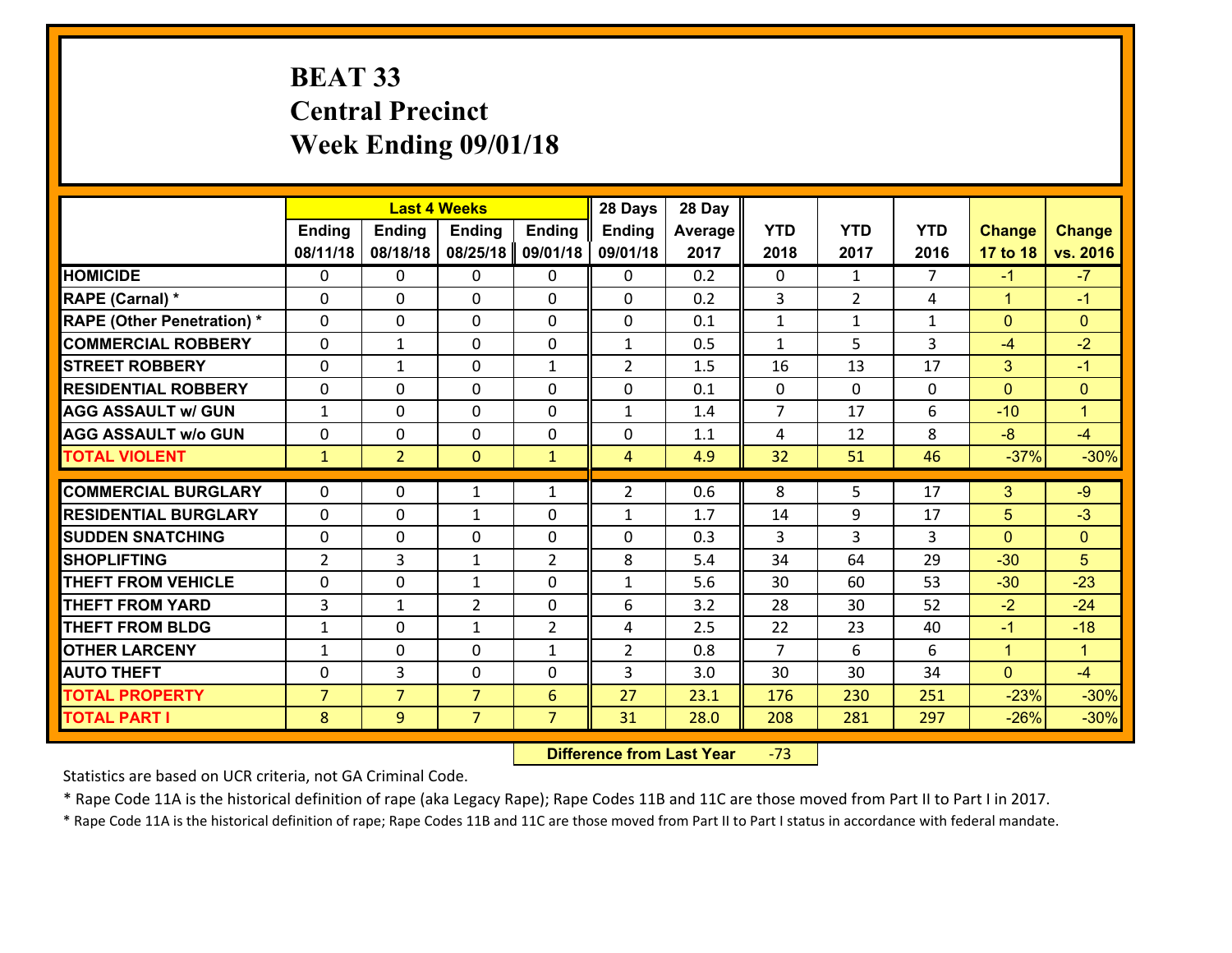# BEAT 33
## Central Precinct
## Week Ending 09/01/18

| | Last 4 Weeks | | | | 28 Days | 28 Day | | | | | |
|---|---|---|---|---|---|---|---|---|---|---|---|
| | Ending 08/11/18 | Ending 08/18/18 | Ending 08/25/18 | Ending 09/01/18 | Ending 09/01/18 | Average 2017 | YTD 2018 | YTD 2017 | YTD 2016 | Change 17 to 18 | Change vs. 2016 |
| HOMICIDE | 0 | 0 | 0 | 0 | 0 | 0.2 | 0 | 1 | 7 | -1 | -7 |
| RAPE (Carnal) * | 0 | 0 | 0 | 0 | 0 | 0.2 | 3 | 2 | 4 | 1 | -1 |
| RAPE (Other Penetration) * | 0 | 0 | 0 | 0 | 0 | 0.1 | 1 | 1 | 1 | 0 | 0 |
| COMMERCIAL ROBBERY | 0 | 1 | 0 | 0 | 1 | 0.5 | 1 | 5 | 3 | -4 | -2 |
| STREET ROBBERY | 0 | 1 | 0 | 1 | 2 | 1.5 | 16 | 13 | 17 | 3 | -1 |
| RESIDENTIAL ROBBERY | 0 | 0 | 0 | 0 | 0 | 0.1 | 0 | 0 | 0 | 0 | 0 |
| AGG ASSAULT w/ GUN | 1 | 0 | 0 | 0 | 1 | 1.4 | 7 | 17 | 6 | -10 | 1 |
| AGG ASSAULT w/o GUN | 0 | 0 | 0 | 0 | 0 | 1.1 | 4 | 12 | 8 | -8 | -4 |
| TOTAL VIOLENT | 1 | 2 | 0 | 1 | 4 | 4.9 | 32 | 51 | 46 | -37% | -30% |
| COMMERCIAL BURGLARY | 0 | 0 | 1 | 1 | 2 | 0.6 | 8 | 5 | 17 | 3 | -9 |
| RESIDENTIAL BURGLARY | 0 | 0 | 1 | 0 | 1 | 1.7 | 14 | 9 | 17 | 5 | -3 |
| SUDDEN SNATCHING | 0 | 0 | 0 | 0 | 0 | 0.3 | 3 | 3 | 3 | 0 | 0 |
| SHOPLIFTING | 2 | 3 | 1 | 2 | 8 | 5.4 | 34 | 64 | 29 | -30 | 5 |
| THEFT FROM VEHICLE | 0 | 0 | 1 | 0 | 1 | 5.6 | 30 | 60 | 53 | -30 | -23 |
| THEFT FROM YARD | 3 | 1 | 2 | 0 | 6 | 3.2 | 28 | 30 | 52 | -2 | -24 |
| THEFT FROM BLDG | 1 | 0 | 1 | 2 | 4 | 2.5 | 22 | 23 | 40 | -1 | -18 |
| OTHER LARCENY | 1 | 0 | 0 | 1 | 2 | 0.8 | 7 | 6 | 6 | 1 | 1 |
| AUTO THEFT | 0 | 3 | 0 | 0 | 3 | 3.0 | 30 | 30 | 34 | 0 | -4 |
| TOTAL PROPERTY | 7 | 7 | 7 | 6 | 27 | 23.1 | 176 | 230 | 251 | -23% | -30% |
| TOTAL PART I | 8 | 9 | 7 | 7 | 31 | 28.0 | 208 | 281 | 297 | -26% | -30% |

**Difference from Last Year** -73

Statistics are based on UCR criteria, not GA Criminal Code.

* Rape Code 11A is the historical definition of rape (aka Legacy Rape); Rape Codes 11B and 11C are those moved from Part II to Part I in 2017.

* Rape Code 11A is the historical definition of rape; Rape Codes 11B and 11C are those moved from Part II to Part I status in accordance with federal mandate.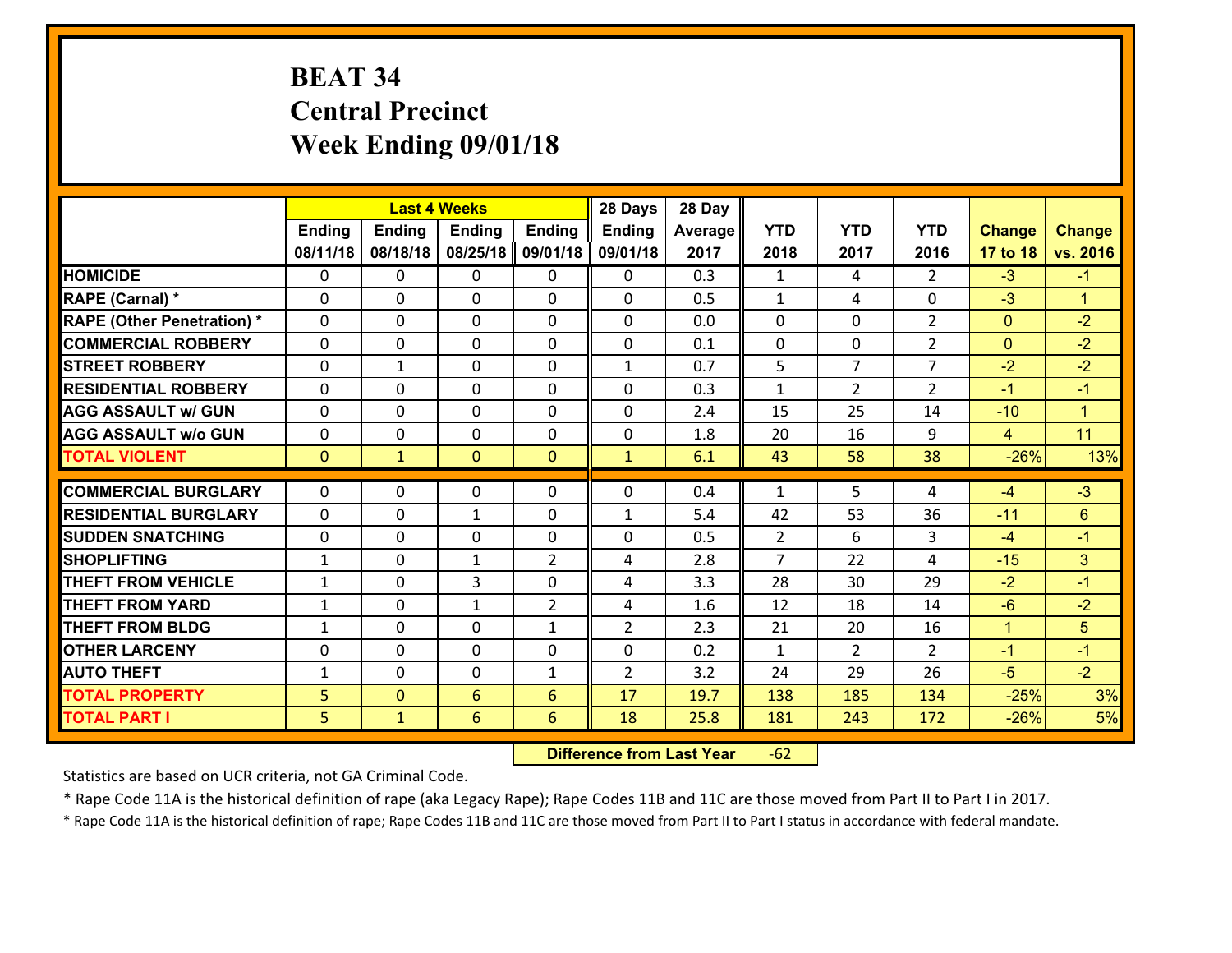# BEAT 34
# Central Precinct
# Week Ending 09/01/18

| | Last 4 Weeks | | | | 28 Days | 28 Day | | | | | |
|---|---|---|---|---|---|---|---|---|---|---|---|
| | Ending 08/11/18 | Ending 08/18/18 | Ending 08/25/18 | Ending 09/01/18 | Ending 09/01/18 | Average 2017 | YTD 2018 | YTD 2017 | YTD 2016 | Change 17 to 18 | Change vs. 2016 |
| HOMICIDE | 0 | 0 | 0 | 0 | 0 | 0.3 | 1 | 4 | 2 | -3 | -1 |
| RAPE (Carnal) * | 0 | 0 | 0 | 0 | 0 | 0.5 | 1 | 4 | 0 | -3 | 1 |
| RAPE (Other Penetration) * | 0 | 0 | 0 | 0 | 0 | 0.0 | 0 | 0 | 2 | 0 | -2 |
| COMMERCIAL ROBBERY | 0 | 0 | 0 | 0 | 0 | 0.1 | 0 | 0 | 2 | 0 | -2 |
| STREET ROBBERY | 0 | 1 | 0 | 0 | 1 | 0.7 | 5 | 7 | 7 | -2 | -2 |
| RESIDENTIAL ROBBERY | 0 | 0 | 0 | 0 | 0 | 0.3 | 1 | 2 | 2 | -1 | -1 |
| AGG ASSAULT w/ GUN | 0 | 0 | 0 | 0 | 0 | 2.4 | 15 | 25 | 14 | -10 | 1 |
| AGG ASSAULT w/o GUN | 0 | 0 | 0 | 0 | 0 | 1.8 | 20 | 16 | 9 | 4 | 11 |
| TOTAL VIOLENT | 0 | 1 | 0 | 0 | 1 | 6.1 | 43 | 58 | 38 | -26% | 13% |
| COMMERCIAL BURGLARY | 0 | 0 | 0 | 0 | 0 | 0.4 | 1 | 5 | 4 | -4 | -3 |
| RESIDENTIAL BURGLARY | 0 | 0 | 1 | 0 | 1 | 5.4 | 42 | 53 | 36 | -11 | 6 |
| SUDDEN SNATCHING | 0 | 0 | 0 | 0 | 0 | 0.5 | 2 | 6 | 3 | -4 | -1 |
| SHOPLIFTING | 1 | 0 | 1 | 2 | 4 | 2.8 | 7 | 22 | 4 | -15 | 3 |
| THEFT FROM VEHICLE | 1 | 0 | 3 | 0 | 4 | 3.3 | 28 | 30 | 29 | -2 | -1 |
| THEFT FROM YARD | 1 | 0 | 1 | 2 | 4 | 1.6 | 12 | 18 | 14 | -6 | -2 |
| THEFT FROM BLDG | 1 | 0 | 0 | 1 | 2 | 2.3 | 21 | 20 | 16 | 1 | 5 |
| OTHER LARCENY | 0 | 0 | 0 | 0 | 0 | 0.2 | 1 | 2 | 2 | -1 | -1 |
| AUTO THEFT | 1 | 0 | 0 | 1 | 2 | 3.2 | 24 | 29 | 26 | -5 | -2 |
| TOTAL PROPERTY | 5 | 0 | 6 | 6 | 17 | 19.7 | 138 | 185 | 134 | -25% | 3% |
| TOTAL PART I | 5 | 1 | 6 | 6 | 18 | 25.8 | 181 | 243 | 172 | -26% | 5% |

**Difference from Last Year** -62

Statistics are based on UCR criteria, not GA Criminal Code.

* Rape Code 11A is the historical definition of rape (aka Legacy Rape); Rape Codes 11B and 11C are those moved from Part II to Part I in 2017.

* Rape Code 11A is the historical definition of rape; Rape Codes 11B and 11C are those moved from Part II to Part I status in accordance with federal mandate.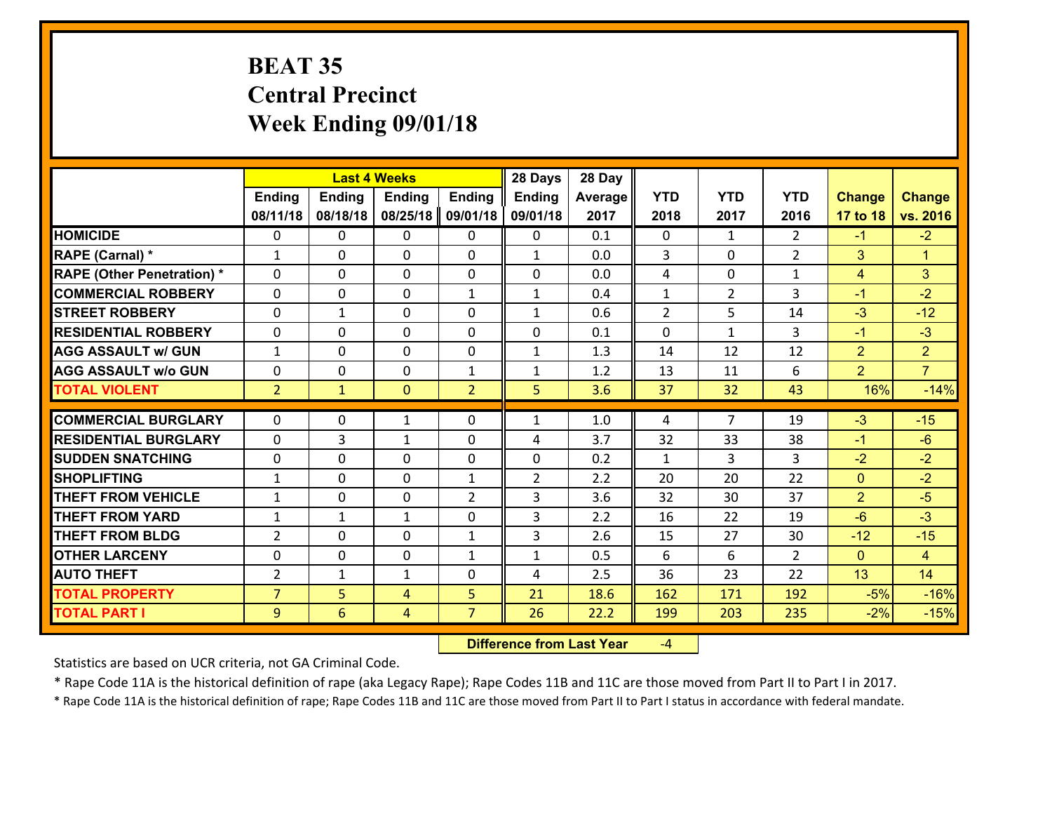# BEAT 35
# Central Precinct
# Week Ending 09/01/18

| | Last 4 Weeks | | | | 28 Days | 28 Day | | | | | |
|---|---|---|---|---|---|---|---|---|---|---|---|
| | Ending 08/11/18 | Ending 08/18/18 | Ending 08/25/18 | Ending 09/01/18 | Ending 09/01/18 | Average 2017 | YTD 2018 | YTD 2017 | YTD 2016 | Change 17 to 18 | Change vs. 2016 |
| **HOMICIDE** | 0 | 0 | 0 | 0 | 0 | 0.1 | 0 | 1 | 2 | -1 | -2 |
| **RAPE (Carnal) *** | 1 | 0 | 0 | 0 | 1 | 0.0 | 3 | 0 | 2 | 3 | 1 |
| **RAPE (Other Penetration) *** | 0 | 0 | 0 | 0 | 0 | 0.0 | 4 | 0 | 1 | 4 | 3 |
| **COMMERCIAL ROBBERY** | 0 | 0 | 0 | 1 | 1 | 0.4 | 1 | 2 | 3 | -1 | -2 |
| **STREET ROBBERY** | 0 | 1 | 0 | 0 | 1 | 0.6 | 2 | 5 | 14 | -3 | -12 |
| **RESIDENTIAL ROBBERY** | 0 | 0 | 0 | 0 | 0 | 0.1 | 0 | 1 | 3 | -1 | -3 |
| **AGG ASSAULT w/ GUN** | 1 | 0 | 0 | 0 | 1 | 1.3 | 14 | 12 | 12 | 2 | 2 |
| **AGG ASSAULT w/o GUN** | 0 | 0 | 0 | 1 | 1 | 1.2 | 13 | 11 | 6 | 2 | 7 |
| **TOTAL VIOLENT** | 2 | 1 | 0 | 2 | 5 | 3.6 | 37 | 32 | 43 | 16% | -14% |
| **COMMERCIAL BURGLARY** | 0 | 0 | 1 | 0 | 1 | 1.0 | 4 | 7 | 19 | -3 | -15 |
| **RESIDENTIAL BURGLARY** | 0 | 3 | 1 | 0 | 4 | 3.7 | 32 | 33 | 38 | -1 | -6 |
| **SUDDEN SNATCHING** | 0 | 0 | 0 | 0 | 0 | 0.2 | 1 | 3 | 3 | -2 | -2 |
| **SHOPLIFTING** | 1 | 0 | 0 | 1 | 2 | 2.2 | 20 | 20 | 22 | 0 | -2 |
| **THEFT FROM VEHICLE** | 1 | 0 | 0 | 2 | 3 | 3.6 | 32 | 30 | 37 | 2 | -5 |
| **THEFT FROM YARD** | 1 | 1 | 1 | 0 | 3 | 2.2 | 16 | 22 | 19 | -6 | -3 |
| **THEFT FROM BLDG** | 2 | 0 | 0 | 1 | 3 | 2.6 | 15 | 27 | 30 | -12 | -15 |
| **OTHER LARCENY** | 0 | 0 | 0 | 1 | 1 | 0.5 | 6 | 6 | 2 | 0 | 4 |
| **AUTO THEFT** | 2 | 1 | 1 | 0 | 4 | 2.5 | 36 | 23 | 22 | 13 | 14 |
| **TOTAL PROPERTY** | 7 | 5 | 4 | 5 | 21 | 18.6 | 162 | 171 | 192 | -5% | -16% |
| **TOTAL PART I** | 9 | 6 | 4 | 7 | 26 | 22.2 | 199 | 203 | 235 | -2% | -15% |

**Difference from Last Year** -4

Statistics are based on UCR criteria, not GA Criminal Code.

* Rape Code 11A is the historical definition of rape (aka Legacy Rape); Rape Codes 11B and 11C are those moved from Part II to Part I in 2017.

* Rape Code 11A is the historical definition of rape; Rape Codes 11B and 11C are those moved from Part II to Part I status in accordance with federal mandate.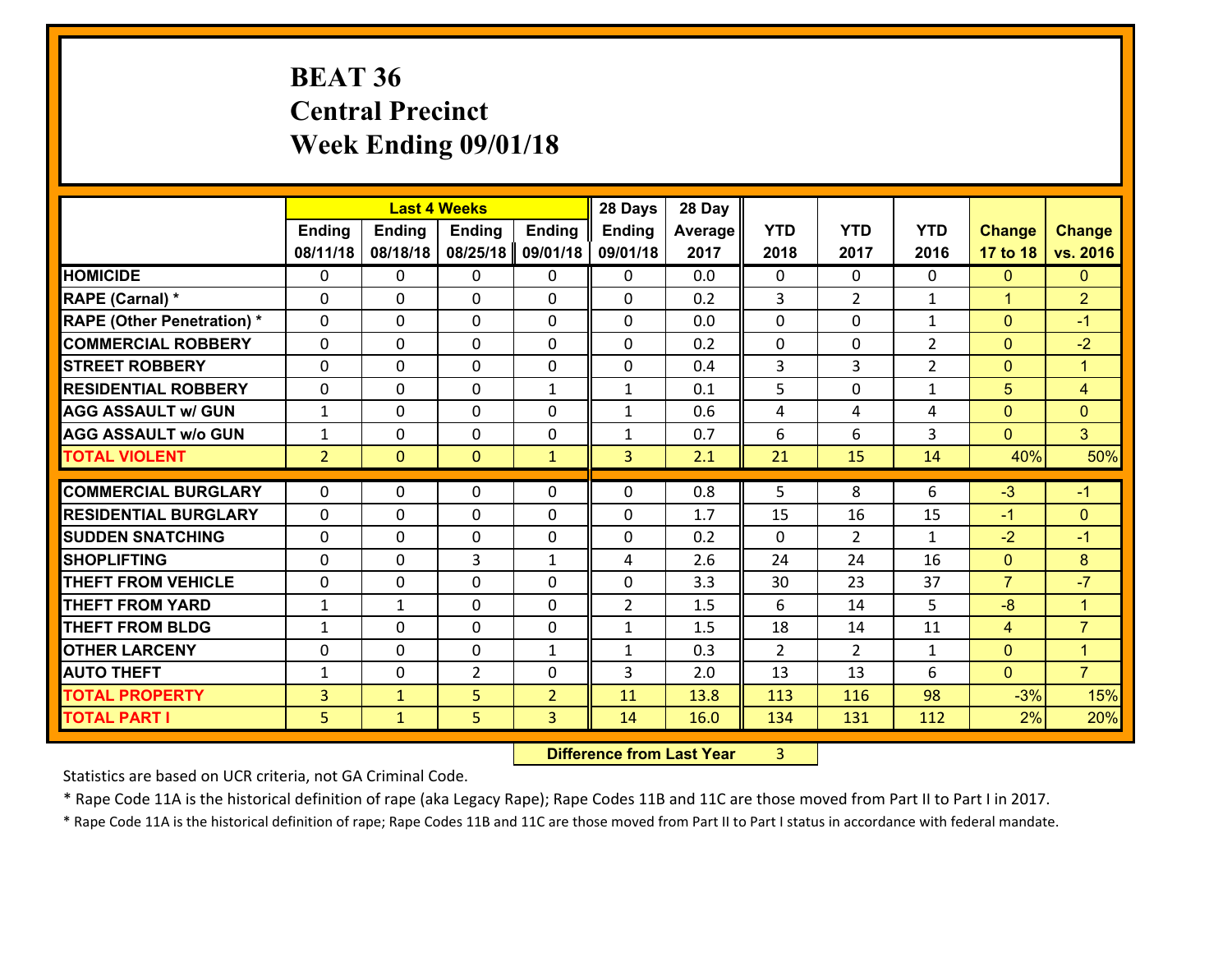# BEAT 36
# Central Precinct
# Week Ending 09/01/18

| | Last 4 Weeks | | | | 28 Days | 28 Day | | | | | |
|---|---|---|---|---|---|---|---|---|---|---|---|
| | Ending 08/11/18 | Ending 08/18/18 | Ending 08/25/18 | Ending 09/01/18 | Ending 09/01/18 | Average 2017 | YTD 2018 | YTD 2017 | YTD 2016 | Change 17 to 18 | Change vs. 2016 |
| HOMICIDE | 0 | 0 | 0 | 0 | 0 | 0.0 | 0 | 0 | 0 | 0 | 0 |
| RAPE (Carnal) * | 0 | 0 | 0 | 0 | 0 | 0.2 | 3 | 2 | 1 | 1 | 2 |
| RAPE (Other Penetration) * | 0 | 0 | 0 | 0 | 0 | 0.0 | 0 | 0 | 1 | 0 | -1 |
| COMMERCIAL ROBBERY | 0 | 0 | 0 | 0 | 0 | 0.2 | 0 | 0 | 2 | 0 | -2 |
| STREET ROBBERY | 0 | 0 | 0 | 0 | 0 | 0.4 | 3 | 3 | 2 | 0 | 1 |
| RESIDENTIAL ROBBERY | 0 | 0 | 0 | 1 | 1 | 0.1 | 5 | 0 | 1 | 5 | 4 |
| AGG ASSAULT w/ GUN | 1 | 0 | 0 | 0 | 1 | 0.6 | 4 | 4 | 4 | 0 | 0 |
| AGG ASSAULT w/o GUN | 1 | 0 | 0 | 0 | 1 | 0.7 | 6 | 6 | 3 | 0 | 3 |
| TOTAL VIOLENT | 2 | 0 | 0 | 1 | 3 | 2.1 | 21 | 15 | 14 | 40% | 50% |
| COMMERCIAL BURGLARY | 0 | 0 | 0 | 0 | 0 | 0.8 | 5 | 8 | 6 | -3 | -1 |
| RESIDENTIAL BURGLARY | 0 | 0 | 0 | 0 | 0 | 1.7 | 15 | 16 | 15 | -1 | 0 |
| SUDDEN SNATCHING | 0 | 0 | 0 | 0 | 0 | 0.2 | 0 | 2 | 1 | -2 | -1 |
| SHOPLIFTING | 0 | 0 | 3 | 1 | 4 | 2.6 | 24 | 24 | 16 | 0 | 8 |
| THEFT FROM VEHICLE | 0 | 0 | 0 | 0 | 0 | 3.3 | 30 | 23 | 37 | 7 | -7 |
| THEFT FROM YARD | 1 | 1 | 0 | 0 | 2 | 1.5 | 6 | 14 | 5 | -8 | 1 |
| THEFT FROM BLDG | 1 | 0 | 0 | 0 | 1 | 1.5 | 18 | 14 | 11 | 4 | 7 |
| OTHER LARCENY | 0 | 0 | 0 | 1 | 1 | 0.3 | 2 | 2 | 1 | 0 | 1 |
| AUTO THEFT | 1 | 0 | 2 | 0 | 3 | 2.0 | 13 | 13 | 6 | 0 | 7 |
| TOTAL PROPERTY | 3 | 1 | 5 | 2 | 11 | 13.8 | 113 | 116 | 98 | -3% | 15% |
| TOTAL PART I | 5 | 1 | 5 | 3 | 14 | 16.0 | 134 | 131 | 112 | 2% | 20% |

**Difference from Last Year** 3

Statistics are based on UCR criteria, not GA Criminal Code.

* Rape Code 11A is the historical definition of rape (aka Legacy Rape); Rape Codes 11B and 11C are those moved from Part II to Part I in 2017.

* Rape Code 11A is the historical definition of rape; Rape Codes 11B and 11C are those moved from Part II to Part I status in accordance with federal mandate.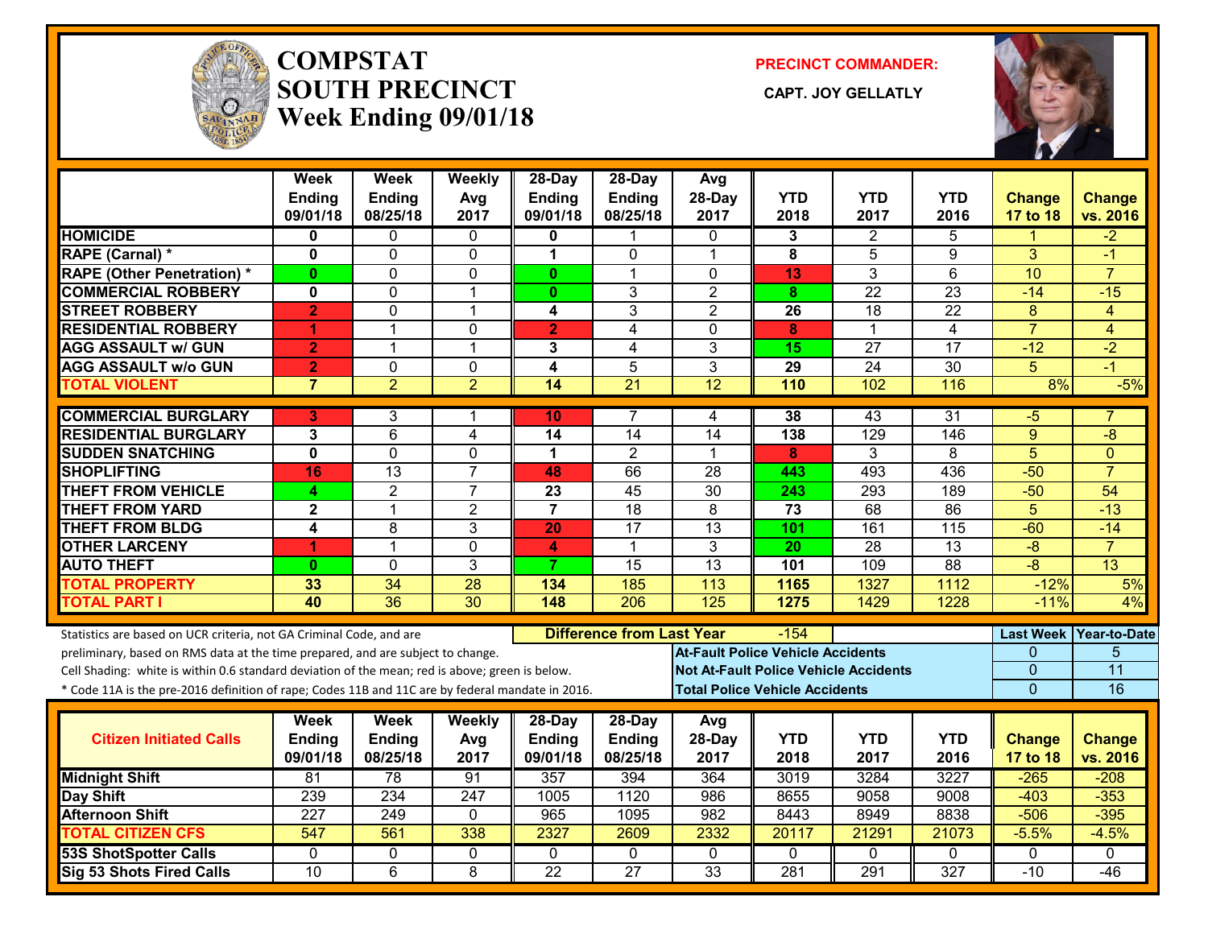# COMPSTAT
# SOUTH PRECINCT
# Week Ending 09/01/18

**PRECINCT COMMANDER:**

**CAPT. JOY GELLATLY**

| | Week Ending 09/01/18 | Week Ending 08/25/18 | Weekly Avg 2017 | 28-Day Ending 09/01/18 | 28-Day Ending 08/25/18 | Avg 28-Day 2017 | YTD 2018 | YTD 2017 | YTD 2016 | Change 17 to 18 | Change vs. 2016 |
|---|---|---|---|---|---|---|---|---|---|---|---|
| HOMICIDE | 0 | 0 | 0 | 0 | 1 | 0 | 3 | 2 | 5 | 1 | -2 |
| RAPE (Carnal) * | 0 | 0 | 0 | 1 | 0 | 1 | 8 | 5 | 9 | 3 | -1 |
| RAPE (Other Penetration) * | 0 | 0 | 0 | 0 | 1 | 0 | 13 | 3 | 6 | 10 | 7 |
| COMMERCIAL ROBBERY | 0 | 0 | 1 | 0 | 3 | 2 | 8 | 22 | 23 | -14 | -15 |
| STREET ROBBERY | 2 | 0 | 1 | 4 | 3 | 2 | 26 | 18 | 22 | 8 | 4 |
| RESIDENTIAL ROBBERY | 1 | 1 | 0 | 2 | 4 | 0 | 8 | 1 | 4 | 7 | 4 |
| AGG ASSAULT w/ GUN | 2 | 1 | 1 | 3 | 4 | 3 | 15 | 27 | 17 | -12 | -2 |
| AGG ASSAULT w/o GUN | 2 | 0 | 0 | 4 | 5 | 3 | 29 | 24 | 30 | 5 | -1 |
| TOTAL VIOLENT | 7 | 2 | 2 | 14 | 21 | 12 | 110 | 102 | 116 | 8% | -5% |
| COMMERCIAL BURGLARY | 3 | 3 | 1 | 10 | 7 | 4 | 38 | 43 | 31 | -5 | 7 |
| RESIDENTIAL BURGLARY | 3 | 6 | 4 | 14 | 14 | 14 | 138 | 129 | 146 | 9 | -8 |
| SUDDEN SNATCHING | 0 | 0 | 0 | 1 | 2 | 1 | 8 | 3 | 8 | 5 | 0 |
| SHOPLIFTING | 16 | 13 | 7 | 48 | 66 | 28 | 443 | 493 | 436 | -50 | 7 |
| THEFT FROM VEHICLE | 4 | 2 | 7 | 23 | 45 | 30 | 243 | 293 | 189 | -50 | 54 |
| THEFT FROM YARD | 2 | 1 | 2 | 7 | 18 | 8 | 73 | 68 | 86 | 5 | -13 |
| THEFT FROM BLDG | 4 | 8 | 3 | 20 | 17 | 13 | 101 | 161 | 115 | -60 | -14 |
| OTHER LARCENY | 1 | 1 | 0 | 4 | 1 | 3 | 20 | 28 | 13 | -8 | 7 |
| AUTO THEFT | 0 | 0 | 3 | 7 | 15 | 13 | 101 | 109 | 88 | -8 | 13 |
| TOTAL PROPERTY | 33 | 34 | 28 | 134 | 185 | 113 | 1165 | 1327 | 1112 | -12% | 5% |
| TOTAL PART I | 40 | 36 | 30 | 148 | 206 | 125 | 1275 | 1429 | 1228 | -11% | 4% |

Statistics are based on UCR criteria, not GA Criminal Code, and are preliminary, based on RMS data at the time prepared, and are subject to change.
Cell Shading: white is within 0.6 standard deviation of the mean; red is above; green is below.
* Code 11A is the pre-2016 definition of rape; Codes 11B and 11C are by federal mandate in 2016.

**Difference from Last Year:** -154

| | Last Week | Year-to-Date |
|---|---|---|
| At-Fault Police Vehicle Accidents | 0 | 5 |
| Not At-Fault Police Vehicle Accidents | 0 | 11 |
| Total Police Vehicle Accidents | 0 | 16 |

| Citizen Initiated Calls | Week Ending 09/01/18 | Week Ending 08/25/18 | Weekly Avg 2017 | 28-Day Ending 09/01/18 | 28-Day Ending 08/25/18 | Avg 28-Day 2017 | YTD 2018 | YTD 2017 | YTD 2016 | Change 17 to 18 | Change vs. 2016 |
|---|---|---|---|---|---|---|---|---|---|---|---|
| Midnight Shift | 81 | 78 | 91 | 357 | 394 | 364 | 3019 | 3284 | 3227 | -265 | -208 |
| Day Shift | 239 | 234 | 247 | 1005 | 1120 | 986 | 8655 | 9058 | 9008 | -403 | -353 |
| Afternoon Shift | 227 | 249 | 0 | 965 | 1095 | 982 | 8443 | 8949 | 8838 | -506 | -395 |
| TOTAL CITIZEN CFS | 547 | 561 | 338 | 2327 | 2609 | 2332 | 20117 | 21291 | 21073 | -5.5% | -4.5% |
| 53S ShotSpotter Calls | 0 | 0 | 0 | 0 | 0 | 0 | 0 | 0 | 0 | 0 | 0 |
| Sig 53 Shots Fired Calls | 10 | 6 | 8 | 22 | 27 | 33 | 281 | 291 | 327 | -10 | -46 |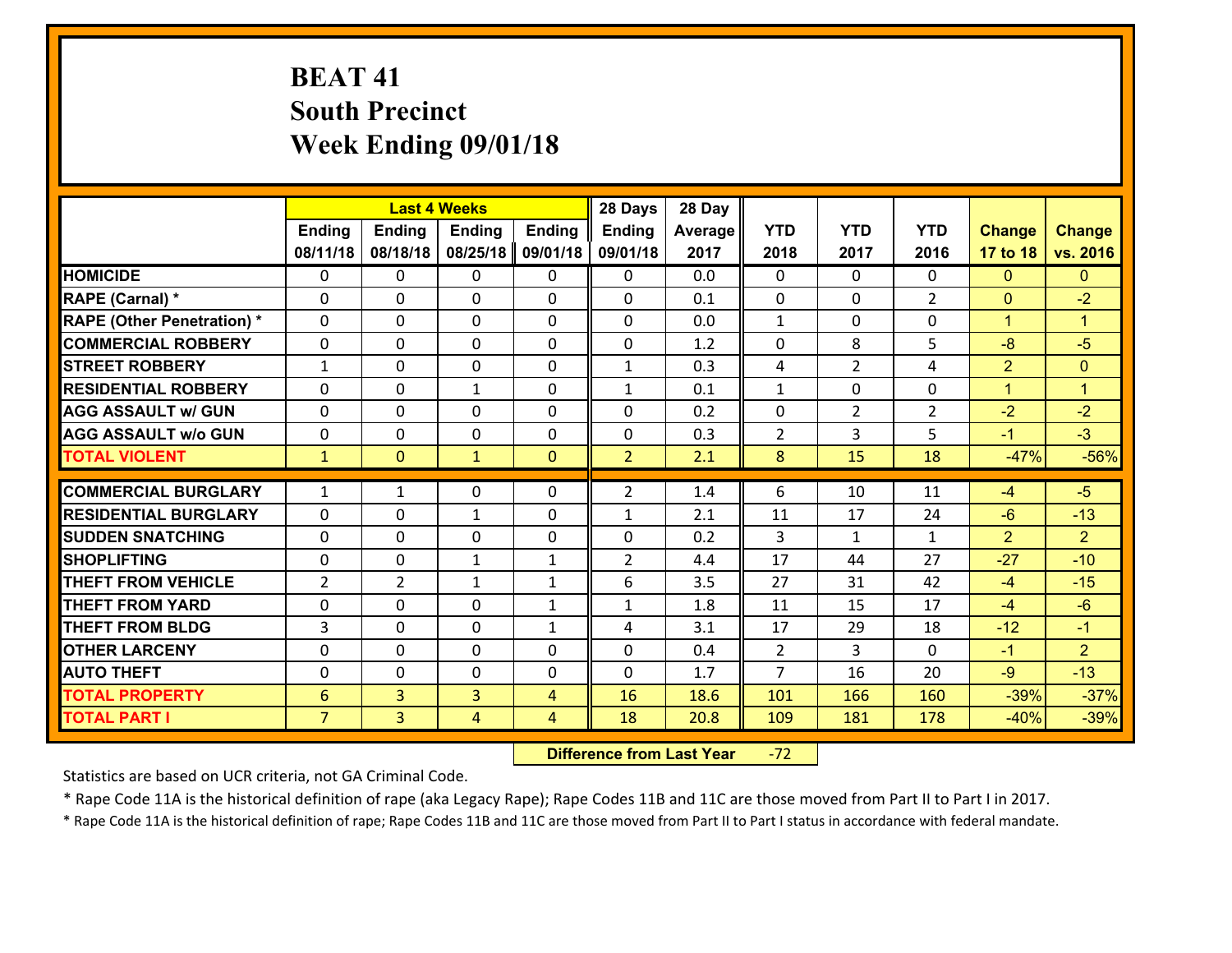# BEAT 41
# South Precinct
# Week Ending 09/01/18

| | Last 4 Weeks | | | | 28 Days | 28 Day | | | | | |
|---|---|---|---|---|---|---|---|---|---|---|---|
| | Ending 08/11/18 | Ending 08/18/18 | Ending 08/25/18 | Ending 09/01/18 | Ending 09/01/18 | Average 2017 | YTD 2018 | YTD 2017 | YTD 2016 | Change 17 to 18 | Change vs. 2016 |
| HOMICIDE | 0 | 0 | 0 | 0 | 0 | 0.0 | 0 | 0 | 0 | 0 | 0 |
| RAPE (Carnal) * | 0 | 0 | 0 | 0 | 0 | 0.1 | 0 | 0 | 2 | 0 | -2 |
| RAPE (Other Penetration) * | 0 | 0 | 0 | 0 | 0 | 0.0 | 1 | 0 | 0 | 1 | 1 |
| COMMERCIAL ROBBERY | 0 | 0 | 0 | 0 | 0 | 1.2 | 0 | 8 | 5 | -8 | -5 |
| STREET ROBBERY | 1 | 0 | 0 | 0 | 1 | 0.3 | 4 | 2 | 4 | 2 | 0 |
| RESIDENTIAL ROBBERY | 0 | 0 | 1 | 0 | 1 | 0.1 | 1 | 0 | 0 | 1 | 1 |
| AGG ASSAULT w/ GUN | 0 | 0 | 0 | 0 | 0 | 0.2 | 0 | 2 | 2 | -2 | -2 |
| AGG ASSAULT w/o GUN | 0 | 0 | 0 | 0 | 0 | 0.3 | 2 | 3 | 5 | -1 | -3 |
| TOTAL VIOLENT | 1 | 0 | 1 | 0 | 2 | 2.1 | 8 | 15 | 18 | -47% | -56% |
| COMMERCIAL BURGLARY | 1 | 1 | 0 | 0 | 2 | 1.4 | 6 | 10 | 11 | -4 | -5 |
| RESIDENTIAL BURGLARY | 0 | 0 | 1 | 0 | 1 | 2.1 | 11 | 17 | 24 | -6 | -13 |
| SUDDEN SNATCHING | 0 | 0 | 0 | 0 | 0 | 0.2 | 3 | 1 | 1 | 2 | 2 |
| SHOPLIFTING | 0 | 0 | 1 | 1 | 2 | 4.4 | 17 | 44 | 27 | -27 | -10 |
| THEFT FROM VEHICLE | 2 | 2 | 1 | 1 | 6 | 3.5 | 27 | 31 | 42 | -4 | -15 |
| THEFT FROM YARD | 0 | 0 | 0 | 1 | 1 | 1.8 | 11 | 15 | 17 | -4 | -6 |
| THEFT FROM BLDG | 3 | 0 | 0 | 1 | 4 | 3.1 | 17 | 29 | 18 | -12 | -1 |
| OTHER LARCENY | 0 | 0 | 0 | 0 | 0 | 0.4 | 2 | 3 | 0 | -1 | 2 |
| AUTO THEFT | 0 | 0 | 0 | 0 | 0 | 1.7 | 7 | 16 | 20 | -9 | -13 |
| TOTAL PROPERTY | 6 | 3 | 3 | 4 | 16 | 18.6 | 101 | 166 | 160 | -39% | -37% |
| TOTAL PART I | 7 | 3 | 4 | 4 | 18 | 20.8 | 109 | 181 | 178 | -40% | -39% |

**Difference from Last Year** -72

Statistics are based on UCR criteria, not GA Criminal Code.

* Rape Code 11A is the historical definition of rape (aka Legacy Rape); Rape Codes 11B and 11C are those moved from Part II to Part I in 2017.

* Rape Code 11A is the historical definition of rape; Rape Codes 11B and 11C are those moved from Part II to Part I status in accordance with federal mandate.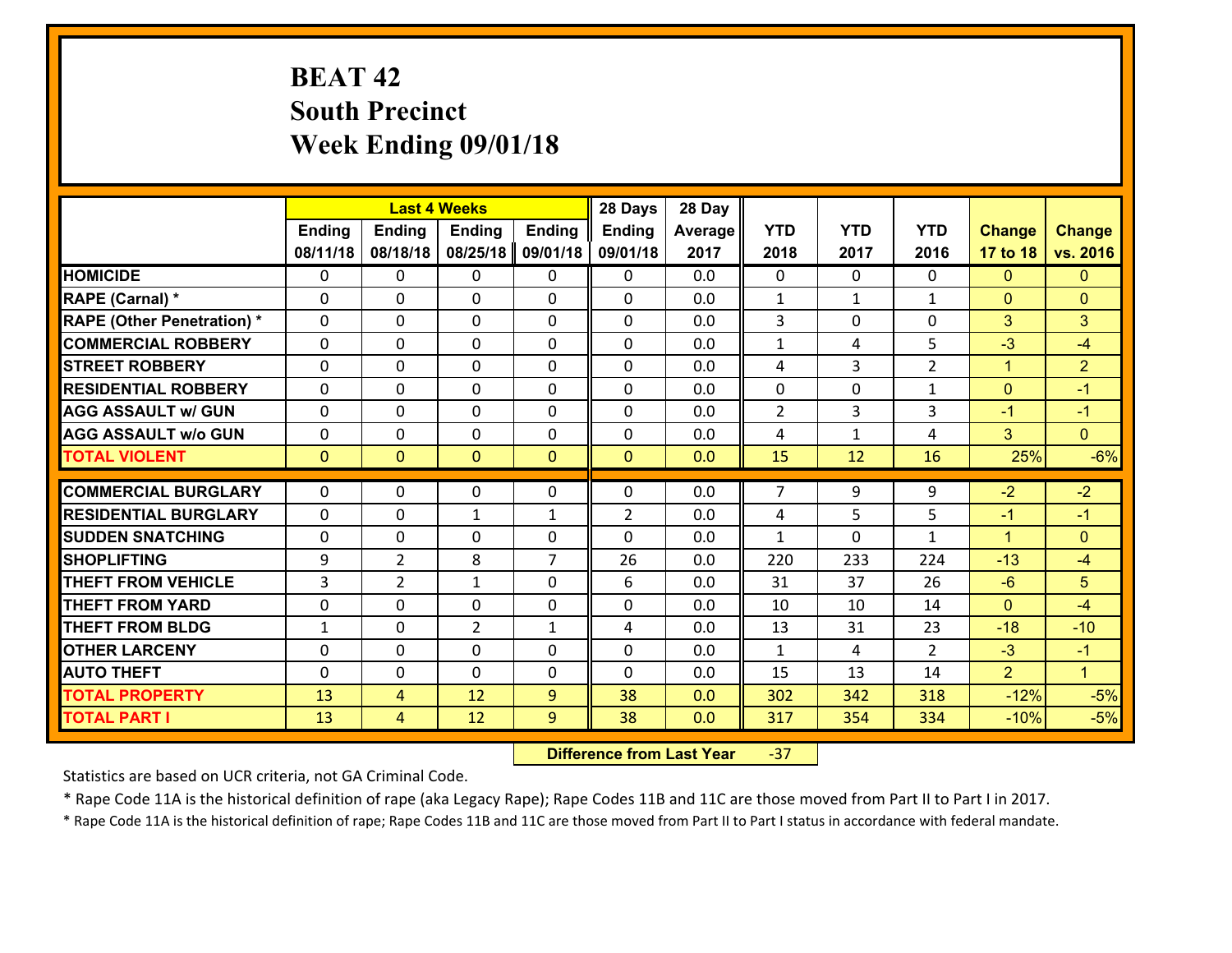# BEAT 42
## South Precinct
## Week Ending 09/01/18

| | Last 4 Weeks | | | | 28 Days | 28 Day | | | | | |
|---|---|---|---|---|---|---|---|---|---|---|---|
| | Ending 08/11/18 | Ending 08/18/18 | Ending 08/25/18 | Ending 09/01/18 | Ending 09/01/18 | Average 2017 | YTD 2018 | YTD 2017 | YTD 2016 | Change 17 to 18 | Change vs. 2016 |
| HOMICIDE | 0 | 0 | 0 | 0 | 0 | 0.0 | 0 | 0 | 0 | 0 | 0 |
| RAPE (Carnal) * | 0 | 0 | 0 | 0 | 0 | 0.0 | 1 | 1 | 1 | 0 | 0 |
| RAPE (Other Penetration) * | 0 | 0 | 0 | 0 | 0 | 0.0 | 3 | 0 | 0 | 3 | 3 |
| COMMERCIAL ROBBERY | 0 | 0 | 0 | 0 | 0 | 0.0 | 1 | 4 | 5 | -3 | -4 |
| STREET ROBBERY | 0 | 0 | 0 | 0 | 0 | 0.0 | 4 | 3 | 2 | 1 | 2 |
| RESIDENTIAL ROBBERY | 0 | 0 | 0 | 0 | 0 | 0.0 | 0 | 0 | 1 | 0 | -1 |
| AGG ASSAULT w/ GUN | 0 | 0 | 0 | 0 | 0 | 0.0 | 2 | 3 | 3 | -1 | -1 |
| AGG ASSAULT w/o GUN | 0 | 0 | 0 | 0 | 0 | 0.0 | 4 | 1 | 4 | 3 | 0 |
| TOTAL VIOLENT | 0 | 0 | 0 | 0 | 0 | 0.0 | 15 | 12 | 16 | 25% | -6% |
| COMMERCIAL BURGLARY | 0 | 0 | 0 | 0 | 0 | 0.0 | 7 | 9 | 9 | -2 | -2 |
| RESIDENTIAL BURGLARY | 0 | 0 | 1 | 1 | 2 | 0.0 | 4 | 5 | 5 | -1 | -1 |
| SUDDEN SNATCHING | 0 | 0 | 0 | 0 | 0 | 0.0 | 1 | 0 | 1 | 1 | 0 |
| SHOPLIFTING | 9 | 2 | 8 | 7 | 26 | 0.0 | 220 | 233 | 224 | -13 | -4 |
| THEFT FROM VEHICLE | 3 | 2 | 1 | 0 | 6 | 0.0 | 31 | 37 | 26 | -6 | 5 |
| THEFT FROM YARD | 0 | 0 | 0 | 0 | 0 | 0.0 | 10 | 10 | 14 | 0 | -4 |
| THEFT FROM BLDG | 1 | 0 | 2 | 1 | 4 | 0.0 | 13 | 31 | 23 | -18 | -10 |
| OTHER LARCENY | 0 | 0 | 0 | 0 | 0 | 0.0 | 1 | 4 | 2 | -3 | -1 |
| AUTO THEFT | 0 | 0 | 0 | 0 | 0 | 0.0 | 15 | 13 | 14 | 2 | 1 |
| TOTAL PROPERTY | 13 | 4 | 12 | 9 | 38 | 0.0 | 302 | 342 | 318 | -12% | -5% |
| TOTAL PART I | 13 | 4 | 12 | 9 | 38 | 0.0 | 317 | 354 | 334 | -10% | -5% |

**Difference from Last Year** -37

Statistics are based on UCR criteria, not GA Criminal Code.

* Rape Code 11A is the historical definition of rape (aka Legacy Rape); Rape Codes 11B and 11C are those moved from Part II to Part I in 2017.

* Rape Code 11A is the historical definition of rape; Rape Codes 11B and 11C are those moved from Part II to Part I status in accordance with federal mandate.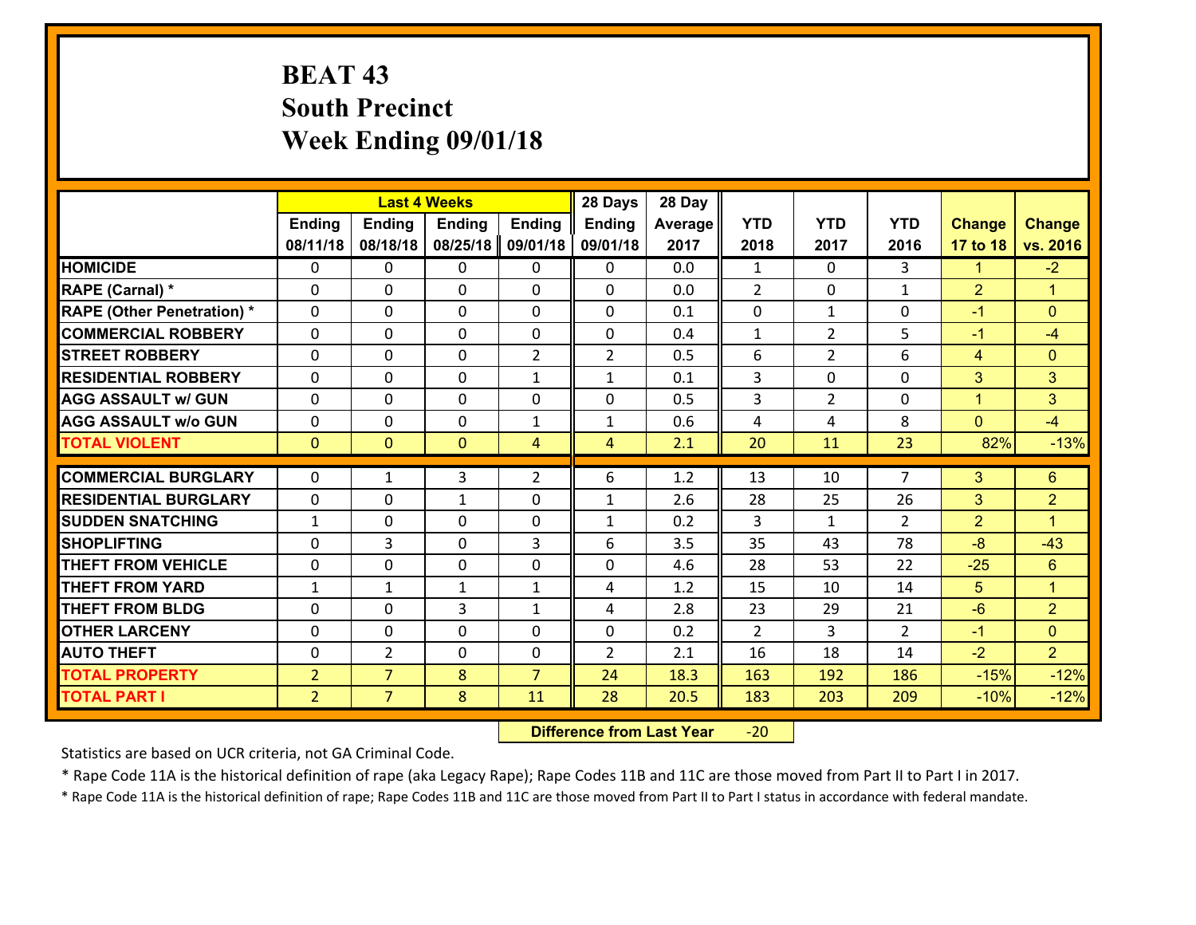# BEAT 43
## South Precinct
## Week Ending 09/01/18

| | Last 4 Weeks | | | | 28 Days | 28 Day | | | | | |
|---|---|---|---|---|---|---|---|---|---|---|---|
| | Ending 08/11/18 | Ending 08/18/18 | Ending 08/25/18 | Ending 09/01/18 | Ending 09/01/18 | Average 2017 | YTD 2018 | YTD 2017 | YTD 2016 | Change 17 to 18 | Change vs. 2016 |
| HOMICIDE | 0 | 0 | 0 | 0 | 0 | 0.0 | 1 | 0 | 3 | 1 | -2 |
| RAPE (Carnal) * | 0 | 0 | 0 | 0 | 0 | 0.0 | 2 | 0 | 1 | 2 | 1 |
| RAPE (Other Penetration) * | 0 | 0 | 0 | 0 | 0 | 0.1 | 0 | 1 | 0 | -1 | 0 |
| COMMERCIAL ROBBERY | 0 | 0 | 0 | 0 | 0 | 0.4 | 1 | 2 | 5 | -1 | -4 |
| STREET ROBBERY | 0 | 0 | 0 | 2 | 2 | 0.5 | 6 | 2 | 6 | 4 | 0 |
| RESIDENTIAL ROBBERY | 0 | 0 | 0 | 1 | 1 | 0.1 | 3 | 0 | 0 | 3 | 3 |
| AGG ASSAULT w/ GUN | 0 | 0 | 0 | 0 | 0 | 0.5 | 3 | 2 | 0 | 1 | 3 |
| AGG ASSAULT w/o GUN | 0 | 0 | 0 | 1 | 1 | 0.6 | 4 | 4 | 8 | 0 | -4 |
| TOTAL VIOLENT | 0 | 0 | 0 | 4 | 4 | 2.1 | 20 | 11 | 23 | 82% | -13% |
| COMMERCIAL BURGLARY | 0 | 1 | 3 | 2 | 6 | 1.2 | 13 | 10 | 7 | 3 | 6 |
| RESIDENTIAL BURGLARY | 0 | 0 | 1 | 0 | 1 | 2.6 | 28 | 25 | 26 | 3 | 2 |
| SUDDEN SNATCHING | 1 | 0 | 0 | 0 | 1 | 0.2 | 3 | 1 | 2 | 2 | 1 |
| SHOPLIFTING | 0 | 3 | 0 | 3 | 6 | 3.5 | 35 | 43 | 78 | -8 | -43 |
| THEFT FROM VEHICLE | 0 | 0 | 0 | 0 | 0 | 4.6 | 28 | 53 | 22 | -25 | 6 |
| THEFT FROM YARD | 1 | 1 | 1 | 1 | 4 | 1.2 | 15 | 10 | 14 | 5 | 1 |
| THEFT FROM BLDG | 0 | 0 | 3 | 1 | 4 | 2.8 | 23 | 29 | 21 | -6 | 2 |
| OTHER LARCENY | 0 | 0 | 0 | 0 | 0 | 0.2 | 2 | 3 | 2 | -1 | 0 |
| AUTO THEFT | 0 | 2 | 0 | 0 | 2 | 2.1 | 16 | 18 | 14 | -2 | 2 |
| TOTAL PROPERTY | 2 | 7 | 8 | 7 | 24 | 18.3 | 163 | 192 | 186 | -15% | -12% |
| TOTAL PART I | 2 | 7 | 8 | 11 | 28 | 20.5 | 183 | 203 | 209 | -10% | -12% |

**Difference from Last Year** -20

Statistics are based on UCR criteria, not GA Criminal Code.

* Rape Code 11A is the historical definition of rape (aka Legacy Rape); Rape Codes 11B and 11C are those moved from Part II to Part I in 2017.

* Rape Code 11A is the historical definition of rape; Rape Codes 11B and 11C are those moved from Part II to Part I status in accordance with federal mandate.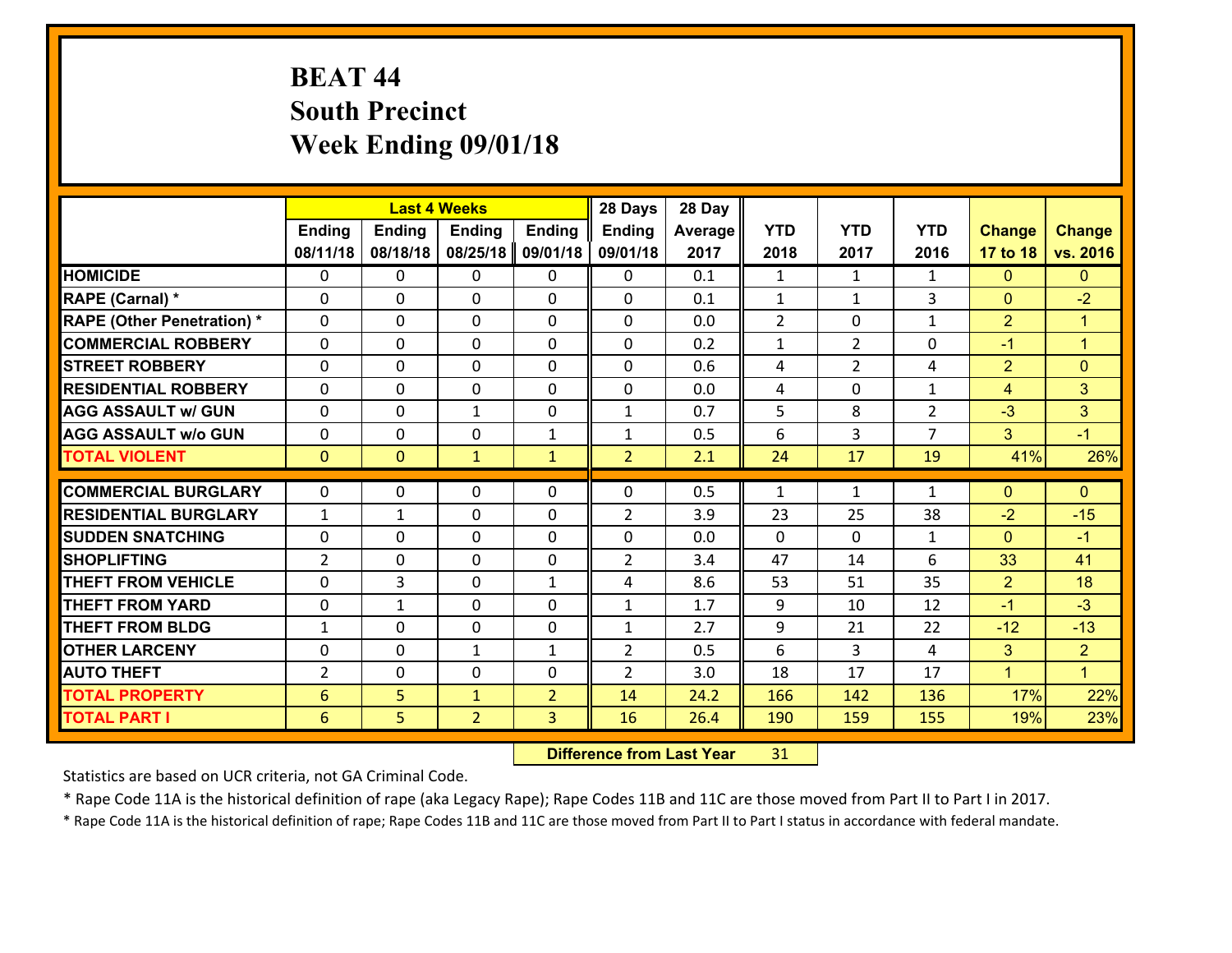# BEAT 44
## South Precinct
## Week Ending 09/01/18

| | Last 4 Weeks | | | | 28 Days | 28 Day | | | | | |
|---|---|---|---|---|---|---|---|---|---|---|---|
| | Ending 08/11/18 | Ending 08/18/18 | Ending 08/25/18 | Ending 09/01/18 | Ending 09/01/18 | Average 2017 | YTD 2018 | YTD 2017 | YTD 2016 | Change 17 to 18 | Change vs. 2016 |
| HOMICIDE | 0 | 0 | 0 | 0 | 0 | 0.1 | 1 | 1 | 1 | 0 | 0 |
| RAPE (Carnal) * | 0 | 0 | 0 | 0 | 0 | 0.1 | 1 | 1 | 3 | 0 | -2 |
| RAPE (Other Penetration) * | 0 | 0 | 0 | 0 | 0 | 0.0 | 2 | 0 | 1 | 2 | 1 |
| COMMERCIAL ROBBERY | 0 | 0 | 0 | 0 | 0 | 0.2 | 1 | 2 | 0 | -1 | 1 |
| STREET ROBBERY | 0 | 0 | 0 | 0 | 0 | 0.6 | 4 | 2 | 4 | 2 | 0 |
| RESIDENTIAL ROBBERY | 0 | 0 | 0 | 0 | 0 | 0.0 | 4 | 0 | 1 | 4 | 3 |
| AGG ASSAULT w/ GUN | 0 | 0 | 1 | 0 | 1 | 0.7 | 5 | 8 | 2 | -3 | 3 |
| AGG ASSAULT w/o GUN | 0 | 0 | 0 | 1 | 1 | 0.5 | 6 | 3 | 7 | 3 | -1 |
| TOTAL VIOLENT | 0 | 0 | 1 | 1 | 2 | 2.1 | 24 | 17 | 19 | 41% | 26% |
| COMMERCIAL BURGLARY | 0 | 0 | 0 | 0 | 0 | 0.5 | 1 | 1 | 1 | 0 | 0 |
| RESIDENTIAL BURGLARY | 1 | 1 | 0 | 0 | 2 | 3.9 | 23 | 25 | 38 | -2 | -15 |
| SUDDEN SNATCHING | 0 | 0 | 0 | 0 | 0 | 0.0 | 0 | 0 | 1 | 0 | -1 |
| SHOPLIFTING | 2 | 0 | 0 | 0 | 2 | 3.4 | 47 | 14 | 6 | 33 | 41 |
| THEFT FROM VEHICLE | 0 | 3 | 0 | 1 | 4 | 8.6 | 53 | 51 | 35 | 2 | 18 |
| THEFT FROM YARD | 0 | 1 | 0 | 0 | 1 | 1.7 | 9 | 10 | 12 | -1 | -3 |
| THEFT FROM BLDG | 1 | 0 | 0 | 0 | 1 | 2.7 | 9 | 21 | 22 | -12 | -13 |
| OTHER LARCENY | 0 | 0 | 1 | 1 | 2 | 0.5 | 6 | 3 | 4 | 3 | 2 |
| AUTO THEFT | 2 | 0 | 0 | 0 | 2 | 3.0 | 18 | 17 | 17 | 1 | 1 |
| TOTAL PROPERTY | 6 | 5 | 1 | 2 | 14 | 24.2 | 166 | 142 | 136 | 17% | 22% |
| TOTAL PART I | 6 | 5 | 2 | 3 | 16 | 26.4 | 190 | 159 | 155 | 19% | 23% |

**Difference from Last Year** 31

Statistics are based on UCR criteria, not GA Criminal Code.

* Rape Code 11A is the historical definition of rape (aka Legacy Rape); Rape Codes 11B and 11C are those moved from Part II to Part I in 2017.

* Rape Code 11A is the historical definition of rape; Rape Codes 11B and 11C are those moved from Part II to Part I status in accordance with federal mandate.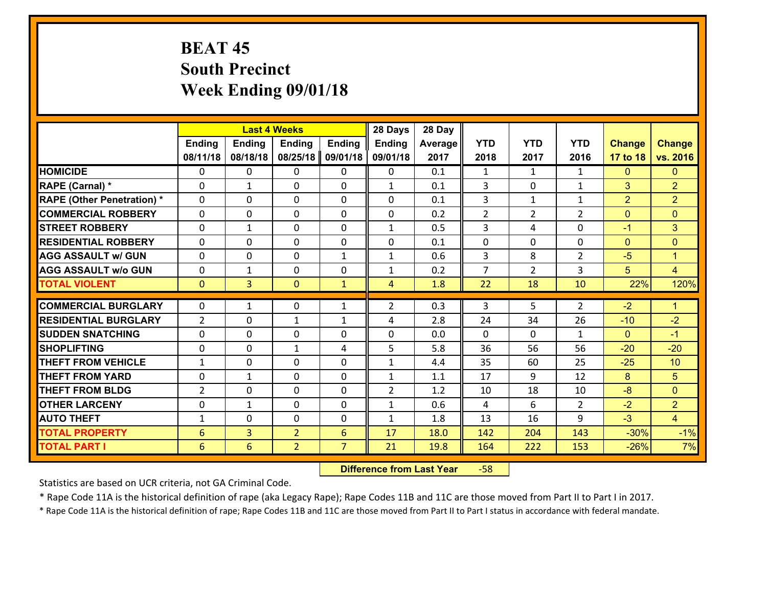# BEAT 45
## South Precinct
## Week Ending 09/01/18

| | Last 4 Weeks | | | | 28 Days | 28 Day | | | | | |
|---|---|---|---|---|---|---|---|---|---|---|---|
| | Ending 08/11/18 | Ending 08/18/18 | Ending 08/25/18 | Ending 09/01/18 | Ending 09/01/18 | Average 2017 | YTD 2018 | YTD 2017 | YTD 2016 | Change 17 to 18 | Change vs. 2016 |
| HOMICIDE | 0 | 0 | 0 | 0 | 0 | 0.1 | 1 | 1 | 1 | 0 | 0 |
| RAPE (Carnal) * | 0 | 1 | 0 | 0 | 1 | 0.1 | 3 | 0 | 1 | 3 | 2 |
| RAPE (Other Penetration) * | 0 | 0 | 0 | 0 | 0 | 0.1 | 3 | 1 | 1 | 2 | 2 |
| COMMERCIAL ROBBERY | 0 | 0 | 0 | 0 | 0 | 0.2 | 2 | 2 | 2 | 0 | 0 |
| STREET ROBBERY | 0 | 1 | 0 | 0 | 1 | 0.5 | 3 | 4 | 0 | -1 | 3 |
| RESIDENTIAL ROBBERY | 0 | 0 | 0 | 0 | 0 | 0.1 | 0 | 0 | 0 | 0 | 0 |
| AGG ASSAULT w/ GUN | 0 | 0 | 0 | 1 | 1 | 0.6 | 3 | 8 | 2 | -5 | 1 |
| AGG ASSAULT w/o GUN | 0 | 1 | 0 | 0 | 1 | 0.2 | 7 | 2 | 3 | 5 | 4 |
| TOTAL VIOLENT | 0 | 3 | 0 | 1 | 4 | 1.8 | 22 | 18 | 10 | 22% | 120% |
| COMMERCIAL BURGLARY | 0 | 1 | 0 | 1 | 2 | 0.3 | 3 | 5 | 2 | -2 | 1 |
| RESIDENTIAL BURGLARY | 2 | 0 | 1 | 1 | 4 | 2.8 | 24 | 34 | 26 | -10 | -2 |
| SUDDEN SNATCHING | 0 | 0 | 0 | 0 | 0 | 0.0 | 0 | 0 | 1 | 0 | -1 |
| SHOPLIFTING | 0 | 0 | 1 | 4 | 5 | 5.8 | 36 | 56 | 56 | -20 | -20 |
| THEFT FROM VEHICLE | 1 | 0 | 0 | 0 | 1 | 4.4 | 35 | 60 | 25 | -25 | 10 |
| THEFT FROM YARD | 0 | 1 | 0 | 0 | 1 | 1.1 | 17 | 9 | 12 | 8 | 5 |
| THEFT FROM BLDG | 2 | 0 | 0 | 0 | 2 | 1.2 | 10 | 18 | 10 | -8 | 0 |
| OTHER LARCENY | 0 | 1 | 0 | 0 | 1 | 0.6 | 4 | 6 | 2 | -2 | 2 |
| AUTO THEFT | 1 | 0 | 0 | 0 | 1 | 1.8 | 13 | 16 | 9 | -3 | 4 |
| TOTAL PROPERTY | 6 | 3 | 2 | 6 | 17 | 18.0 | 142 | 204 | 143 | -30% | -1% |
| TOTAL PART I | 6 | 6 | 2 | 7 | 21 | 19.8 | 164 | 222 | 153 | -26% | 7% |

**Difference from Last Year** -58

Statistics are based on UCR criteria, not GA Criminal Code.

* Rape Code 11A is the historical definition of rape (aka Legacy Rape); Rape Codes 11B and 11C are those moved from Part II to Part I in 2017.

* Rape Code 11A is the historical definition of rape; Rape Codes 11B and 11C are those moved from Part II to Part I status in accordance with federal mandate.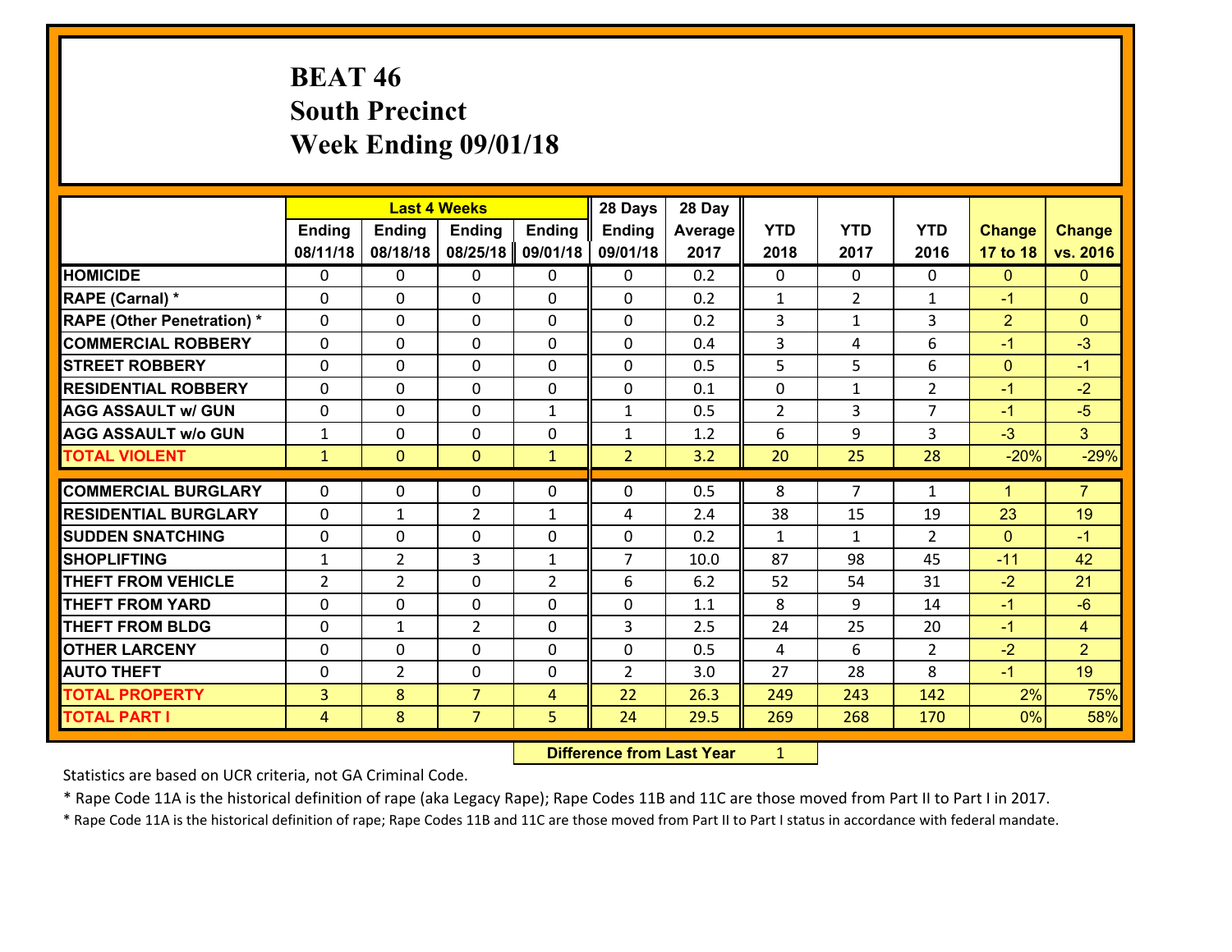# BEAT 46
## South Precinct
## Week Ending 09/01/18

| | Last 4 Weeks | | | | 28 Days | 28 Day | | | | | |
|---|---|---|---|---|---|---|---|---|---|---|---|
| | Ending 08/11/18 | Ending 08/18/18 | Ending 08/25/18 | Ending 09/01/18 | Ending 09/01/18 | Average 2017 | YTD 2018 | YTD 2017 | YTD 2016 | Change 17 to 18 | Change vs. 2016 |
| **HOMICIDE** | 0 | 0 | 0 | 0 | 0 | 0.2 | 0 | 0 | 0 | 0 | 0 |
| **RAPE (Carnal) *** | 0 | 0 | 0 | 0 | 0 | 0.2 | 1 | 2 | 1 | -1 | 0 |
| **RAPE (Other Penetration) *** | 0 | 0 | 0 | 0 | 0 | 0.2 | 3 | 1 | 3 | 2 | 0 |
| **COMMERCIAL ROBBERY** | 0 | 0 | 0 | 0 | 0 | 0.4 | 3 | 4 | 6 | -1 | -3 |
| **STREET ROBBERY** | 0 | 0 | 0 | 0 | 0 | 0.5 | 5 | 5 | 6 | 0 | -1 |
| **RESIDENTIAL ROBBERY** | 0 | 0 | 0 | 0 | 0 | 0.1 | 0 | 1 | 2 | -1 | -2 |
| **AGG ASSAULT w/ GUN** | 0 | 0 | 0 | 1 | 1 | 0.5 | 2 | 3 | 7 | -1 | -5 |
| **AGG ASSAULT w/o GUN** | 1 | 0 | 0 | 0 | 1 | 1.2 | 6 | 9 | 3 | -3 | 3 |
| **TOTAL VIOLENT** | 1 | 0 | 0 | 1 | 2 | 3.2 | 20 | 25 | 28 | -20% | -29% |
| **COMMERCIAL BURGLARY** | 0 | 0 | 0 | 0 | 0 | 0.5 | 8 | 7 | 1 | 1 | 7 |
| **RESIDENTIAL BURGLARY** | 0 | 1 | 2 | 1 | 4 | 2.4 | 38 | 15 | 19 | 23 | 19 |
| **SUDDEN SNATCHING** | 0 | 0 | 0 | 0 | 0 | 0.2 | 1 | 1 | 2 | 0 | -1 |
| **SHOPLIFTING** | 1 | 2 | 3 | 1 | 7 | 10.0 | 87 | 98 | 45 | -11 | 42 |
| **THEFT FROM VEHICLE** | 2 | 2 | 0 | 2 | 6 | 6.2 | 52 | 54 | 31 | -2 | 21 |
| **THEFT FROM YARD** | 0 | 0 | 0 | 0 | 0 | 1.1 | 8 | 9 | 14 | -1 | -6 |
| **THEFT FROM BLDG** | 0 | 1 | 2 | 0 | 3 | 2.5 | 24 | 25 | 20 | -1 | 4 |
| **OTHER LARCENY** | 0 | 0 | 0 | 0 | 0 | 0.5 | 4 | 6 | 2 | -2 | 2 |
| **AUTO THEFT** | 0 | 2 | 0 | 0 | 2 | 3.0 | 27 | 28 | 8 | -1 | 19 |
| **TOTAL PROPERTY** | 3 | 8 | 7 | 4 | 22 | 26.3 | 249 | 243 | 142 | 2% | 75% |
| **TOTAL PART I** | 4 | 8 | 7 | 5 | 24 | 29.5 | 269 | 268 | 170 | 0% | 58% |

**Difference from Last Year** 1

Statistics are based on UCR criteria, not GA Criminal Code.

* Rape Code 11A is the historical definition of rape (aka Legacy Rape); Rape Codes 11B and 11C are those moved from Part II to Part I in 2017.

* Rape Code 11A is the historical definition of rape; Rape Codes 11B and 11C are those moved from Part II to Part I status in accordance with federal mandate.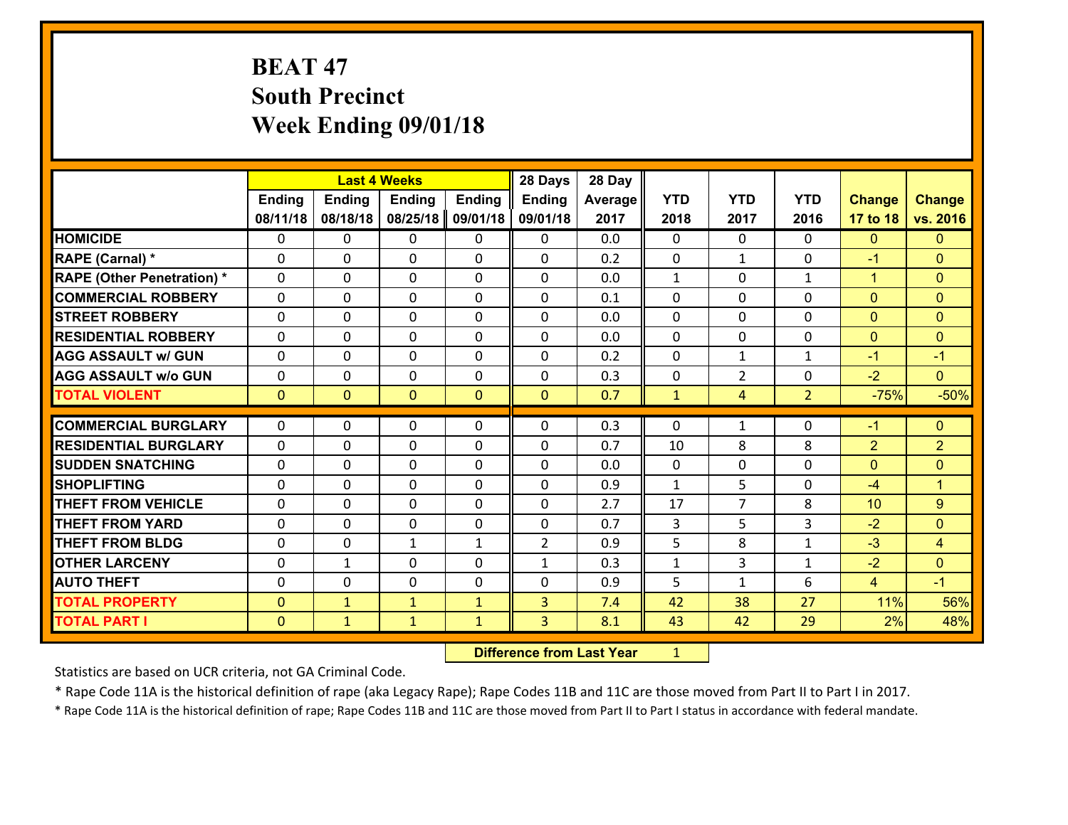# BEAT 47
## South Precinct
## Week Ending 09/01/18

| | Last 4 Weeks | | | | 28 Days | 28 Day | YTD | YTD | YTD | Change | Change |
|---|---|---|---|---|---|---|---|---|---|---|---|
| | Ending 08/11/18 | Ending 08/18/18 | Ending 08/25/18 | Ending 09/01/18 | Ending 09/01/18 | Average 2017 | 2018 | 2017 | 2016 | 17 to 18 | vs. 2016 |
| **HOMICIDE** | 0 | 0 | 0 | 0 | 0 | 0.0 | 0 | 0 | 0 | 0 | 0 |
| **RAPE (Carnal) *** | 0 | 0 | 0 | 0 | 0 | 0.2 | 0 | 1 | 0 | -1 | 0 |
| **RAPE (Other Penetration) *** | 0 | 0 | 0 | 0 | 0 | 0.0 | 1 | 0 | 1 | 1 | 0 |
| **COMMERCIAL ROBBERY** | 0 | 0 | 0 | 0 | 0 | 0.1 | 0 | 0 | 0 | 0 | 0 |
| **STREET ROBBERY** | 0 | 0 | 0 | 0 | 0 | 0.0 | 0 | 0 | 0 | 0 | 0 |
| **RESIDENTIAL ROBBERY** | 0 | 0 | 0 | 0 | 0 | 0.0 | 0 | 0 | 0 | 0 | 0 |
| **AGG ASSAULT w/ GUN** | 0 | 0 | 0 | 0 | 0 | 0.2 | 0 | 1 | 1 | -1 | -1 |
| **AGG ASSAULT w/o GUN** | 0 | 0 | 0 | 0 | 0 | 0.3 | 0 | 2 | 0 | -2 | 0 |
| **TOTAL VIOLENT** | 0 | 0 | 0 | 0 | 0 | 0.7 | 1 | 4 | 2 | -75% | -50% |
| **COMMERCIAL BURGLARY** | 0 | 0 | 0 | 0 | 0 | 0.3 | 0 | 1 | 0 | -1 | 0 |
| **RESIDENTIAL BURGLARY** | 0 | 0 | 0 | 0 | 0 | 0.7 | 10 | 8 | 8 | 2 | 2 |
| **SUDDEN SNATCHING** | 0 | 0 | 0 | 0 | 0 | 0.0 | 0 | 0 | 0 | 0 | 0 |
| **SHOPLIFTING** | 0 | 0 | 0 | 0 | 0 | 0.9 | 1 | 5 | 0 | -4 | 1 |
| **THEFT FROM VEHICLE** | 0 | 0 | 0 | 0 | 0 | 2.7 | 17 | 7 | 8 | 10 | 9 |
| **THEFT FROM YARD** | 0 | 0 | 0 | 0 | 0 | 0.7 | 3 | 5 | 3 | -2 | 0 |
| **THEFT FROM BLDG** | 0 | 0 | 1 | 1 | 2 | 0.9 | 5 | 8 | 1 | -3 | 4 |
| **OTHER LARCENY** | 0 | 1 | 0 | 0 | 1 | 0.3 | 1 | 3 | 1 | -2 | 0 |
| **AUTO THEFT** | 0 | 0 | 0 | 0 | 0 | 0.9 | 5 | 1 | 6 | 4 | -1 |
| **TOTAL PROPERTY** | 0 | 1 | 1 | 1 | 3 | 7.4 | 42 | 38 | 27 | 11% | 56% |
| **TOTAL PART I** | 0 | 1 | 1 | 1 | 3 | 8.1 | 43 | 42 | 29 | 2% | 48% |

**Difference from Last Year** 1

Statistics are based on UCR criteria, not GA Criminal Code.

* Rape Code 11A is the historical definition of rape (aka Legacy Rape); Rape Codes 11B and 11C are those moved from Part II to Part I in 2017.

* Rape Code 11A is the historical definition of rape; Rape Codes 11B and 11C are those moved from Part II to Part I status in accordance with federal mandate.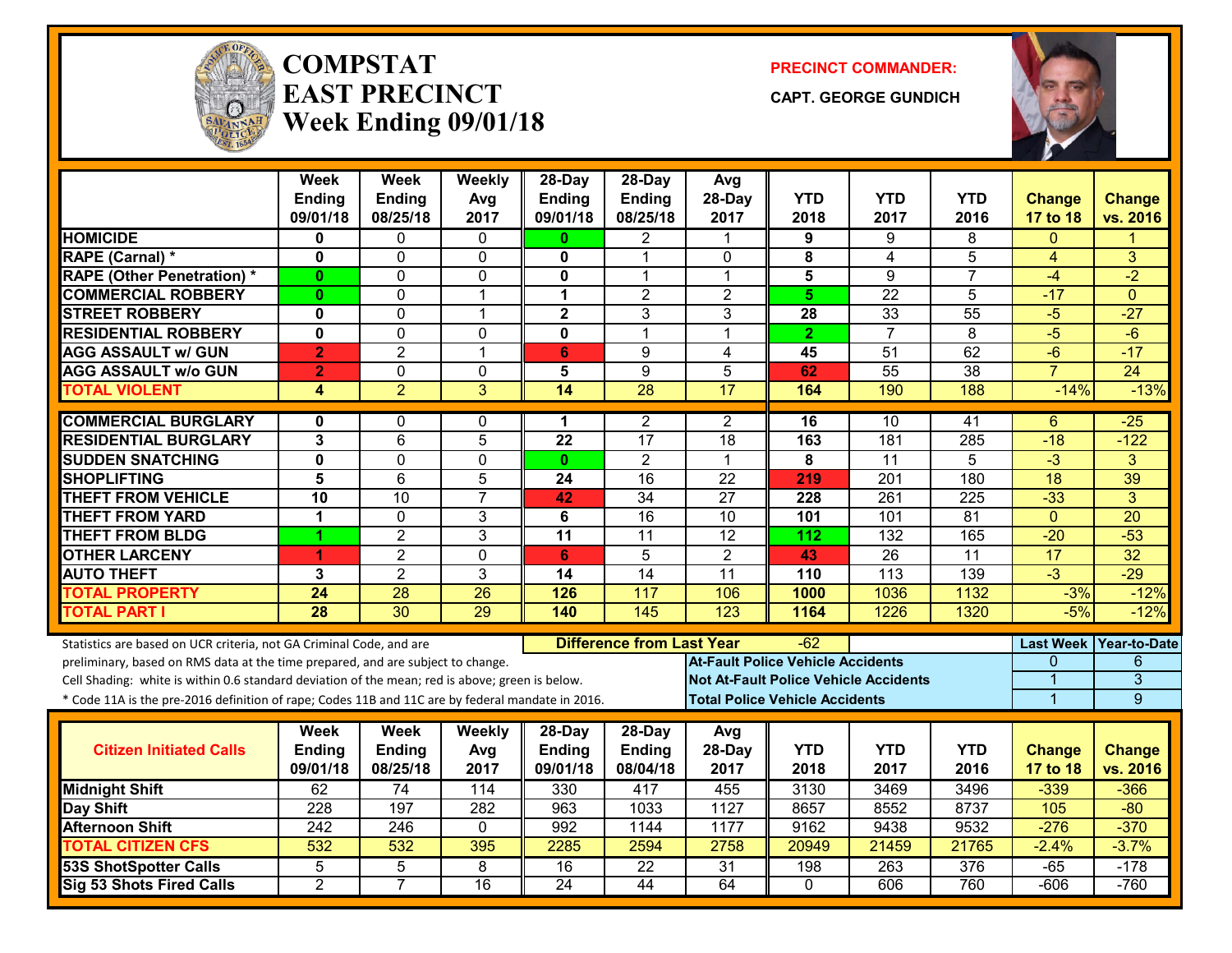# COMPSTAT EAST PRECINCT
## Week Ending 09/01/18

**PRECINCT COMMANDER:**
**CAPT. GEORGE GUNDICH**

| | Week Ending 09/01/18 | Week Ending 08/25/18 | Weekly Avg 2017 | 28-Day Ending 09/01/18 | 28-Day Ending 08/25/18 | Avg 28-Day 2017 | YTD 2018 | YTD 2017 | YTD 2016 | Change 17 to 18 | Change vs. 2016 |
|---|---|---|---|---|---|---|---|---|---|---|---|
| HOMICIDE | 0 | 0 | 0 | 0 | 2 | 1 | 9 | 9 | 8 | 0 | 1 |
| RAPE (Carnal) * | 0 | 0 | 0 | 0 | 1 | 0 | 8 | 4 | 5 | 4 | 3 |
| RAPE (Other Penetration) * | 0 | 0 | 0 | 0 | 1 | 1 | 5 | 9 | 7 | -4 | -2 |
| COMMERCIAL ROBBERY | 0 | 0 | 1 | 1 | 2 | 2 | 5 | 22 | 5 | -17 | 0 |
| STREET ROBBERY | 0 | 0 | 1 | 2 | 3 | 3 | 28 | 33 | 55 | -5 | -27 |
| RESIDENTIAL ROBBERY | 0 | 0 | 0 | 0 | 1 | 1 | 2 | 7 | 8 | -5 | -6 |
| AGG ASSAULT w/ GUN | 2 | 2 | 1 | 6 | 9 | 4 | 45 | 51 | 62 | -6 | -17 |
| AGG ASSAULT w/o GUN | 2 | 0 | 0 | 5 | 9 | 5 | 62 | 55 | 38 | 7 | 24 |
| TOTAL VIOLENT | 4 | 2 | 3 | 14 | 28 | 17 | 164 | 190 | 188 | -14% | -13% |
| COMMERCIAL BURGLARY | 0 | 0 | 0 | 1 | 2 | 2 | 16 | 10 | 41 | 6 | -25 |
| RESIDENTIAL BURGLARY | 3 | 6 | 5 | 22 | 17 | 18 | 163 | 181 | 285 | -18 | -122 |
| SUDDEN SNATCHING | 0 | 0 | 0 | 0 | 2 | 1 | 8 | 11 | 5 | -3 | 3 |
| SHOPLIFTING | 5 | 6 | 5 | 24 | 16 | 22 | 219 | 201 | 180 | 18 | 39 |
| THEFT FROM VEHICLE | 10 | 10 | 7 | 42 | 34 | 27 | 228 | 261 | 225 | -33 | 3 |
| THEFT FROM YARD | 1 | 0 | 3 | 6 | 16 | 10 | 101 | 101 | 81 | 0 | 20 |
| THEFT FROM BLDG | 1 | 2 | 3 | 11 | 11 | 12 | 112 | 132 | 165 | -20 | -53 |
| OTHER LARCENY | 1 | 2 | 0 | 6 | 5 | 2 | 43 | 26 | 11 | 17 | 32 |
| AUTO THEFT | 3 | 2 | 3 | 14 | 14 | 11 | 110 | 113 | 139 | -3 | -29 |
| TOTAL PROPERTY | 24 | 28 | 26 | 126 | 117 | 106 | 1000 | 1036 | 1132 | -3% | -12% |
| TOTAL PART I | 28 | 30 | 29 | 140 | 145 | 123 | 1164 | 1226 | 1320 | -5% | -12% |

Statistics are based on UCR criteria, not GA Criminal Code, and are preliminary, based on RMS data at the time prepared, and are subject to change.

Cell Shading: white is within 0.6 standard deviation of the mean; red is above; green is below.

* Code 11A is the pre-2016 definition of rape; Codes 11B and 11C are by federal mandate in 2016.

**Difference from Last Year:** -62

| | Last Week | Year-to-Date |
|---|---|---|
| At-Fault Police Vehicle Accidents | 0 | 6 |
| Not At-Fault Police Vehicle Accidents | 1 | 3 |
| Total Police Vehicle Accidents | 1 | 9 |

| Citizen Initiated Calls | Week Ending 09/01/18 | Week Ending 08/25/18 | Weekly Avg 2017 | 28-Day Ending 09/01/18 | 28-Day Ending 08/04/18 | Avg 28-Day 2017 | YTD 2018 | YTD 2017 | YTD 2016 | Change 17 to 18 | Change vs. 2016 |
|---|---|---|---|---|---|---|---|---|---|---|---|
| Midnight Shift | 62 | 74 | 114 | 330 | 417 | 455 | 3130 | 3469 | 3496 | -339 | -366 |
| Day Shift | 228 | 197 | 282 | 963 | 1033 | 1127 | 8657 | 8552 | 8737 | 105 | -80 |
| Afternoon Shift | 242 | 246 | 0 | 992 | 1144 | 1177 | 9162 | 9438 | 9532 | -276 | -370 |
| TOTAL CITIZEN CFS | 532 | 532 | 395 | 2285 | 2594 | 2758 | 20949 | 21459 | 21765 | -2.4% | -3.7% |
| 53S ShotSpotter Calls | 5 | 5 | 8 | 16 | 22 | 31 | 198 | 263 | 376 | -65 | -178 |
| Sig 53 Shots Fired Calls | 2 | 7 | 16 | 24 | 44 | 64 | 0 | 606 | 760 | -606 | -760 |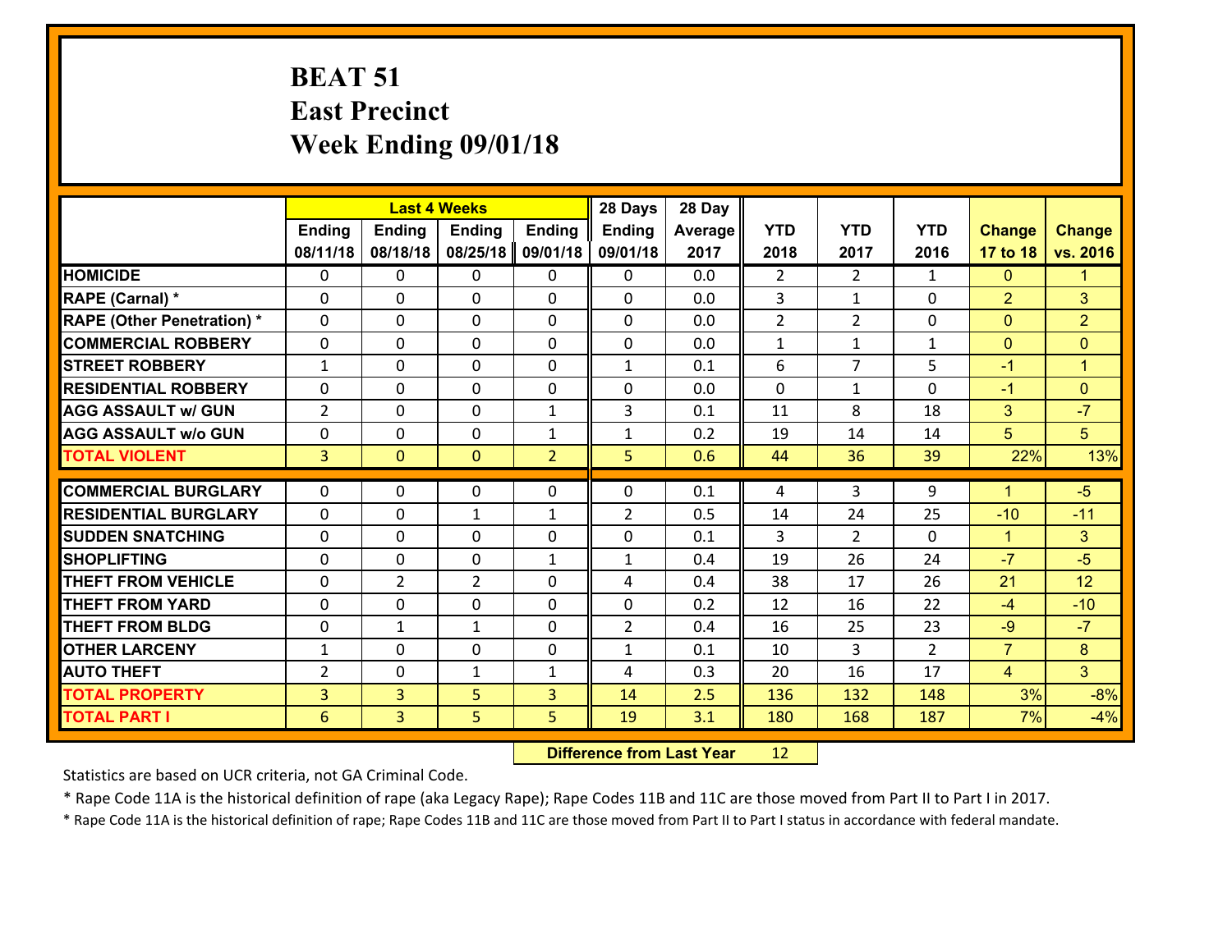# BEAT 51
## East Precinct
## Week Ending 09/01/18

| | Last 4 Weeks | | | | 28 Days | 28 Day | | | | | |
|---|---|---|---|---|---|---|---|---|---|---|---|
| | Ending 08/11/18 | Ending 08/18/18 | Ending 08/25/18 | Ending 09/01/18 | Ending 09/01/18 | Average 2017 | YTD 2018 | YTD 2017 | YTD 2016 | Change 17 to 18 | Change vs. 2016 |
| HOMICIDE | 0 | 0 | 0 | 0 | 0 | 0.0 | 2 | 2 | 1 | 0 | 1 |
| RAPE (Carnal) * | 0 | 0 | 0 | 0 | 0 | 0.0 | 3 | 1 | 0 | 2 | 3 |
| RAPE (Other Penetration) * | 0 | 0 | 0 | 0 | 0 | 0.0 | 2 | 2 | 0 | 0 | 2 |
| COMMERCIAL ROBBERY | 0 | 0 | 0 | 0 | 0 | 0.0 | 1 | 1 | 1 | 0 | 0 |
| STREET ROBBERY | 1 | 0 | 0 | 0 | 1 | 0.1 | 6 | 7 | 5 | -1 | 1 |
| RESIDENTIAL ROBBERY | 0 | 0 | 0 | 0 | 0 | 0.0 | 0 | 1 | 0 | -1 | 0 |
| AGG ASSAULT w/ GUN | 2 | 0 | 0 | 1 | 3 | 0.1 | 11 | 8 | 18 | 3 | -7 |
| AGG ASSAULT w/o GUN | 0 | 0 | 0 | 1 | 1 | 0.2 | 19 | 14 | 14 | 5 | 5 |
| TOTAL VIOLENT | 3 | 0 | 0 | 2 | 5 | 0.6 | 44 | 36 | 39 | 22% | 13% |
| COMMERCIAL BURGLARY | 0 | 0 | 0 | 0 | 0 | 0.1 | 4 | 3 | 9 | 1 | -5 |
| RESIDENTIAL BURGLARY | 0 | 0 | 1 | 1 | 2 | 0.5 | 14 | 24 | 25 | -10 | -11 |
| SUDDEN SNATCHING | 0 | 0 | 0 | 0 | 0 | 0.1 | 3 | 2 | 0 | 1 | 3 |
| SHOPLIFTING | 0 | 0 | 0 | 1 | 1 | 0.4 | 19 | 26 | 24 | -7 | -5 |
| THEFT FROM VEHICLE | 0 | 2 | 2 | 0 | 4 | 0.4 | 38 | 17 | 26 | 21 | 12 |
| THEFT FROM YARD | 0 | 0 | 0 | 0 | 0 | 0.2 | 12 | 16 | 22 | -4 | -10 |
| THEFT FROM BLDG | 0 | 1 | 1 | 0 | 2 | 0.4 | 16 | 25 | 23 | -9 | -7 |
| OTHER LARCENY | 1 | 0 | 0 | 0 | 1 | 0.1 | 10 | 3 | 2 | 7 | 8 |
| AUTO THEFT | 2 | 0 | 1 | 1 | 4 | 0.3 | 20 | 16 | 17 | 4 | 3 |
| TOTAL PROPERTY | 3 | 3 | 5 | 3 | 14 | 2.5 | 136 | 132 | 148 | 3% | -8% |
| TOTAL PART I | 6 | 3 | 5 | 5 | 19 | 3.1 | 180 | 168 | 187 | 7% | -4% |

**Difference from Last Year** 12

Statistics are based on UCR criteria, not GA Criminal Code.

* Rape Code 11A is the historical definition of rape (aka Legacy Rape); Rape Codes 11B and 11C are those moved from Part II to Part I in 2017.

* Rape Code 11A is the historical definition of rape; Rape Codes 11B and 11C are those moved from Part II to Part I status in accordance with federal mandate.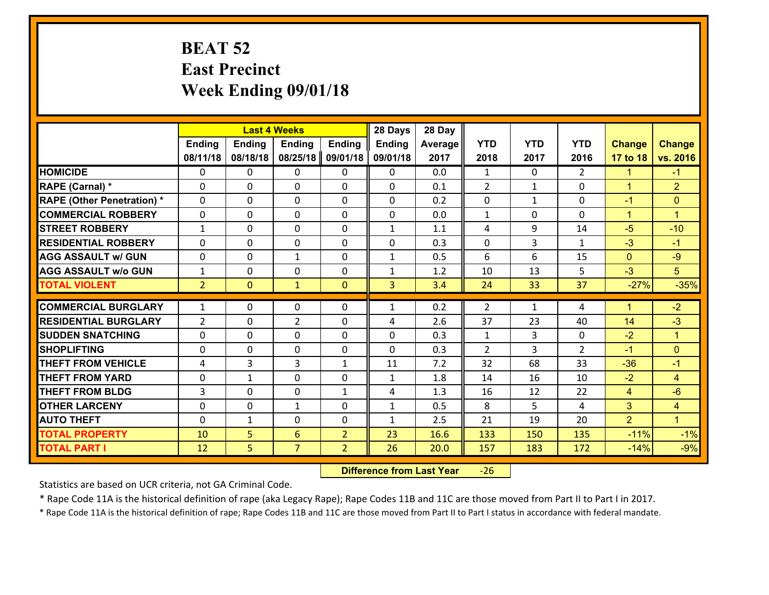# BEAT 52
## East Precinct
## Week Ending 09/01/18

| | Last 4 Weeks | | | | 28 Days | 28 Day | | | | | |
|---|---|---|---|---|---|---|---|---|---|---|---|
| | Ending 08/11/18 | Ending 08/18/18 | Ending 08/25/18 | Ending 09/01/18 | Ending 09/01/18 | Average 2017 | YTD 2018 | YTD 2017 | YTD 2016 | Change 17 to 18 | Change vs. 2016 |
| HOMICIDE | 0 | 0 | 0 | 0 | 0 | 0.0 | 1 | 0 | 2 | 1 | -1 |
| RAPE (Carnal) * | 0 | 0 | 0 | 0 | 0 | 0.1 | 2 | 1 | 0 | 1 | 2 |
| RAPE (Other Penetration) * | 0 | 0 | 0 | 0 | 0 | 0.2 | 0 | 1 | 0 | -1 | 0 |
| COMMERCIAL ROBBERY | 0 | 0 | 0 | 0 | 0 | 0.0 | 1 | 0 | 0 | 1 | 1 |
| STREET ROBBERY | 1 | 0 | 0 | 0 | 1 | 1.1 | 4 | 9 | 14 | -5 | -10 |
| RESIDENTIAL ROBBERY | 0 | 0 | 0 | 0 | 0 | 0.3 | 0 | 3 | 1 | -3 | -1 |
| AGG ASSAULT w/ GUN | 0 | 0 | 1 | 0 | 1 | 0.5 | 6 | 6 | 15 | 0 | -9 |
| AGG ASSAULT w/o GUN | 1 | 0 | 0 | 0 | 1 | 1.2 | 10 | 13 | 5 | -3 | 5 |
| TOTAL VIOLENT | 2 | 0 | 1 | 0 | 3 | 3.4 | 24 | 33 | 37 | -27% | -35% |
| COMMERCIAL BURGLARY | 1 | 0 | 0 | 0 | 1 | 0.2 | 2 | 1 | 4 | 1 | -2 |
| RESIDENTIAL BURGLARY | 2 | 0 | 2 | 0 | 4 | 2.6 | 37 | 23 | 40 | 14 | -3 |
| SUDDEN SNATCHING | 0 | 0 | 0 | 0 | 0 | 0.3 | 1 | 3 | 0 | -2 | 1 |
| SHOPLIFTING | 0 | 0 | 0 | 0 | 0 | 0.3 | 2 | 3 | 2 | -1 | 0 |
| THEFT FROM VEHICLE | 4 | 3 | 3 | 1 | 11 | 7.2 | 32 | 68 | 33 | -36 | -1 |
| THEFT FROM YARD | 0 | 1 | 0 | 0 | 1 | 1.8 | 14 | 16 | 10 | -2 | 4 |
| THEFT FROM BLDG | 3 | 0 | 0 | 1 | 4 | 1.3 | 16 | 12 | 22 | 4 | -6 |
| OTHER LARCENY | 0 | 0 | 1 | 0 | 1 | 0.5 | 8 | 5 | 4 | 3 | 4 |
| AUTO THEFT | 0 | 1 | 0 | 0 | 1 | 2.5 | 21 | 19 | 20 | 2 | 1 |
| TOTAL PROPERTY | 10 | 5 | 6 | 2 | 23 | 16.6 | 133 | 150 | 135 | -11% | -1% |
| TOTAL PART I | 12 | 5 | 7 | 2 | 26 | 20.0 | 157 | 183 | 172 | -14% | -9% |

**Difference from Last Year** -26

Statistics are based on UCR criteria, not GA Criminal Code.

* Rape Code 11A is the historical definition of rape (aka Legacy Rape); Rape Codes 11B and 11C are those moved from Part II to Part I in 2017.

* Rape Code 11A is the historical definition of rape; Rape Codes 11B and 11C are those moved from Part II to Part I status in accordance with federal mandate.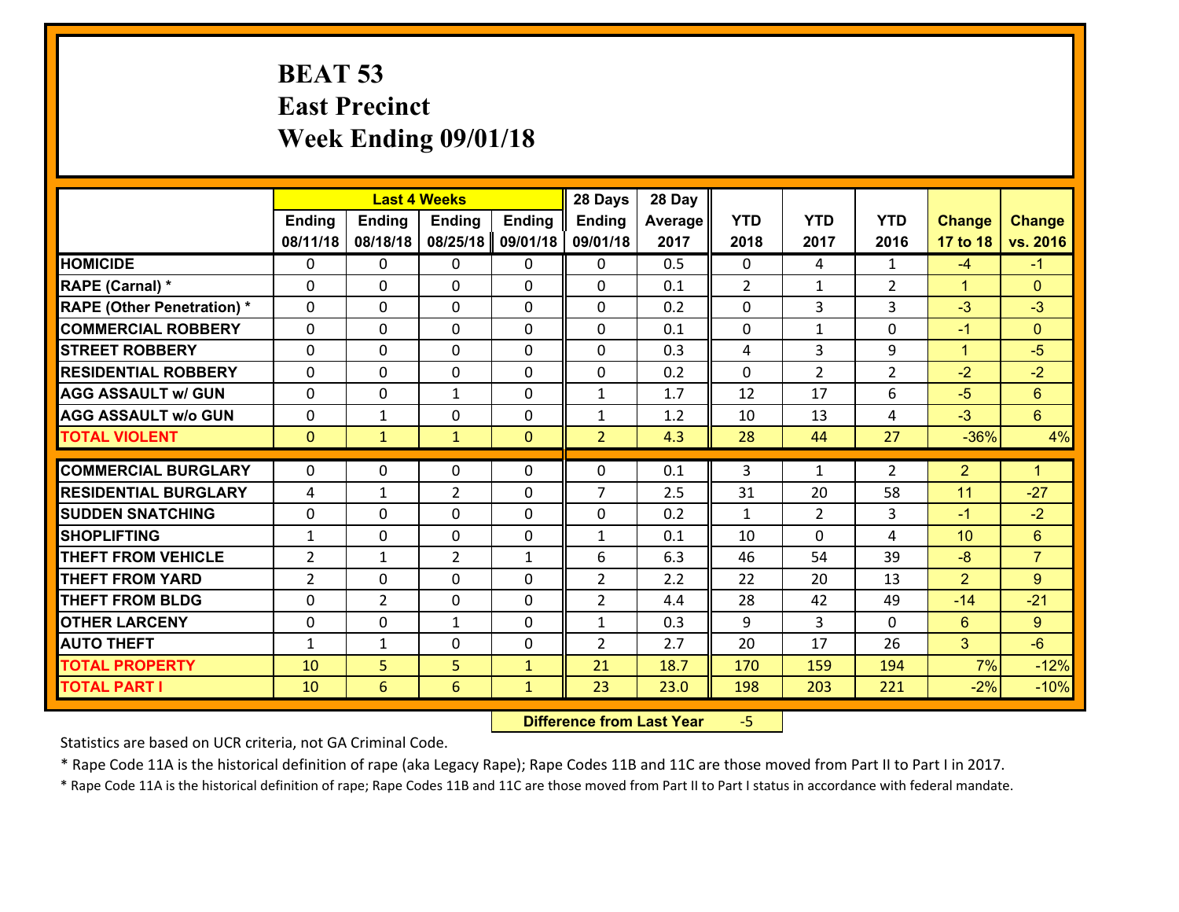# BEAT 53
## East Precinct
## Week Ending 09/01/18

| | Last 4 Weeks | | | | 28 Days | 28 Day | | | | | |
|---|---|---|---|---|---|---|---|---|---|---|---|
| | Ending 08/11/18 | Ending 08/18/18 | Ending 08/25/18 | Ending 09/01/18 | Ending 09/01/18 | Average 2017 | YTD 2018 | YTD 2017 | YTD 2016 | Change 17 to 18 | Change vs. 2016 |
| **HOMICIDE** | 0 | 0 | 0 | 0 | 0 | 0.5 | 0 | 4 | 1 | -4 | -1 |
| **RAPE (Carnal) *** | 0 | 0 | 0 | 0 | 0 | 0.1 | 2 | 1 | 2 | 1 | 0 |
| **RAPE (Other Penetration) *** | 0 | 0 | 0 | 0 | 0 | 0.2 | 0 | 3 | 3 | -3 | -3 |
| **COMMERCIAL ROBBERY** | 0 | 0 | 0 | 0 | 0 | 0.1 | 0 | 1 | 0 | -1 | 0 |
| **STREET ROBBERY** | 0 | 0 | 0 | 0 | 0 | 0.3 | 4 | 3 | 9 | 1 | -5 |
| **RESIDENTIAL ROBBERY** | 0 | 0 | 0 | 0 | 0 | 0.2 | 0 | 2 | 2 | -2 | -2 |
| **AGG ASSAULT w/ GUN** | 0 | 0 | 1 | 0 | 1 | 1.7 | 12 | 17 | 6 | -5 | 6 |
| **AGG ASSAULT w/o GUN** | 0 | 1 | 0 | 0 | 1 | 1.2 | 10 | 13 | 4 | -3 | 6 |
| **TOTAL VIOLENT** | 0 | 1 | 1 | 0 | 2 | 4.3 | 28 | 44 | 27 | -36% | 4% |
| **COMMERCIAL BURGLARY** | 0 | 0 | 0 | 0 | 0 | 0.1 | 3 | 1 | 2 | 2 | 1 |
| **RESIDENTIAL BURGLARY** | 4 | 1 | 2 | 0 | 7 | 2.5 | 31 | 20 | 58 | 11 | -27 |
| **SUDDEN SNATCHING** | 0 | 0 | 0 | 0 | 0 | 0.2 | 1 | 2 | 3 | -1 | -2 |
| **SHOPLIFTING** | 1 | 0 | 0 | 0 | 1 | 0.1 | 10 | 0 | 4 | 10 | 6 |
| **THEFT FROM VEHICLE** | 2 | 1 | 2 | 1 | 6 | 6.3 | 46 | 54 | 39 | -8 | 7 |
| **THEFT FROM YARD** | 2 | 0 | 0 | 0 | 2 | 2.2 | 22 | 20 | 13 | 2 | 9 |
| **THEFT FROM BLDG** | 0 | 2 | 0 | 0 | 2 | 4.4 | 28 | 42 | 49 | -14 | -21 |
| **OTHER LARCENY** | 0 | 0 | 1 | 0 | 1 | 0.3 | 9 | 3 | 0 | 6 | 9 |
| **AUTO THEFT** | 1 | 1 | 0 | 0 | 2 | 2.7 | 20 | 17 | 26 | 3 | -6 |
| **TOTAL PROPERTY** | 10 | 5 | 5 | 1 | 21 | 18.7 | 170 | 159 | 194 | 7% | -12% |
| **TOTAL PART I** | 10 | 6 | 6 | 1 | 23 | 23.0 | 198 | 203 | 221 | -2% | -10% |

**Difference from Last Year** -5

Statistics are based on UCR criteria, not GA Criminal Code.

* Rape Code 11A is the historical definition of rape (aka Legacy Rape); Rape Codes 11B and 11C are those moved from Part II to Part I in 2017.

* Rape Code 11A is the historical definition of rape; Rape Codes 11B and 11C are those moved from Part II to Part I status in accordance with federal mandate.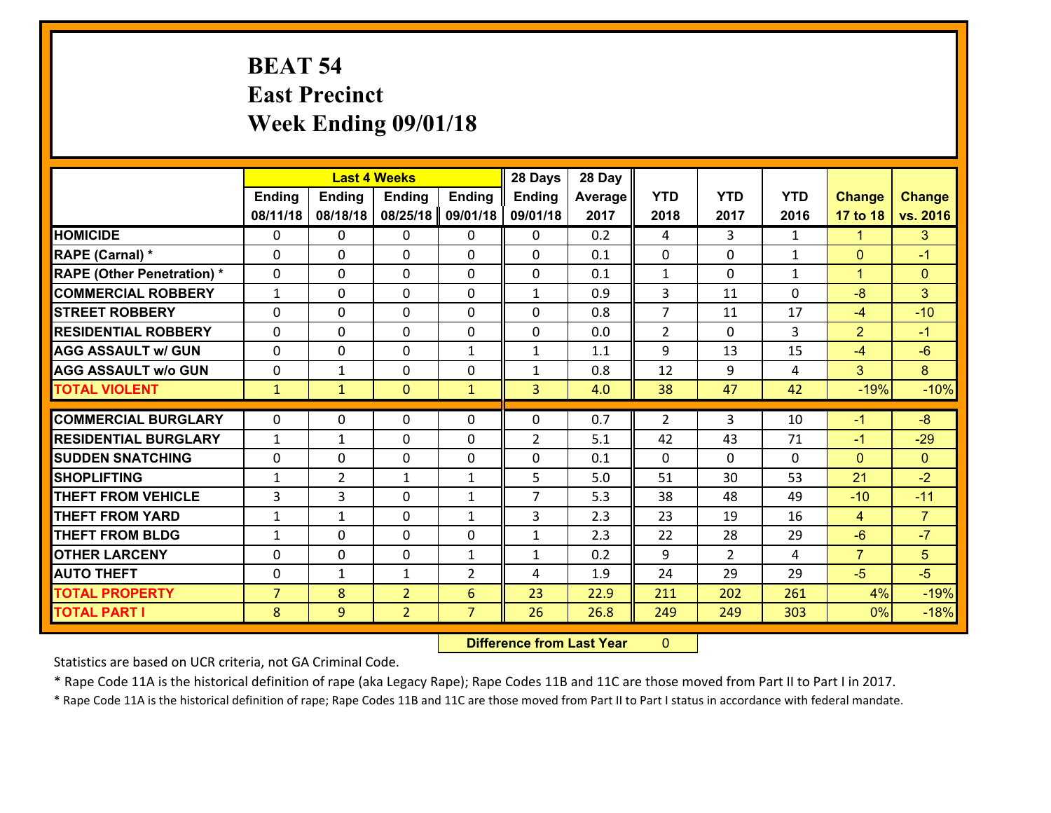# BEAT 54
## East Precinct
## Week Ending 09/01/18

| | Last 4 Weeks | | | | 28 Days | 28 Day | | | | | |
|---|---|---|---|---|---|---|---|---|---|---|---|
| | Ending 08/11/18 | Ending 08/18/18 | Ending 08/25/18 | Ending 09/01/18 | Ending 09/01/18 | Average 2017 | YTD 2018 | YTD 2017 | YTD 2016 | Change 17 to 18 | Change vs. 2016 |
| HOMICIDE | 0 | 0 | 0 | 0 | 0 | 0.2 | 4 | 3 | 1 | 1 | 3 |
| RAPE (Carnal) * | 0 | 0 | 0 | 0 | 0 | 0.1 | 0 | 0 | 1 | 0 | -1 |
| RAPE (Other Penetration) * | 0 | 0 | 0 | 0 | 0 | 0.1 | 1 | 0 | 1 | 1 | 0 |
| COMMERCIAL ROBBERY | 1 | 0 | 0 | 0 | 1 | 0.9 | 3 | 11 | 0 | -8 | 3 |
| STREET ROBBERY | 0 | 0 | 0 | 0 | 0 | 0.8 | 7 | 11 | 17 | -4 | -10 |
| RESIDENTIAL ROBBERY | 0 | 0 | 0 | 0 | 0 | 0.0 | 2 | 0 | 3 | 2 | -1 |
| AGG ASSAULT w/ GUN | 0 | 0 | 0 | 1 | 1 | 1.1 | 9 | 13 | 15 | -4 | -6 |
| AGG ASSAULT w/o GUN | 0 | 1 | 0 | 0 | 1 | 0.8 | 12 | 9 | 4 | 3 | 8 |
| TOTAL VIOLENT | 1 | 1 | 0 | 1 | 3 | 4.0 | 38 | 47 | 42 | -19% | -10% |
| COMMERCIAL BURGLARY | 0 | 0 | 0 | 0 | 0 | 0.7 | 2 | 3 | 10 | -1 | -8 |
| RESIDENTIAL BURGLARY | 1 | 1 | 0 | 0 | 2 | 5.1 | 42 | 43 | 71 | -1 | -29 |
| SUDDEN SNATCHING | 0 | 0 | 0 | 0 | 0 | 0.1 | 0 | 0 | 0 | 0 | 0 |
| SHOPLIFTING | 1 | 2 | 1 | 1 | 5 | 5.0 | 51 | 30 | 53 | 21 | -2 |
| THEFT FROM VEHICLE | 3 | 3 | 0 | 1 | 7 | 5.3 | 38 | 48 | 49 | -10 | -11 |
| THEFT FROM YARD | 1 | 1 | 0 | 1 | 3 | 2.3 | 23 | 19 | 16 | 4 | 7 |
| THEFT FROM BLDG | 1 | 0 | 0 | 0 | 1 | 2.3 | 22 | 28 | 29 | -6 | -7 |
| OTHER LARCENY | 0 | 0 | 0 | 1 | 1 | 0.2 | 9 | 2 | 4 | 7 | 5 |
| AUTO THEFT | 0 | 1 | 1 | 2 | 4 | 1.9 | 24 | 29 | 29 | -5 | -5 |
| TOTAL PROPERTY | 7 | 8 | 2 | 6 | 23 | 22.9 | 211 | 202 | 261 | 4% | -19% |
| TOTAL PART I | 8 | 9 | 2 | 7 | 26 | 26.8 | 249 | 249 | 303 | 0% | -18% |

**Difference from Last Year** 0

Statistics are based on UCR criteria, not GA Criminal Code.

* Rape Code 11A is the historical definition of rape (aka Legacy Rape); Rape Codes 11B and 11C are those moved from Part II to Part I in 2017.

* Rape Code 11A is the historical definition of rape; Rape Codes 11B and 11C are those moved from Part II to Part I status in accordance with federal mandate.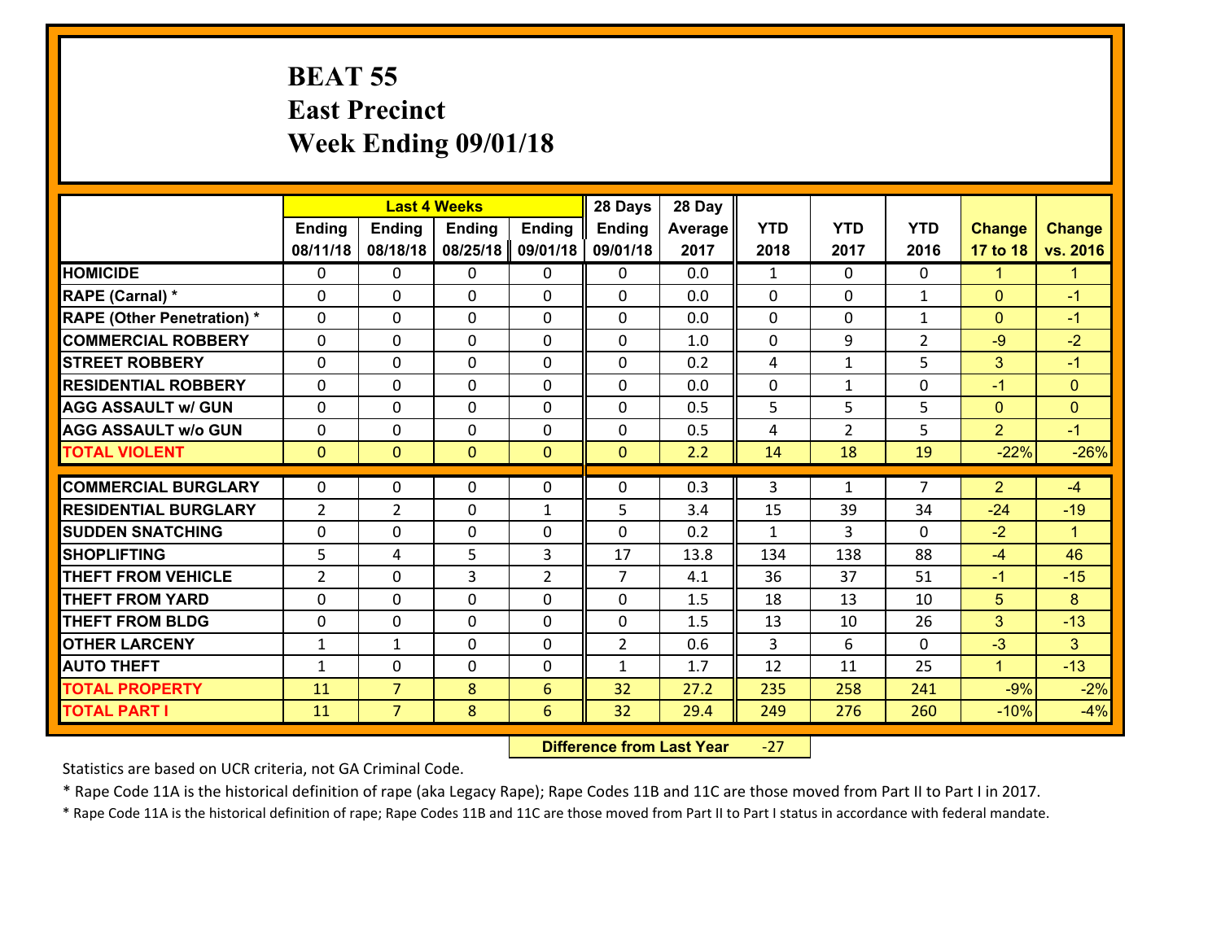# BEAT 55
## East Precinct
## Week Ending 09/01/18

| | Last 4 Weeks | | | | 28 Days | 28 Day | | | | | |
|---|---|---|---|---|---|---|---|---|---|---|---|
| | Ending 08/11/18 | Ending 08/18/18 | Ending 08/25/18 | Ending 09/01/18 | Ending 09/01/18 | Average 2017 | YTD 2018 | YTD 2017 | YTD 2016 | Change 17 to 18 | Change vs. 2016 |
| HOMICIDE | 0 | 0 | 0 | 0 | 0 | 0.0 | 1 | 0 | 0 | 1 | 1 |
| RAPE (Carnal) * | 0 | 0 | 0 | 0 | 0 | 0.0 | 0 | 0 | 1 | 0 | -1 |
| RAPE (Other Penetration) * | 0 | 0 | 0 | 0 | 0 | 0.0 | 0 | 0 | 1 | 0 | -1 |
| COMMERCIAL ROBBERY | 0 | 0 | 0 | 0 | 0 | 1.0 | 0 | 9 | 2 | -9 | -2 |
| STREET ROBBERY | 0 | 0 | 0 | 0 | 0 | 0.2 | 4 | 1 | 5 | 3 | -1 |
| RESIDENTIAL ROBBERY | 0 | 0 | 0 | 0 | 0 | 0.0 | 0 | 1 | 0 | -1 | 0 |
| AGG ASSAULT w/ GUN | 0 | 0 | 0 | 0 | 0 | 0.5 | 5 | 5 | 5 | 0 | 0 |
| AGG ASSAULT w/o GUN | 0 | 0 | 0 | 0 | 0 | 0.5 | 4 | 2 | 5 | 2 | -1 |
| TOTAL VIOLENT | 0 | 0 | 0 | 0 | 0 | 2.2 | 14 | 18 | 19 | -22% | -26% |
| COMMERCIAL BURGLARY | 0 | 0 | 0 | 0 | 0 | 0.3 | 3 | 1 | 7 | 2 | -4 |
| RESIDENTIAL BURGLARY | 2 | 2 | 0 | 1 | 5 | 3.4 | 15 | 39 | 34 | -24 | -19 |
| SUDDEN SNATCHING | 0 | 0 | 0 | 0 | 0 | 0.2 | 1 | 3 | 0 | -2 | 1 |
| SHOPLIFTING | 5 | 4 | 5 | 3 | 17 | 13.8 | 134 | 138 | 88 | -4 | 46 |
| THEFT FROM VEHICLE | 2 | 0 | 3 | 2 | 7 | 4.1 | 36 | 37 | 51 | -1 | -15 |
| THEFT FROM YARD | 0 | 0 | 0 | 0 | 0 | 1.5 | 18 | 13 | 10 | 5 | 8 |
| THEFT FROM BLDG | 0 | 0 | 0 | 0 | 0 | 1.5 | 13 | 10 | 26 | 3 | -13 |
| OTHER LARCENY | 1 | 1 | 0 | 0 | 2 | 0.6 | 3 | 6 | 0 | -3 | 3 |
| AUTO THEFT | 1 | 0 | 0 | 0 | 1 | 1.7 | 12 | 11 | 25 | 1 | -13 |
| TOTAL PROPERTY | 11 | 7 | 8 | 6 | 32 | 27.2 | 235 | 258 | 241 | -9% | -2% |
| TOTAL PART I | 11 | 7 | 8 | 6 | 32 | 29.4 | 249 | 276 | 260 | -10% | -4% |

**Difference from Last Year** -27

Statistics are based on UCR criteria, not GA Criminal Code.

* Rape Code 11A is the historical definition of rape (aka Legacy Rape); Rape Codes 11B and 11C are those moved from Part II to Part I in 2017.

* Rape Code 11A is the historical definition of rape; Rape Codes 11B and 11C are those moved from Part II to Part I status in accordance with federal mandate.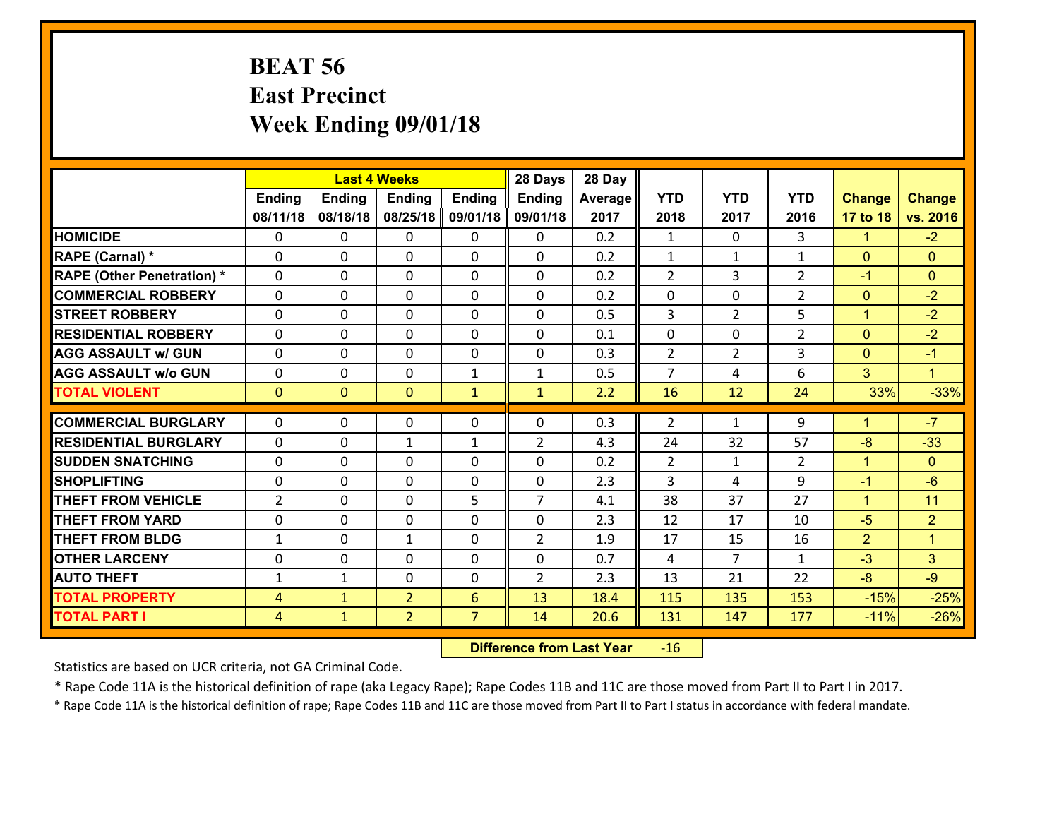# BEAT 56
## East Precinct
## Week Ending 09/01/18

| | Last 4 Weeks | | | | 28 Days | 28 Day | | | | | |
|---|---|---|---|---|---|---|---|---|---|---|---|
| | Ending 08/11/18 | Ending 08/18/18 | Ending 08/25/18 | Ending 09/01/18 | Ending 09/01/18 | Average 2017 | YTD 2018 | YTD 2017 | YTD 2016 | Change 17 to 18 | Change vs. 2016 |
| **HOMICIDE** | 0 | 0 | 0 | 0 | 0 | 0.2 | 1 | 0 | 3 | 1 | -2 |
| **RAPE (Carnal) *** | 0 | 0 | 0 | 0 | 0 | 0.2 | 1 | 1 | 1 | 0 | 0 |
| **RAPE (Other Penetration) *** | 0 | 0 | 0 | 0 | 0 | 0.2 | 2 | 3 | 2 | -1 | 0 |
| **COMMERCIAL ROBBERY** | 0 | 0 | 0 | 0 | 0 | 0.2 | 0 | 0 | 2 | 0 | -2 |
| **STREET ROBBERY** | 0 | 0 | 0 | 0 | 0 | 0.5 | 3 | 2 | 5 | 1 | -2 |
| **RESIDENTIAL ROBBERY** | 0 | 0 | 0 | 0 | 0 | 0.1 | 0 | 0 | 2 | 0 | -2 |
| **AGG ASSAULT w/ GUN** | 0 | 0 | 0 | 0 | 0 | 0.3 | 2 | 2 | 3 | 0 | -1 |
| **AGG ASSAULT w/o GUN** | 0 | 0 | 0 | 1 | 1 | 0.5 | 7 | 4 | 6 | 3 | 1 |
| **TOTAL VIOLENT** | 0 | 0 | 0 | 1 | 1 | 2.2 | 16 | 12 | 24 | 33% | -33% |
| **COMMERCIAL BURGLARY** | 0 | 0 | 0 | 0 | 0 | 0.3 | 2 | 1 | 9 | 1 | -7 |
| **RESIDENTIAL BURGLARY** | 0 | 0 | 1 | 1 | 2 | 4.3 | 24 | 32 | 57 | -8 | -33 |
| **SUDDEN SNATCHING** | 0 | 0 | 0 | 0 | 0 | 0.2 | 2 | 1 | 2 | 1 | 0 |
| **SHOPLIFTING** | 0 | 0 | 0 | 0 | 0 | 2.3 | 3 | 4 | 9 | -1 | -6 |
| **THEFT FROM VEHICLE** | 2 | 0 | 0 | 5 | 7 | 4.1 | 38 | 37 | 27 | 1 | 11 |
| **THEFT FROM YARD** | 0 | 0 | 0 | 0 | 0 | 2.3 | 12 | 17 | 10 | -5 | 2 |
| **THEFT FROM BLDG** | 1 | 0 | 1 | 0 | 2 | 1.9 | 17 | 15 | 16 | 2 | 1 |
| **OTHER LARCENY** | 0 | 0 | 0 | 0 | 0 | 0.7 | 4 | 7 | 1 | -3 | 3 |
| **AUTO THEFT** | 1 | 1 | 0 | 0 | 2 | 2.3 | 13 | 21 | 22 | -8 | -9 |
| **TOTAL PROPERTY** | 4 | 1 | 2 | 6 | 13 | 18.4 | 115 | 135 | 153 | -15% | -25% |
| **TOTAL PART I** | 4 | 1 | 2 | 7 | 14 | 20.6 | 131 | 147 | 177 | -11% | -26% |

**Difference from Last Year** -16

Statistics are based on UCR criteria, not GA Criminal Code.

* Rape Code 11A is the historical definition of rape (aka Legacy Rape); Rape Codes 11B and 11C are those moved from Part II to Part I in 2017.

* Rape Code 11A is the historical definition of rape; Rape Codes 11B and 11C are those moved from Part II to Part I status in accordance with federal mandate.